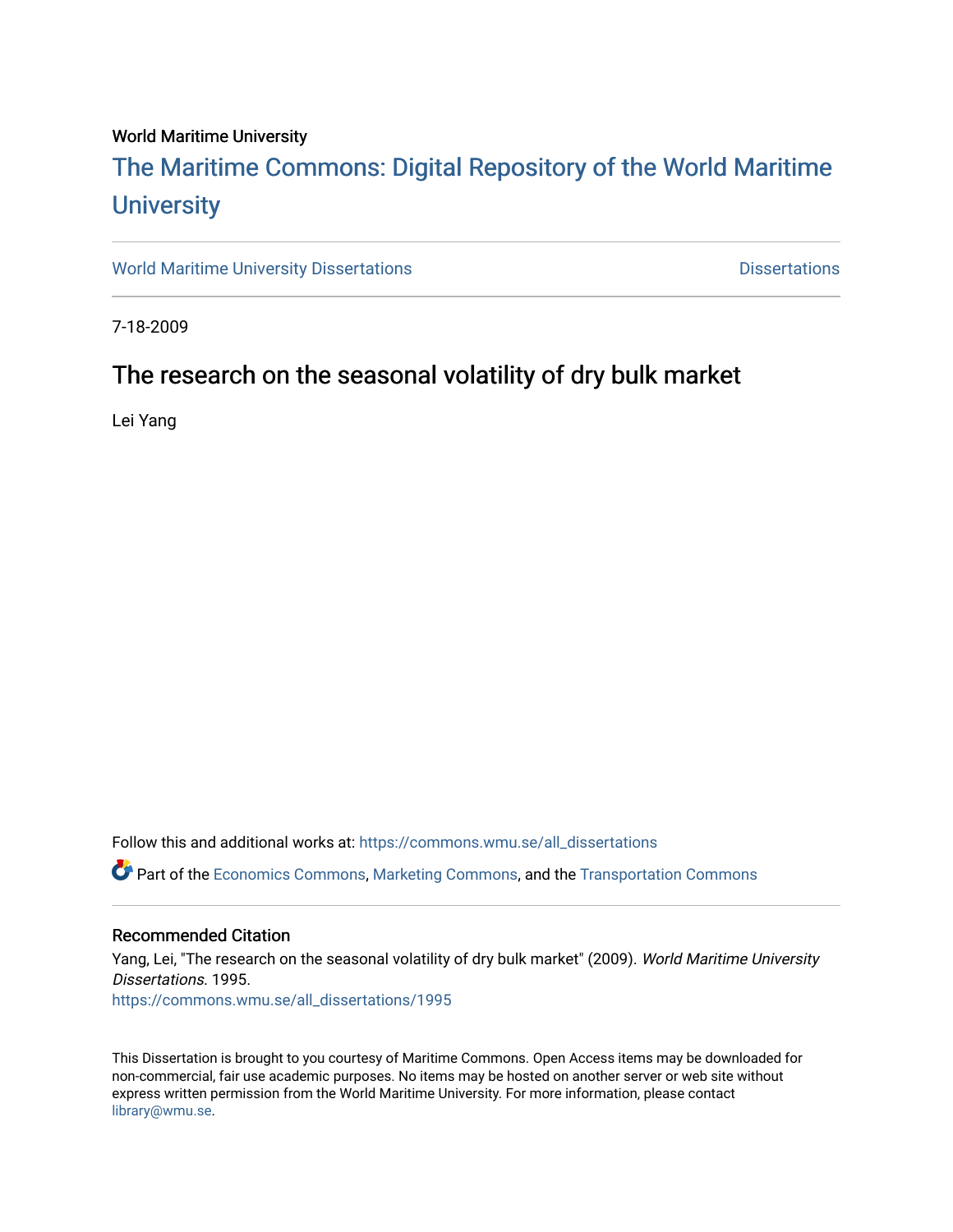World Maritime University

# The Maritime Commons: Digital Repository of the World Maritime University

World Maritime University Dissertations | Dissertations

7-18-2009

## The research on the seasonal volatility of dry bulk market

Lei Yang

Follow this and additional works at: https://commons.wmu.se/all_dissertations

Part of the Economics Commons, Marketing Commons, and the Transportation Commons

### Recommended Citation

Yang, Lei, "The research on the seasonal volatility of dry bulk market" (2009). *World Maritime University Dissertations*. 1995.
https://commons.wmu.se/all_dissertations/1995

This Dissertation is brought to you courtesy of Maritime Commons. Open Access items may be downloaded for non-commercial, fair use academic purposes. No items may be hosted on another server or web site without express written permission from the World Maritime University. For more information, please contact library@wmu.se.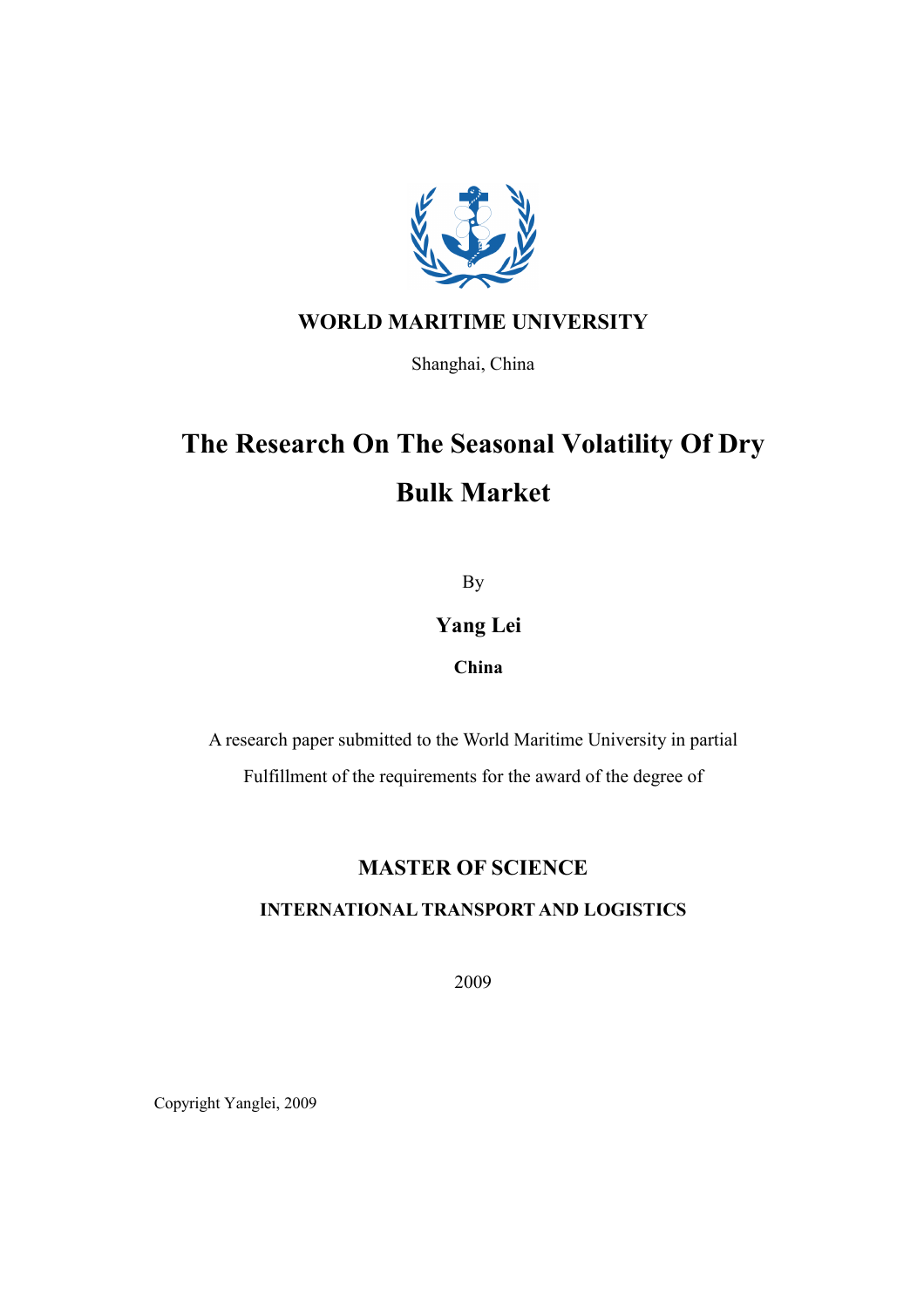**WORLD MARITIME UNIVERSITY**

Shanghai, China

# The Research On The Seasonal Volatility Of Dry Bulk Market

By

**Yang Lei**

**China**

A research paper submitted to the World Maritime University in partial Fulfillment of the requirements for the award of the degree of

## MASTER OF SCIENCE

### INTERNATIONAL TRANSPORT AND LOGISTICS

2009

Copyright Yanglei, 2009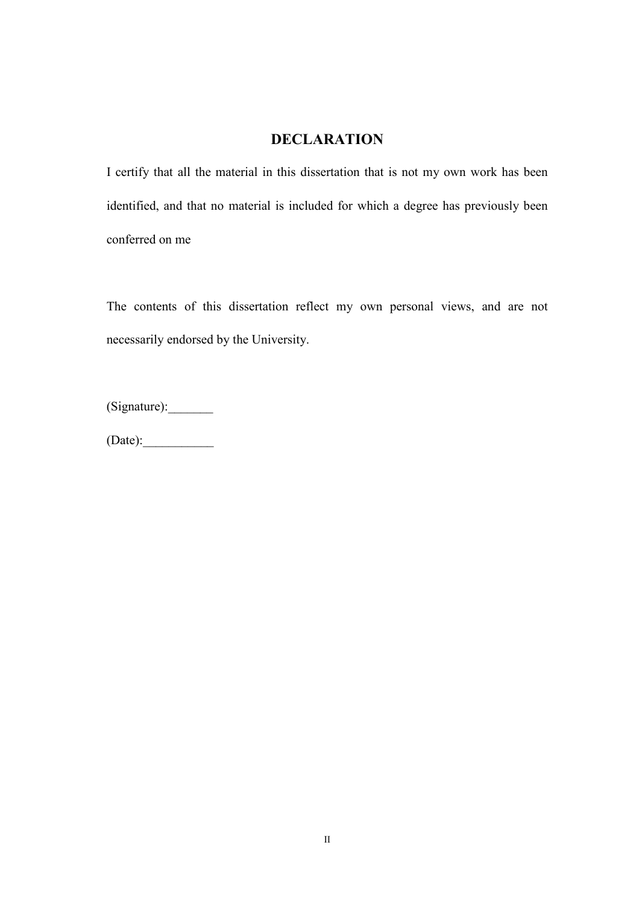# DECLARATION

I certify that all the material in this dissertation that is not my own work has been identified, and that no material is included for which a degree has previously been conferred on me

The contents of this dissertation reflect my own personal views, and are not necessarily endorsed by the University.

(Signature):_______

(Date):___________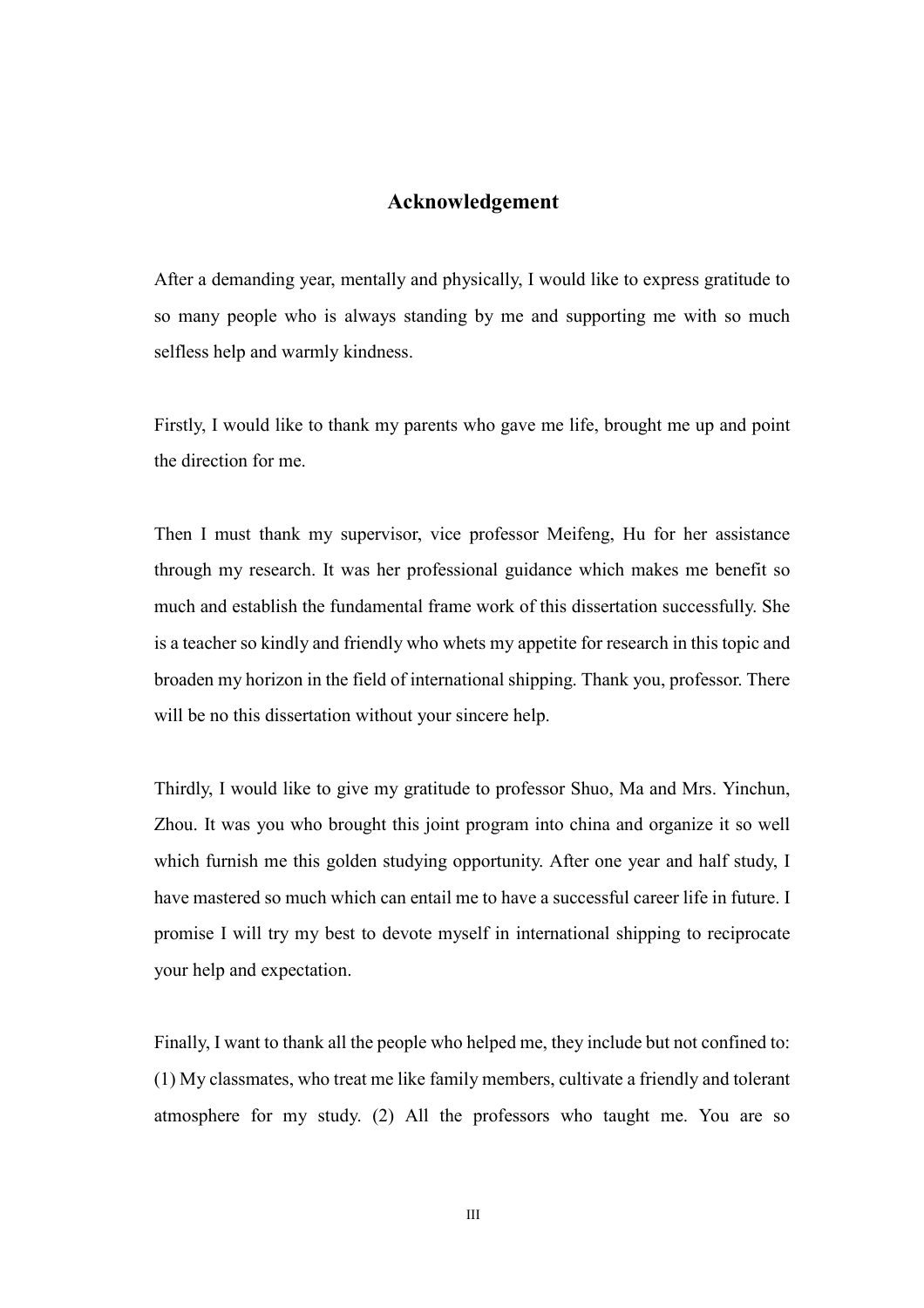## Acknowledgement

After a demanding year, mentally and physically, I would like to express gratitude to so many people who is always standing by me and supporting me with so much selfless help and warmly kindness.

Firstly, I would like to thank my parents who gave me life, brought me up and point the direction for me.

Then I must thank my supervisor, vice professor Meifeng, Hu for her assistance through my research. It was her professional guidance which makes me benefit so much and establish the fundamental frame work of this dissertation successfully. She is a teacher so kindly and friendly who whets my appetite for research in this topic and broaden my horizon in the field of international shipping. Thank you, professor. There will be no this dissertation without your sincere help.

Thirdly, I would like to give my gratitude to professor Shuo, Ma and Mrs. Yinchun, Zhou. It was you who brought this joint program into china and organize it so well which furnish me this golden studying opportunity. After one year and half study, I have mastered so much which can entail me to have a successful career life in future. I promise I will try my best to devote myself in international shipping to reciprocate your help and expectation.

Finally, I want to thank all the people who helped me, they include but not confined to: (1) My classmates, who treat me like family members, cultivate a friendly and tolerant atmosphere for my study. (2) All the professors who taught me. You are so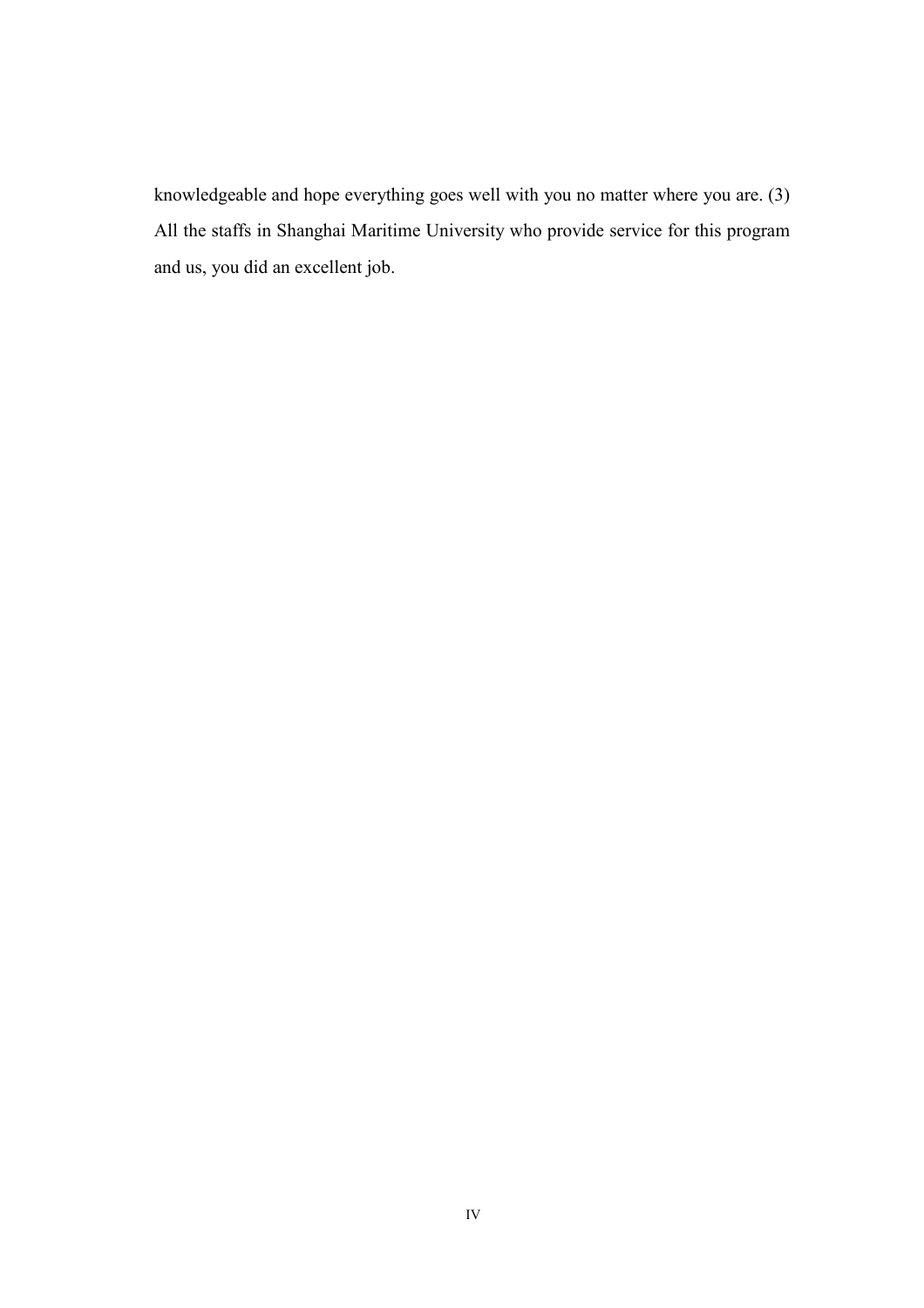knowledgeable and hope everything goes well with you no matter where you are. (3) All the staffs in Shanghai Maritime University who provide service for this program and us, you did an excellent job.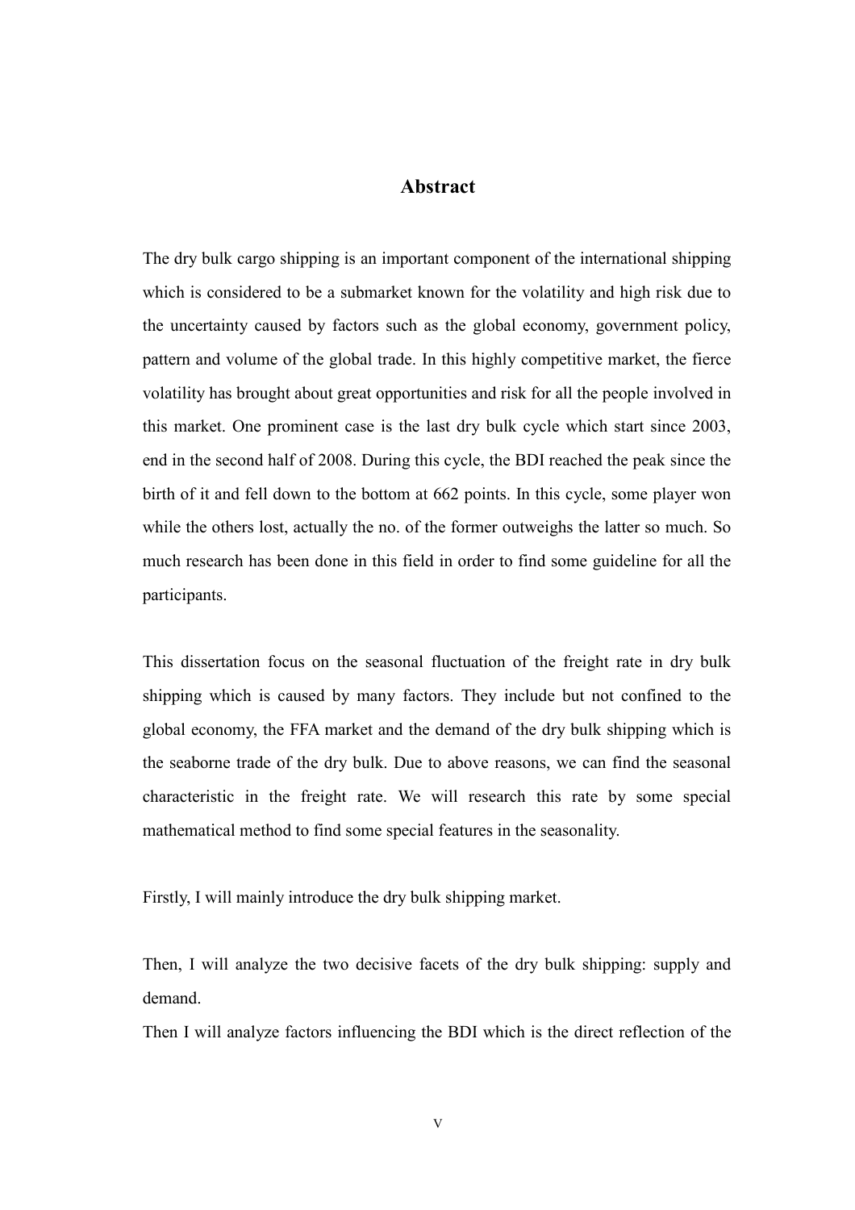# Abstract

The dry bulk cargo shipping is an important component of the international shipping which is considered to be a submarket known for the volatility and high risk due to the uncertainty caused by factors such as the global economy, government policy, pattern and volume of the global trade. In this highly competitive market, the fierce volatility has brought about great opportunities and risk for all the people involved in this market. One prominent case is the last dry bulk cycle which start since 2003, end in the second half of 2008. During this cycle, the BDI reached the peak since the birth of it and fell down to the bottom at 662 points. In this cycle, some player won while the others lost, actually the no. of the former outweighs the latter so much. So much research has been done in this field in order to find some guideline for all the participants.

This dissertation focus on the seasonal fluctuation of the freight rate in dry bulk shipping which is caused by many factors. They include but not confined to the global economy, the FFA market and the demand of the dry bulk shipping which is the seaborne trade of the dry bulk. Due to above reasons, we can find the seasonal characteristic in the freight rate. We will research this rate by some special mathematical method to find some special features in the seasonality.

Firstly, I will mainly introduce the dry bulk shipping market.

Then, I will analyze the two decisive facets of the dry bulk shipping: supply and demand.

Then I will analyze factors influencing the BDI which is the direct reflection of the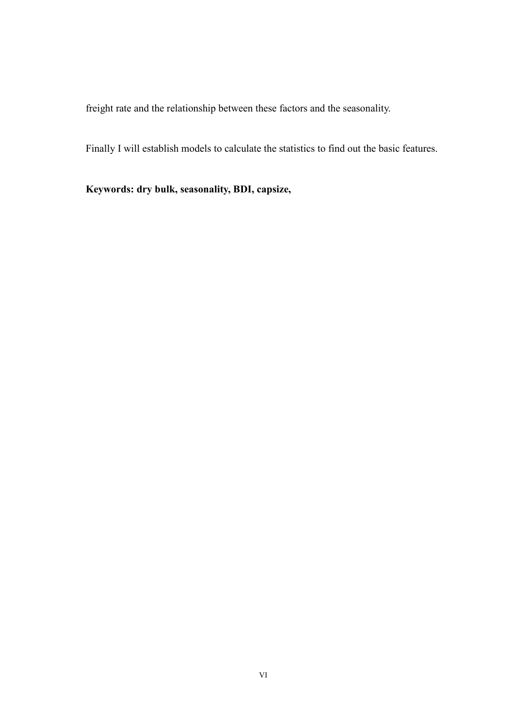freight rate and the relationship between these factors and the seasonality.

Finally I will establish models to calculate the statistics to find out the basic features.

**Keywords: dry bulk, seasonality, BDI, capsize,**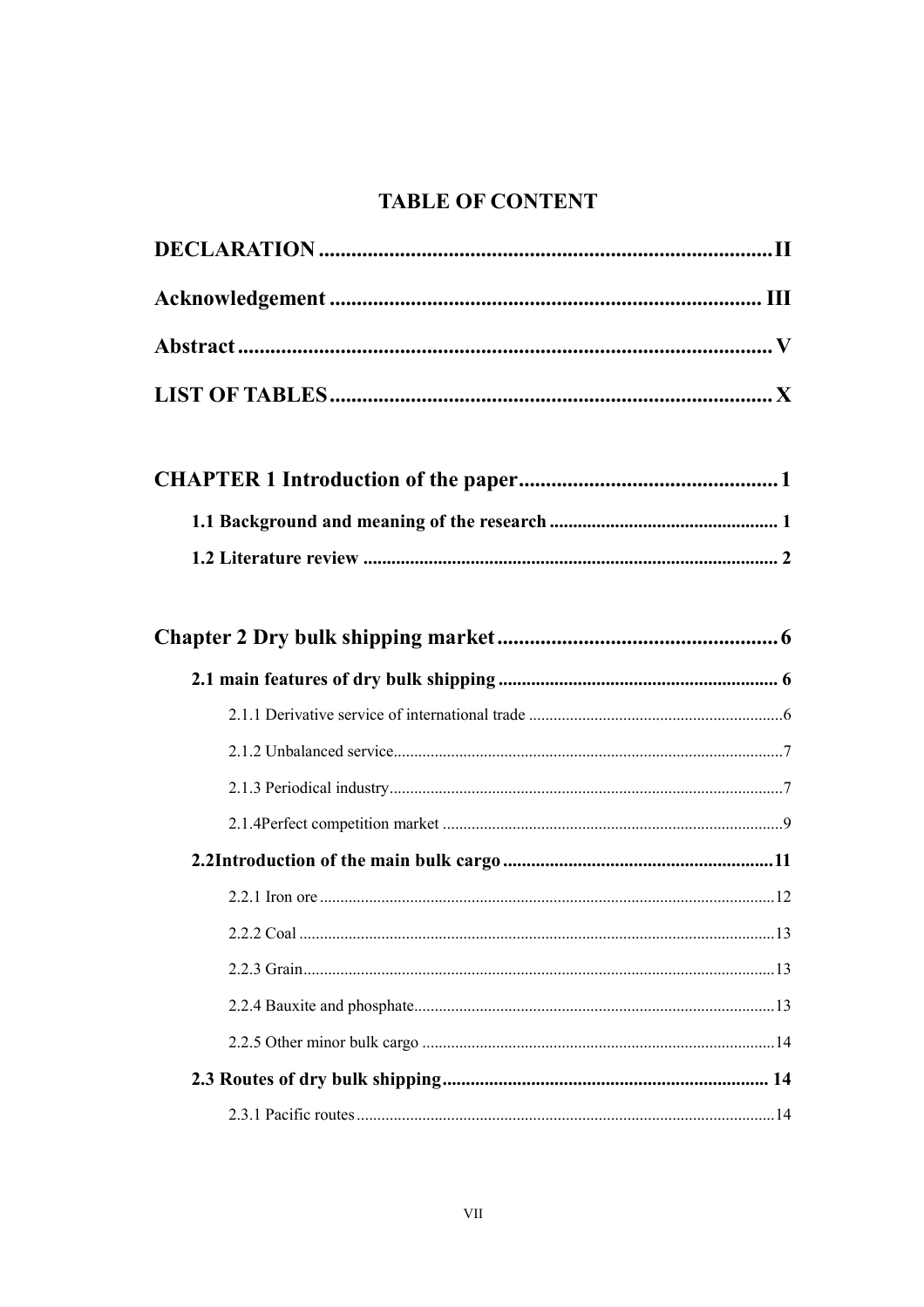# TABLE OF CONTENT

**DECLARATION** .................................................................................... II

**Acknowledgement** ................................................................................ III

**Abstract** .................................................................................................. V

**LIST OF TABLES** .................................................................................. X

**CHAPTER 1 Introduction of the paper** ................................................ 1

**1.1 Background and meaning of the research** ................................................. 1

**1.2 Literature review** ......................................................................................... 2

**Chapter 2 Dry bulk shipping market** .................................................... 6

**2.1 main features of dry bulk shipping** ............................................................ 6

2.1.1 Derivative service of international trade ............................................................. 6

2.1.2 Unbalanced service ............................................................................................. 7

2.1.3 Periodical industry ............................................................................................... 7

2.1.4Perfect competition market .................................................................................. 9

**2.2Introduction of the main bulk cargo** .......................................................... 11

2.2.1 Iron ore ............................................................................................................. 12

2.2.2 Coal .................................................................................................................. 13

2.2.3 Grain ................................................................................................................. 13

2.2.4 Bauxite and phosphate ....................................................................................... 13

2.2.5 Other minor bulk cargo ..................................................................................... 14

**2.3 Routes of dry bulk shipping** ..................................................................... 14

2.3.1 Pacific routes ..................................................................................................... 14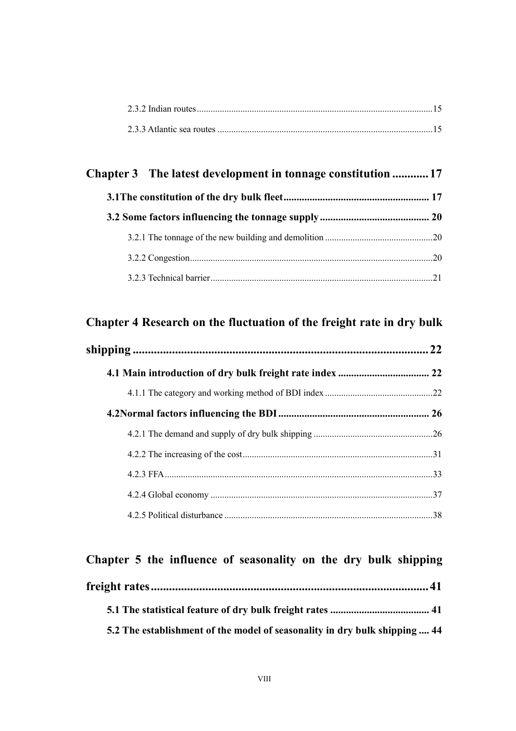2.3.2 Indian routes......................................................................................................15

2.3.3 Atlantic sea routes .............................................................................................15

**Chapter 3 The latest development in tonnage constitution ............ 17**

**3.1The constitution of the dry bulk fleet........................................................ 17**

**3.2 Some factors influencing the tonnage supply.......................................... 20**

3.2.1 The tonnage of the new building and demolition ..............................................20

3.2.2 Congestion.........................................................................................................20

3.2.3 Technical barrier................................................................................................21

**Chapter 4 Research on the fluctuation of the freight rate in dry bulk shipping ................................................................................................. 22**

**4.1 Main introduction of dry bulk freight rate index ................................... 22**

4.1.1 The category and working method of BDI index ...............................................22

**4.2Normal factors influencing the BDI.......................................................... 26**

4.2.1 The demand and supply of dry bulk shipping ....................................................26

4.2.2 The increasing of the cost..................................................................................31

4.2.3 FFA....................................................................................................................33

4.2.4 Global economy ................................................................................................37

4.2.5 Political disturbance ..........................................................................................38

**Chapter 5 the influence of seasonality on the dry bulk shipping freight rates........................................................................................... 41**

**5.1 The statistical feature of dry bulk freight rates ...................................... 41**

**5.2 The establishment of the model of seasonality in dry bulk shipping .... 44**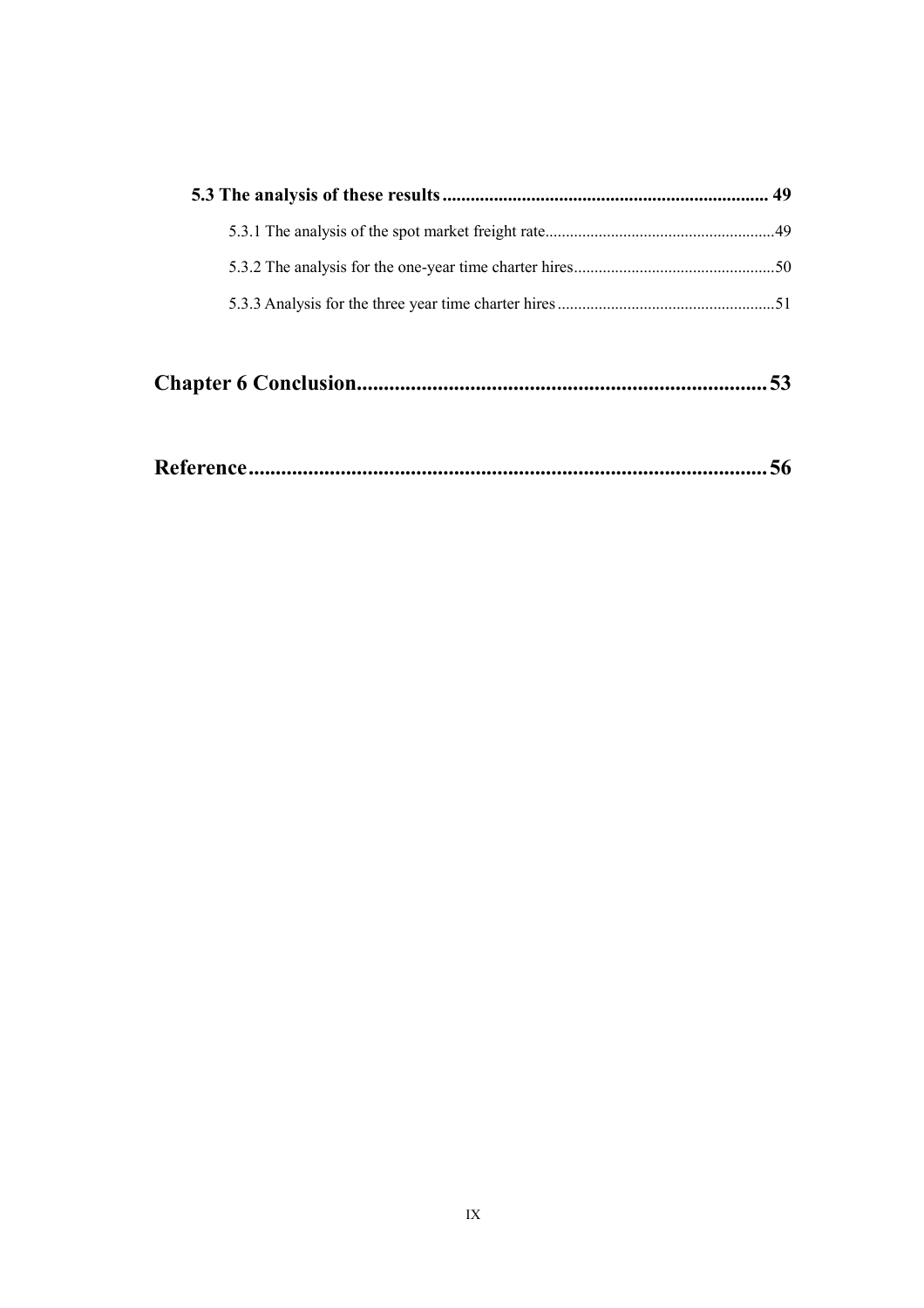**5.3 The analysis of these results .................................................................... 49**

5.3.1 The analysis of the spot market freight rate......................................................49

5.3.2 The analysis for the one-year time charter hires................................................50

5.3.3 Analysis for the three year time charter hires....................................................51

**Chapter 6 Conclusion...........................................................................53**

**Reference...............................................................................................56**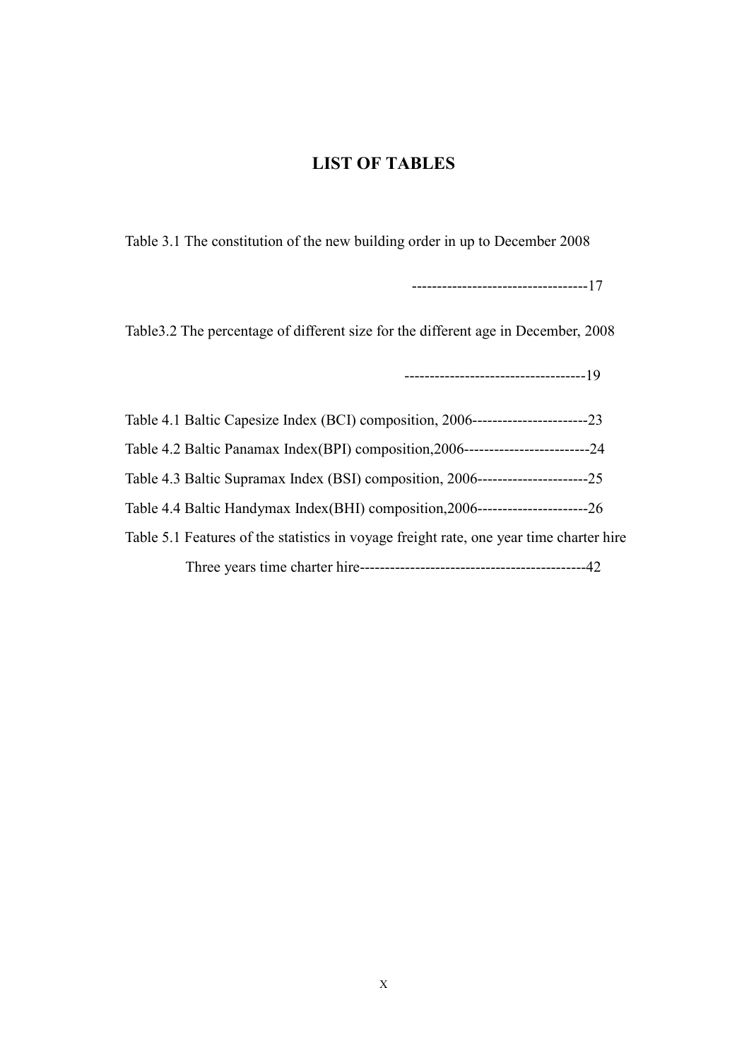## LIST OF TABLES

Table 3.1 The constitution of the new building order in up to December 2008 -----------------------------------17

Table3.2 The percentage of different size for the different age in December, 2008 ------------------------------------19

Table 4.1 Baltic Capesize Index (BCI) composition, 2006-----------------------23

Table 4.2 Baltic Panamax Index(BPI) composition,2006-------------------------24

Table 4.3 Baltic Supramax Index (BSI) composition, 2006----------------------25

Table 4.4 Baltic Handymax Index(BHI) composition,2006----------------------26

Table 5.1 Features of the statistics in voyage freight rate, one year time charter hire Three years time charter hire---------------------------------------------42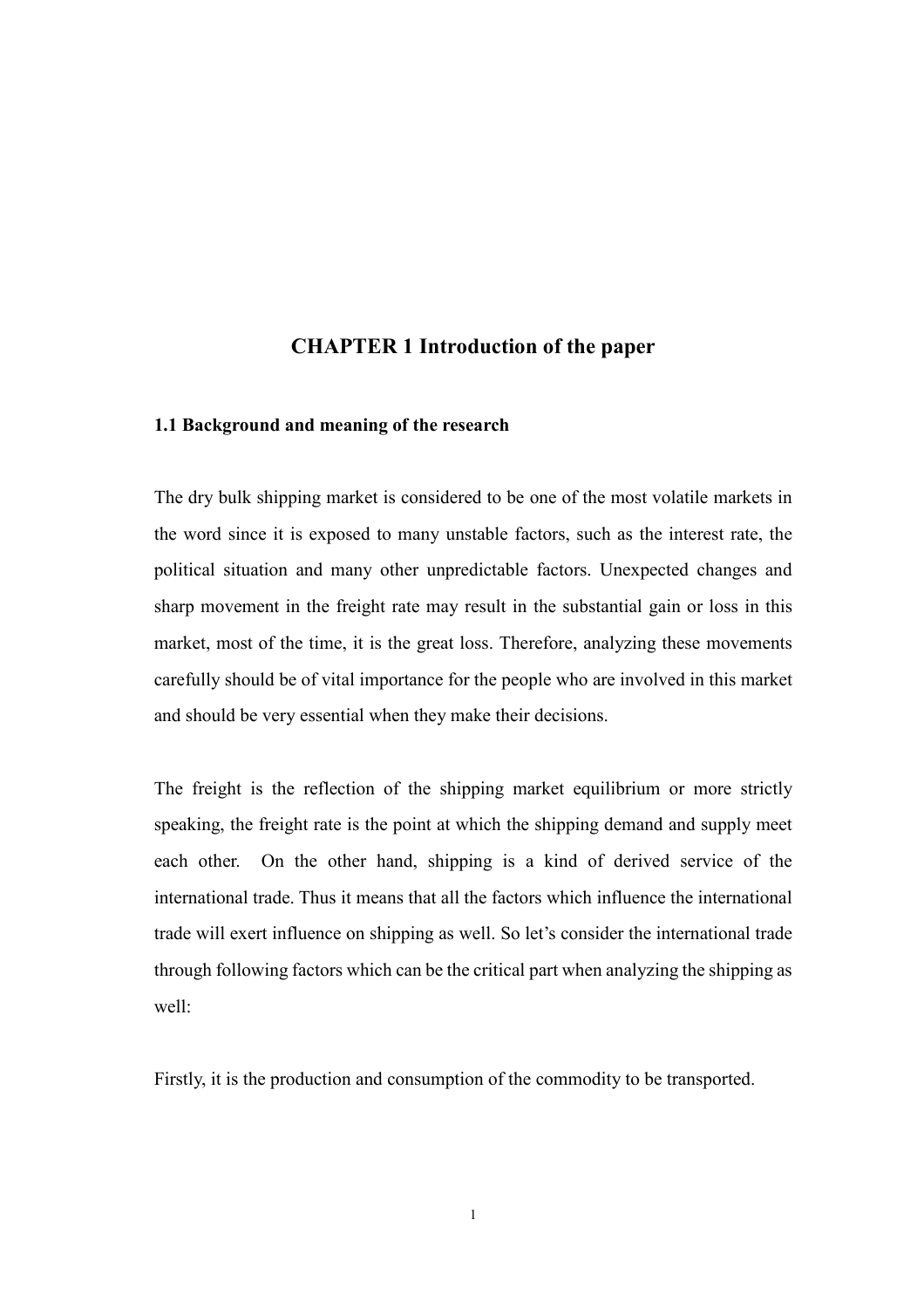# CHAPTER 1 Introduction of the paper

## 1.1 Background and meaning of the research

The dry bulk shipping market is considered to be one of the most volatile markets in the word since it is exposed to many unstable factors, such as the interest rate, the political situation and many other unpredictable factors. Unexpected changes and sharp movement in the freight rate may result in the substantial gain or loss in this market, most of the time, it is the great loss. Therefore, analyzing these movements carefully should be of vital importance for the people who are involved in this market and should be very essential when they make their decisions.

The freight is the reflection of the shipping market equilibrium or more strictly speaking, the freight rate is the point at which the shipping demand and supply meet each other. On the other hand, shipping is a kind of derived service of the international trade. Thus it means that all the factors which influence the international trade will exert influence on shipping as well. So let's consider the international trade through following factors which can be the critical part when analyzing the shipping as well:

Firstly, it is the production and consumption of the commodity to be transported.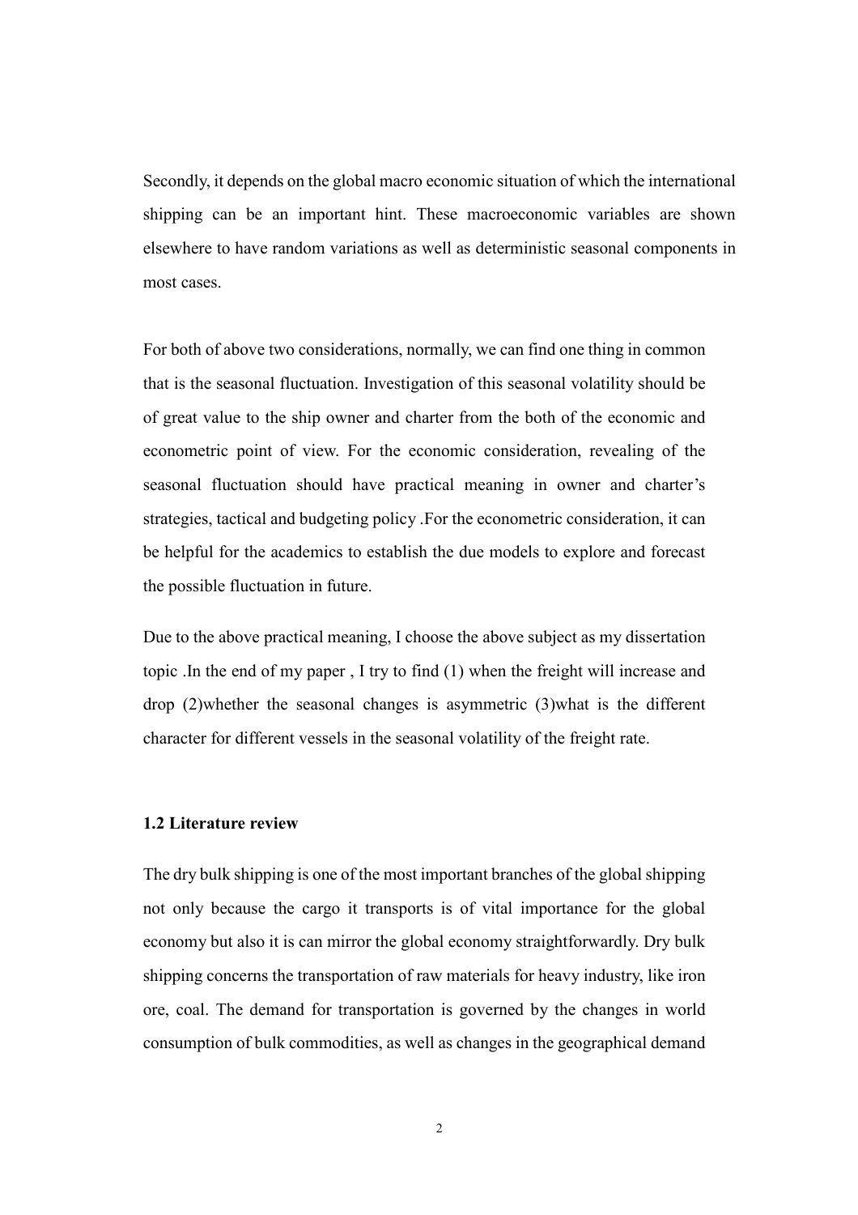Secondly, it depends on the global macro economic situation of which the international shipping can be an important hint. These macroeconomic variables are shown elsewhere to have random variations as well as deterministic seasonal components in most cases.

For both of above two considerations, normally, we can find one thing in common that is the seasonal fluctuation. Investigation of this seasonal volatility should be of great value to the ship owner and charter from the both of the economic and econometric point of view. For the economic consideration, revealing of the seasonal fluctuation should have practical meaning in owner and charter's strategies, tactical and budgeting policy .For the econometric consideration, it can be helpful for the academics to establish the due models to explore and forecast the possible fluctuation in future.

Due to the above practical meaning, I choose the above subject as my dissertation topic .In the end of my paper , I try to find (1) when the freight will increase and drop (2)whether the seasonal changes is asymmetric (3)what is the different character for different vessels in the seasonal volatility of the freight rate.

### 1.2 Literature review

The dry bulk shipping is one of the most important branches of the global shipping not only because the cargo it transports is of vital importance for the global economy but also it is can mirror the global economy straightforwardly. Dry bulk shipping concerns the transportation of raw materials for heavy industry, like iron ore, coal. The demand for transportation is governed by the changes in world consumption of bulk commodities, as well as changes in the geographical demand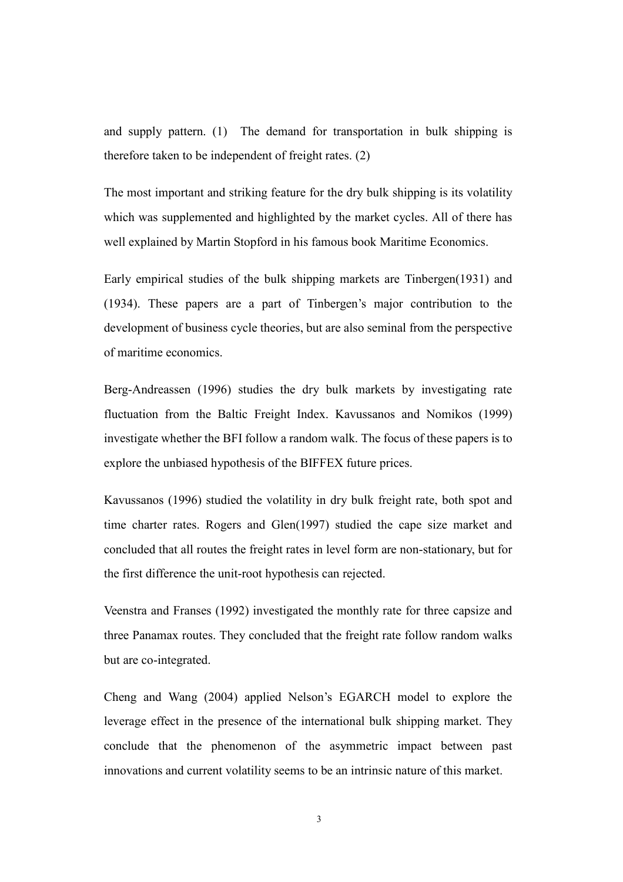and supply pattern. (1)  The demand for transportation in bulk shipping is therefore taken to be independent of freight rates. (2)

The most important and striking feature for the dry bulk shipping is its volatility which was supplemented and highlighted by the market cycles. All of there has well explained by Martin Stopford in his famous book Maritime Economics.

Early empirical studies of the bulk shipping markets are Tinbergen(1931) and (1934). These papers are a part of Tinbergen's major contribution to the development of business cycle theories, but are also seminal from the perspective of maritime economics.

Berg-Andreassen (1996) studies the dry bulk markets by investigating rate fluctuation from the Baltic Freight Index. Kavussanos and Nomikos (1999) investigate whether the BFI follow a random walk. The focus of these papers is to explore the unbiased hypothesis of the BIFFEX future prices.

Kavussanos (1996) studied the volatility in dry bulk freight rate, both spot and time charter rates. Rogers and Glen(1997) studied the cape size market and concluded that all routes the freight rates in level form are non-stationary, but for the first difference the unit-root hypothesis can rejected.

Veenstra and Franses (1992) investigated the monthly rate for three capsize and three Panamax routes. They concluded that the freight rate follow random walks but are co-integrated.

Cheng and Wang (2004) applied Nelson's EGARCH model to explore the leverage effect in the presence of the international bulk shipping market. They conclude that the phenomenon of the asymmetric impact between past innovations and current volatility seems to be an intrinsic nature of this market.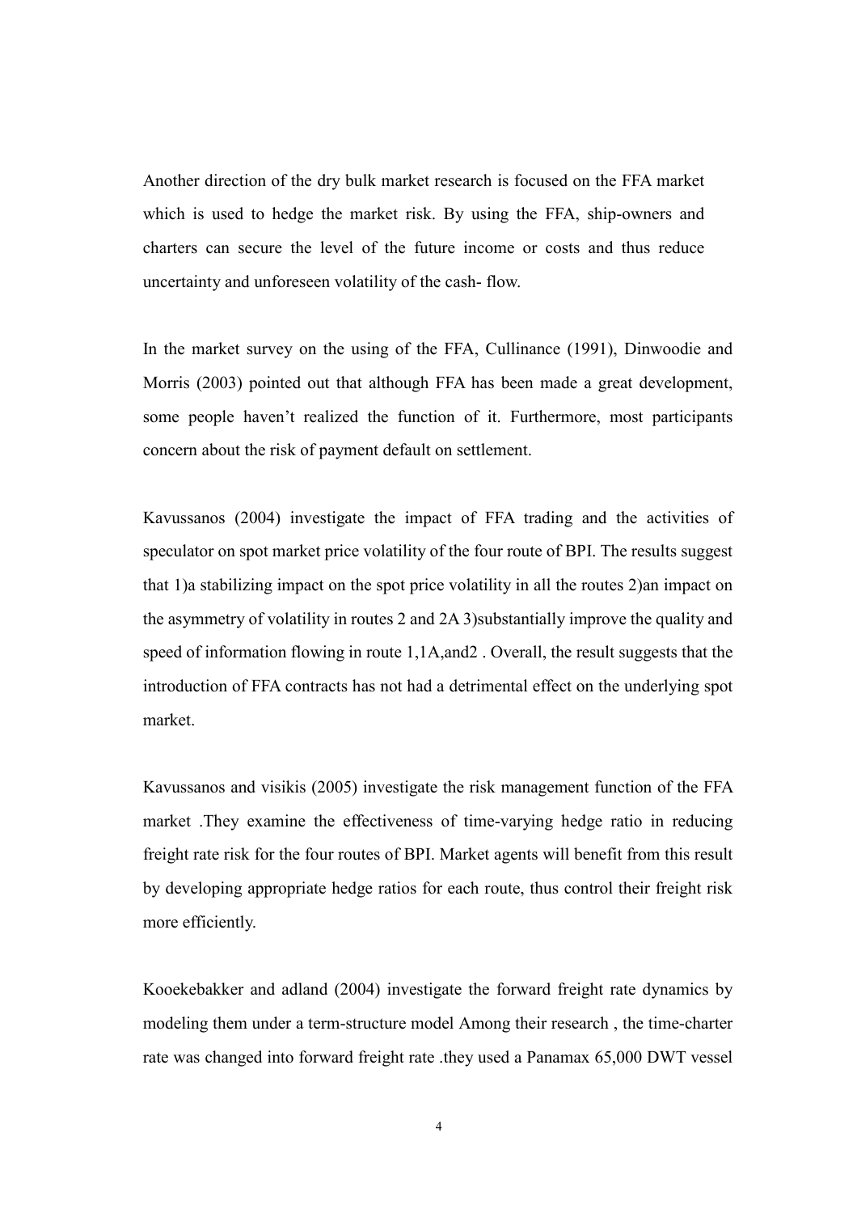Another direction of the dry bulk market research is focused on the FFA market which is used to hedge the market risk. By using the FFA, ship-owners and charters can secure the level of the future income or costs and thus reduce uncertainty and unforeseen volatility of the cash- flow.

In the market survey on the using of the FFA, Cullinance (1991), Dinwoodie and Morris (2003) pointed out that although FFA has been made a great development, some people haven't realized the function of it. Furthermore, most participants concern about the risk of payment default on settlement.

Kavussanos (2004) investigate the impact of FFA trading and the activities of speculator on spot market price volatility of the four route of BPI. The results suggest that 1)a stabilizing impact on the spot price volatility in all the routes 2)an impact on the asymmetry of volatility in routes 2 and 2A 3)substantially improve the quality and speed of information flowing in route 1,1A,and2 . Overall, the result suggests that the introduction of FFA contracts has not had a detrimental effect on the underlying spot market.

Kavussanos and visikis (2005) investigate the risk management function of the FFA market .They examine the effectiveness of time-varying hedge ratio in reducing freight rate risk for the four routes of BPI. Market agents will benefit from this result by developing appropriate hedge ratios for each route, thus control their freight risk more efficiently.

Kooekebakker and adland (2004) investigate the forward freight rate dynamics by modeling them under a term-structure model Among their research , the time-charter rate was changed into forward freight rate .they used a Panamax 65,000 DWT vessel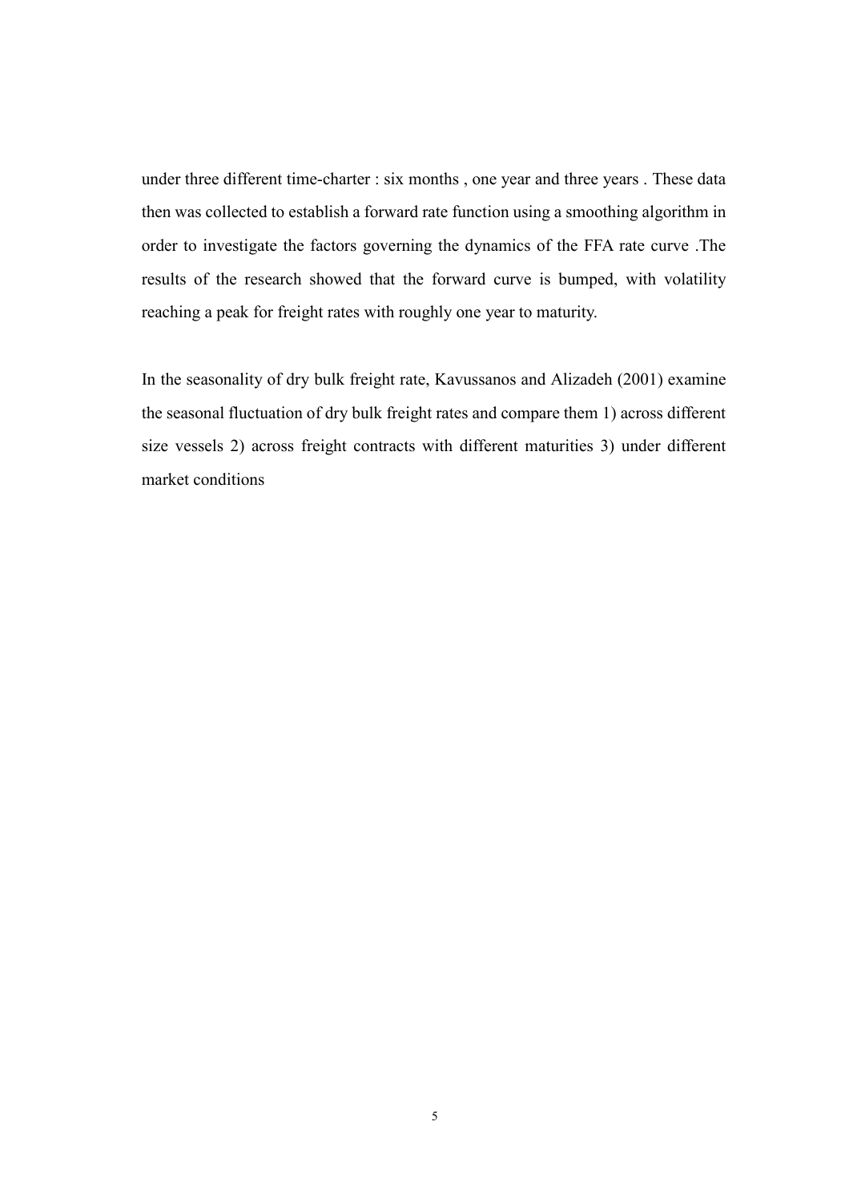under three different time-charter : six months , one year and three years . These data then was collected to establish a forward rate function using a smoothing algorithm in order to investigate the factors governing the dynamics of the FFA rate curve .The results of the research showed that the forward curve is bumped, with volatility reaching a peak for freight rates with roughly one year to maturity.

In the seasonality of dry bulk freight rate, Kavussanos and Alizadeh (2001) examine the seasonal fluctuation of dry bulk freight rates and compare them 1) across different size vessels 2) across freight contracts with different maturities 3) under different market conditions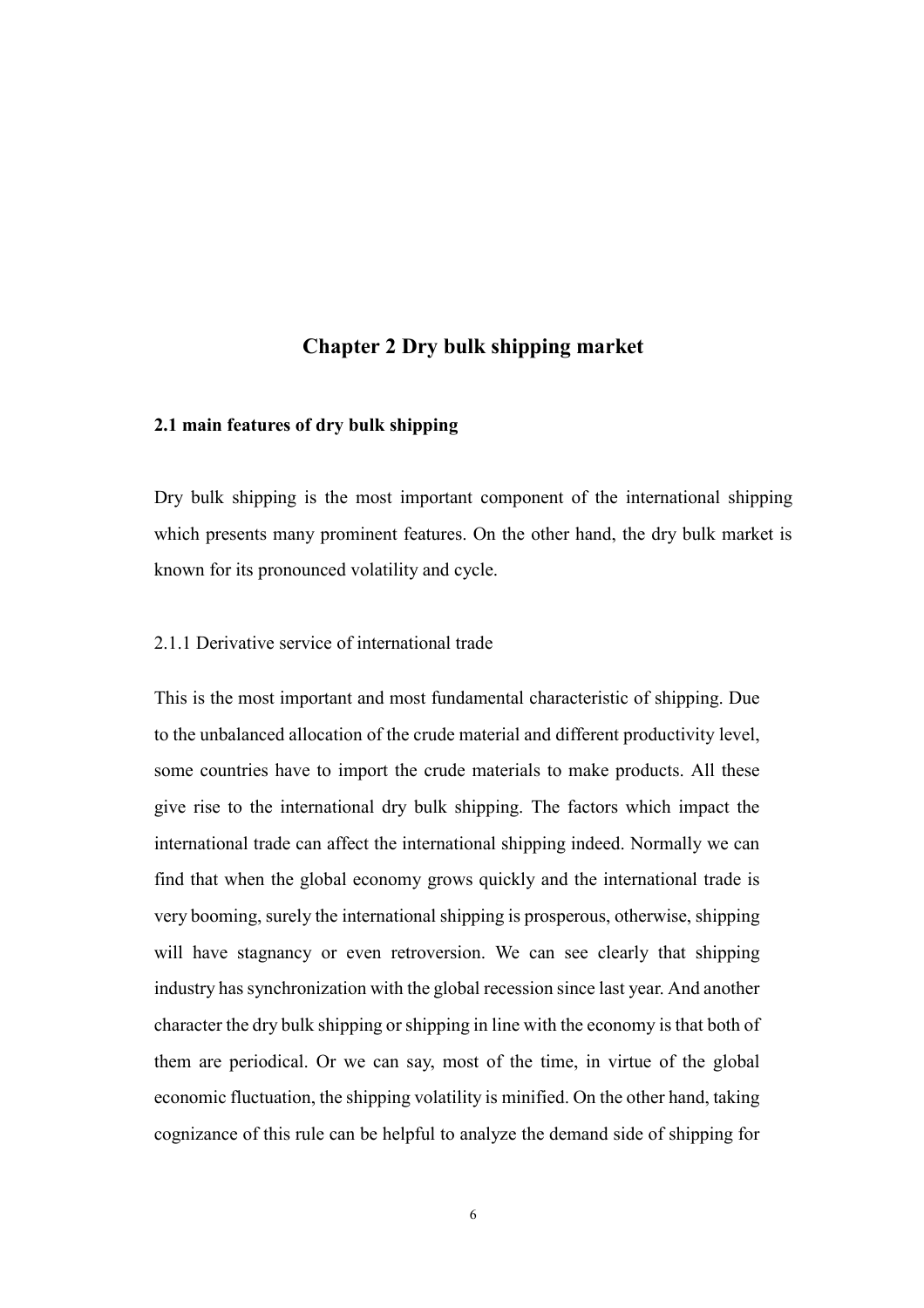# Chapter 2 Dry bulk shipping market

## 2.1 main features of dry bulk shipping

Dry bulk shipping is the most important component of the international shipping which presents many prominent features. On the other hand, the dry bulk market is known for its pronounced volatility and cycle.

### 2.1.1 Derivative service of international trade

This is the most important and most fundamental characteristic of shipping. Due to the unbalanced allocation of the crude material and different productivity level, some countries have to import the crude materials to make products. All these give rise to the international dry bulk shipping. The factors which impact the international trade can affect the international shipping indeed. Normally we can find that when the global economy grows quickly and the international trade is very booming, surely the international shipping is prosperous, otherwise, shipping will have stagnancy or even retroversion. We can see clearly that shipping industry has synchronization with the global recession since last year. And another character the dry bulk shipping or shipping in line with the economy is that both of them are periodical. Or we can say, most of the time, in virtue of the global economic fluctuation, the shipping volatility is minified. On the other hand, taking cognizance of this rule can be helpful to analyze the demand side of shipping for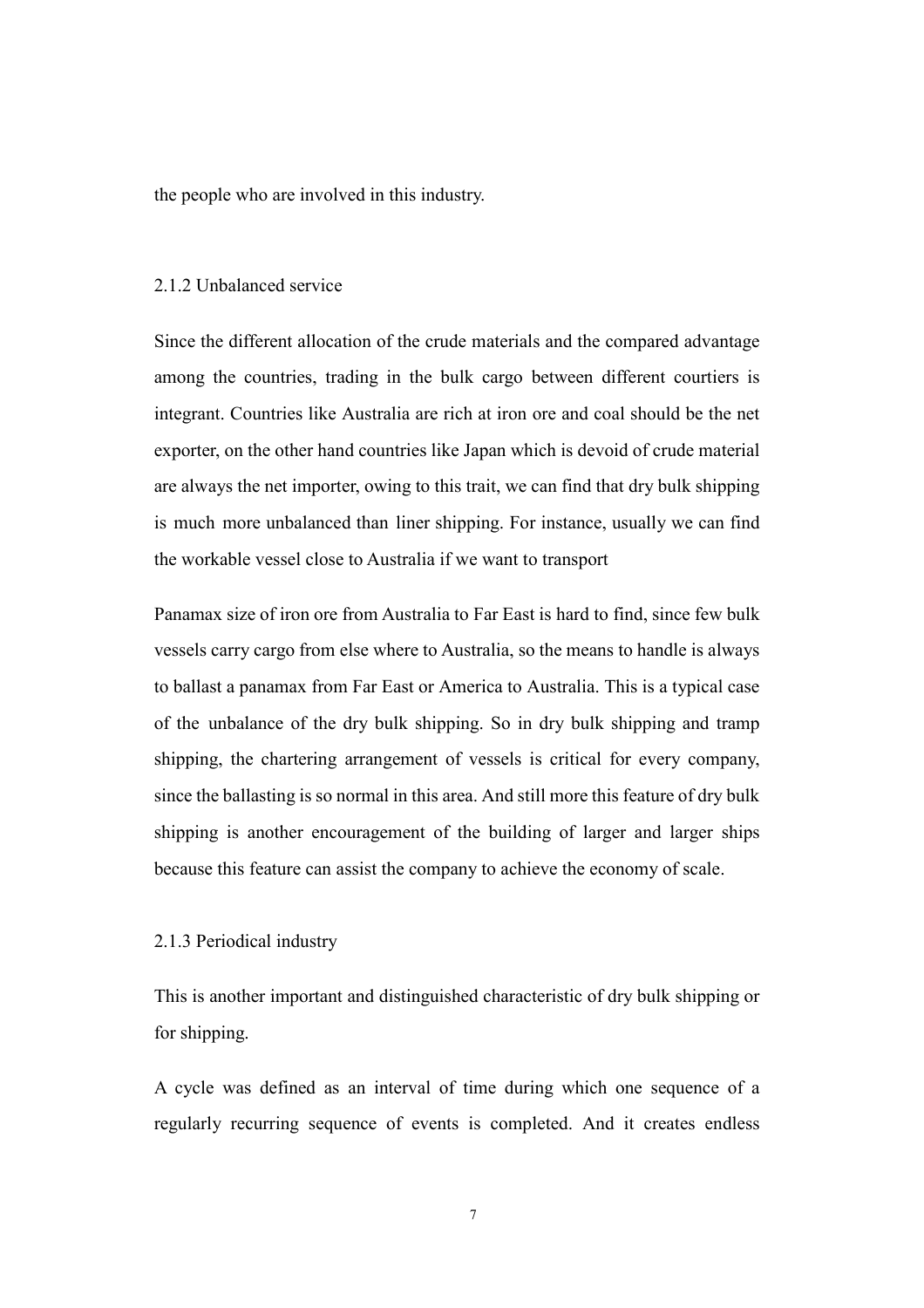the people who are involved in this industry.

### 2.1.2 Unbalanced service

Since the different allocation of the crude materials and the compared advantage among the countries, trading in the bulk cargo between different courtiers is integrant. Countries like Australia are rich at iron ore and coal should be the net exporter, on the other hand countries like Japan which is devoid of crude material are always the net importer, owing to this trait, we can find that dry bulk shipping is much more unbalanced than liner shipping. For instance, usually we can find the workable vessel close to Australia if we want to transport

Panamax size of iron ore from Australia to Far East is hard to find, since few bulk vessels carry cargo from else where to Australia, so the means to handle is always to ballast a panamax from Far East or America to Australia. This is a typical case of the unbalance of the dry bulk shipping. So in dry bulk shipping and tramp shipping, the chartering arrangement of vessels is critical for every company, since the ballasting is so normal in this area. And still more this feature of dry bulk shipping is another encouragement of the building of larger and larger ships because this feature can assist the company to achieve the economy of scale.

### 2.1.3 Periodical industry

This is another important and distinguished characteristic of dry bulk shipping or for shipping.

A cycle was defined as an interval of time during which one sequence of a regularly recurring sequence of events is completed. And it creates endless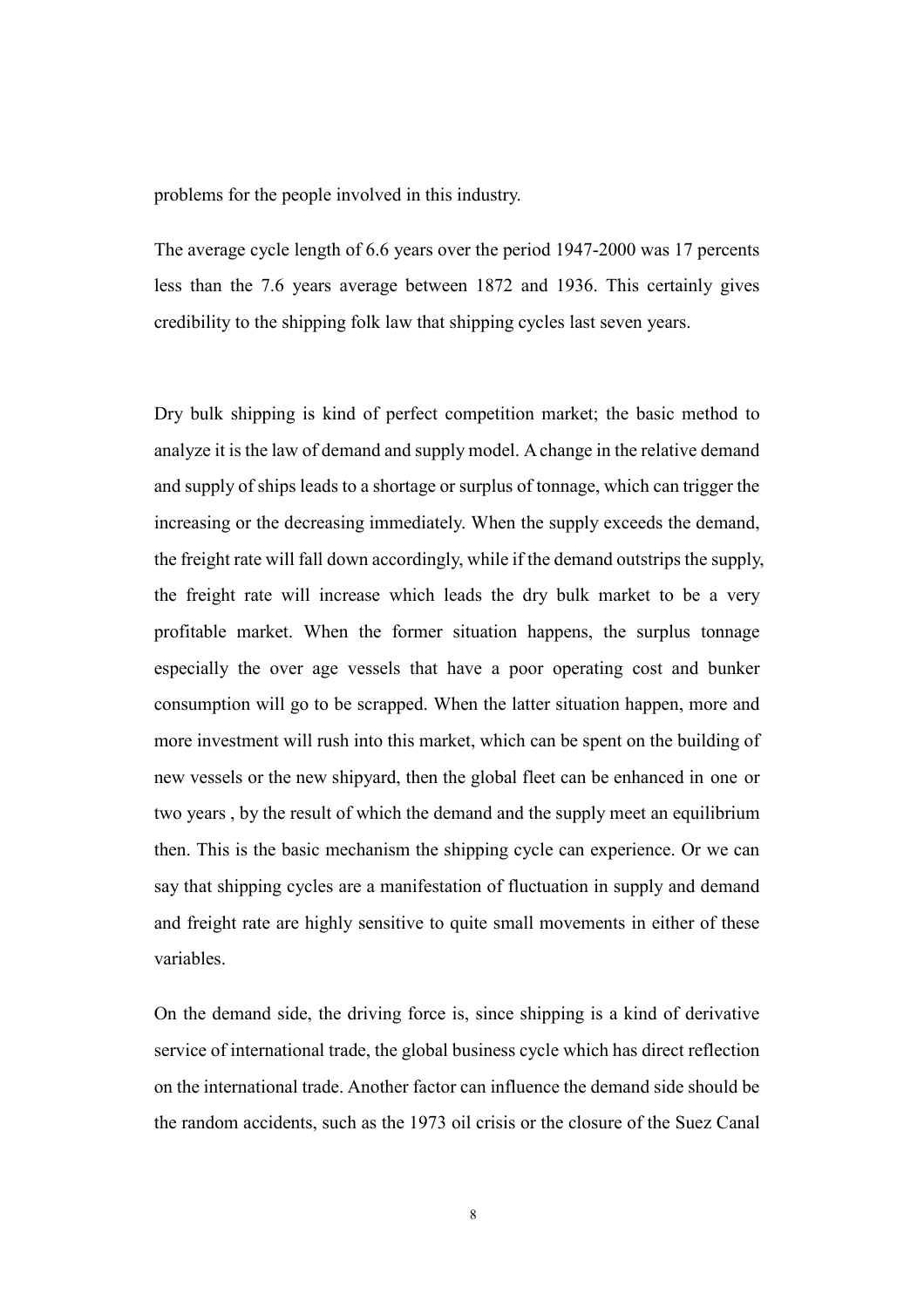problems for the people involved in this industry.

The average cycle length of 6.6 years over the period 1947-2000 was 17 percents less than the 7.6 years average between 1872 and 1936. This certainly gives credibility to the shipping folk law that shipping cycles last seven years.

Dry bulk shipping is kind of perfect competition market; the basic method to analyze it is the law of demand and supply model. A change in the relative demand and supply of ships leads to a shortage or surplus of tonnage, which can trigger the increasing or the decreasing immediately. When the supply exceeds the demand, the freight rate will fall down accordingly, while if the demand outstrips the supply, the freight rate will increase which leads the dry bulk market to be a very profitable market. When the former situation happens, the surplus tonnage especially the over age vessels that have a poor operating cost and bunker consumption will go to be scrapped. When the latter situation happen, more and more investment will rush into this market, which can be spent on the building of new vessels or the new shipyard, then the global fleet can be enhanced in one or two years , by the result of which the demand and the supply meet an equilibrium then. This is the basic mechanism the shipping cycle can experience. Or we can say that shipping cycles are a manifestation of fluctuation in supply and demand and freight rate are highly sensitive to quite small movements in either of these variables.

On the demand side, the driving force is, since shipping is a kind of derivative service of international trade, the global business cycle which has direct reflection on the international trade. Another factor can influence the demand side should be the random accidents, such as the 1973 oil crisis or the closure of the Suez Canal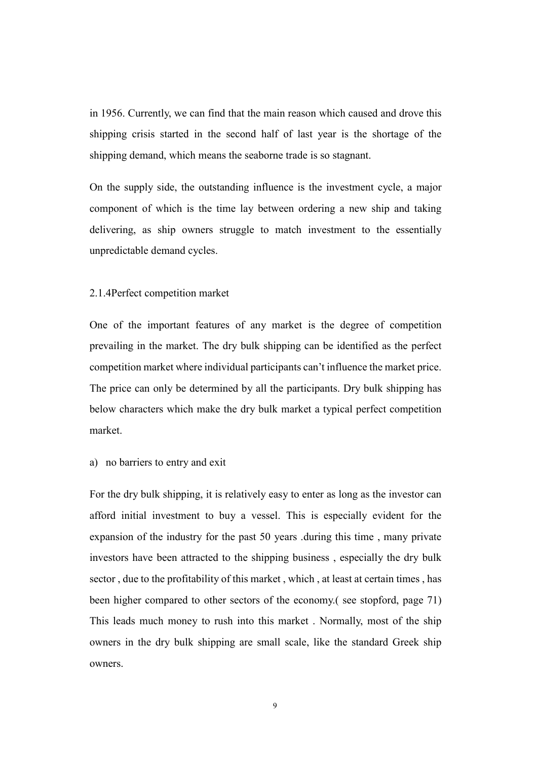in 1956. Currently, we can find that the main reason which caused and drove this shipping crisis started in the second half of last year is the shortage of the shipping demand, which means the seaborne trade is so stagnant.

On the supply side, the outstanding influence is the investment cycle, a major component of which is the time lay between ordering a new ship and taking delivering, as ship owners struggle to match investment to the essentially unpredictable demand cycles.

### 2.1.4Perfect competition market

One of the important features of any market is the degree of competition prevailing in the market. The dry bulk shipping can be identified as the perfect competition market where individual participants can't influence the market price. The price can only be determined by all the participants. Dry bulk shipping has below characters which make the dry bulk market a typical perfect competition market.

a) no barriers to entry and exit

For the dry bulk shipping, it is relatively easy to enter as long as the investor can afford initial investment to buy a vessel. This is especially evident for the expansion of the industry for the past 50 years .during this time , many private investors have been attracted to the shipping business , especially the dry bulk sector , due to the profitability of this market , which , at least at certain times , has been higher compared to other sectors of the economy.( see stopford, page 71) This leads much money to rush into this market . Normally, most of the ship owners in the dry bulk shipping are small scale, like the standard Greek ship owners.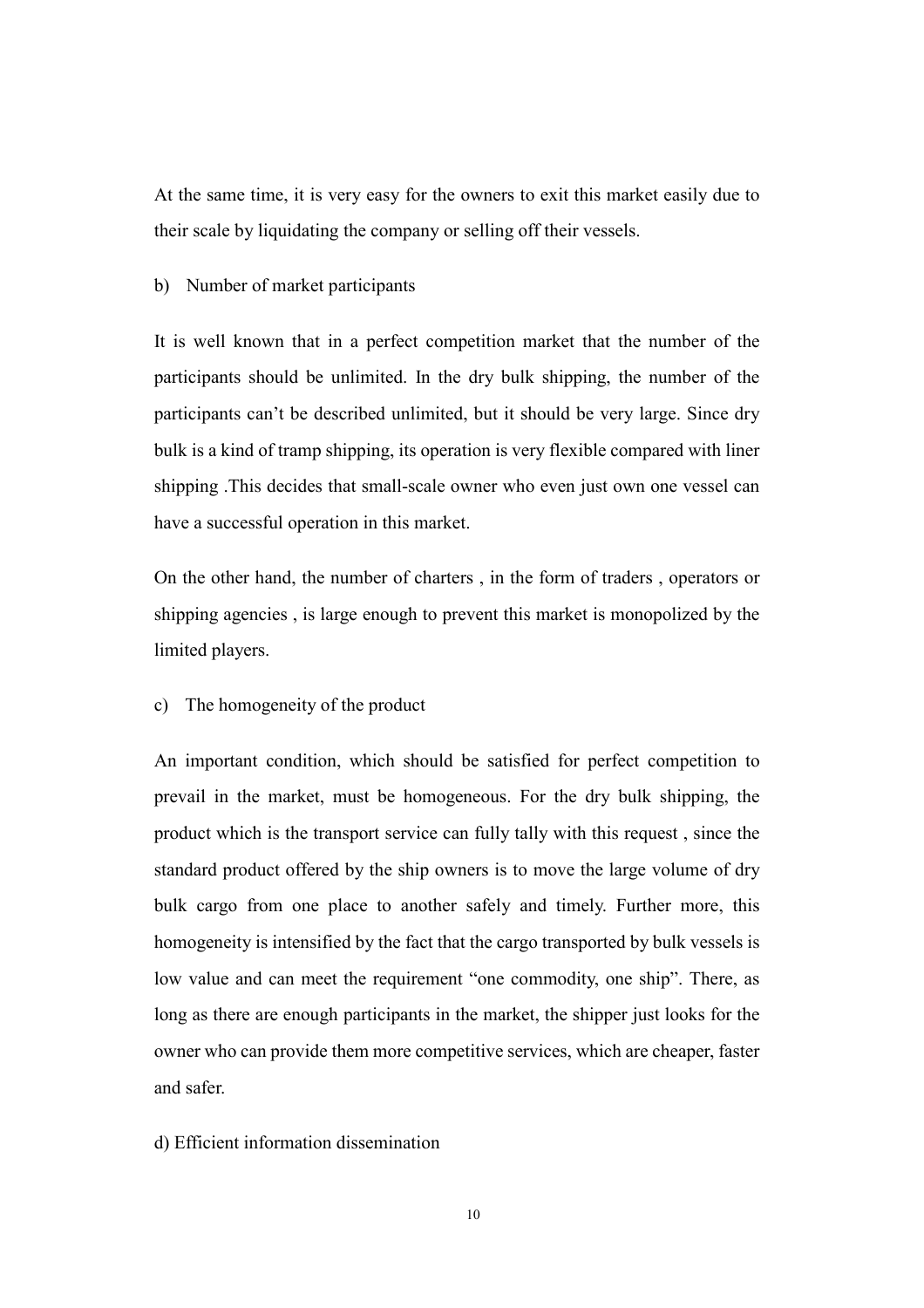At the same time, it is very easy for the owners to exit this market easily due to their scale by liquidating the company or selling off their vessels.

b) Number of market participants

It is well known that in a perfect competition market that the number of the participants should be unlimited. In the dry bulk shipping, the number of the participants can't be described unlimited, but it should be very large. Since dry bulk is a kind of tramp shipping, its operation is very flexible compared with liner shipping .This decides that small-scale owner who even just own one vessel can have a successful operation in this market.

On the other hand, the number of charters , in the form of traders , operators or shipping agencies , is large enough to prevent this market is monopolized by the limited players.

c) The homogeneity of the product

An important condition, which should be satisfied for perfect competition to prevail in the market, must be homogeneous. For the dry bulk shipping, the product which is the transport service can fully tally with this request , since the standard product offered by the ship owners is to move the large volume of dry bulk cargo from one place to another safely and timely. Further more, this homogeneity is intensified by the fact that the cargo transported by bulk vessels is low value and can meet the requirement "one commodity, one ship". There, as long as there are enough participants in the market, the shipper just looks for the owner who can provide them more competitive services, which are cheaper, faster and safer.

d) Efficient information dissemination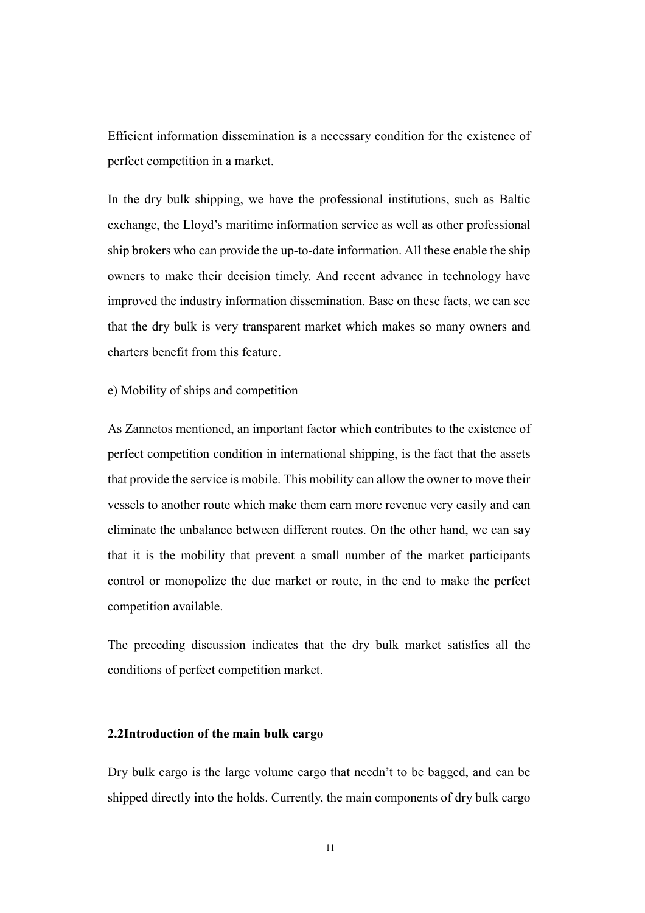Efficient information dissemination is a necessary condition for the existence of perfect competition in a market.

In the dry bulk shipping, we have the professional institutions, such as Baltic exchange, the Lloyd's maritime information service as well as other professional ship brokers who can provide the up-to-date information. All these enable the ship owners to make their decision timely. And recent advance in technology have improved the industry information dissemination. Base on these facts, we can see that the dry bulk is very transparent market which makes so many owners and charters benefit from this feature.

e) Mobility of ships and competition

As Zannetos mentioned, an important factor which contributes to the existence of perfect competition condition in international shipping, is the fact that the assets that provide the service is mobile. This mobility can allow the owner to move their vessels to another route which make them earn more revenue very easily and can eliminate the unbalance between different routes. On the other hand, we can say that it is the mobility that prevent a small number of the market participants control or monopolize the due market or route, in the end to make the perfect competition available.

The preceding discussion indicates that the dry bulk market satisfies all the conditions of perfect competition market.

### 2.2Introduction of the main bulk cargo

Dry bulk cargo is the large volume cargo that needn't to be bagged, and can be shipped directly into the holds. Currently, the main components of dry bulk cargo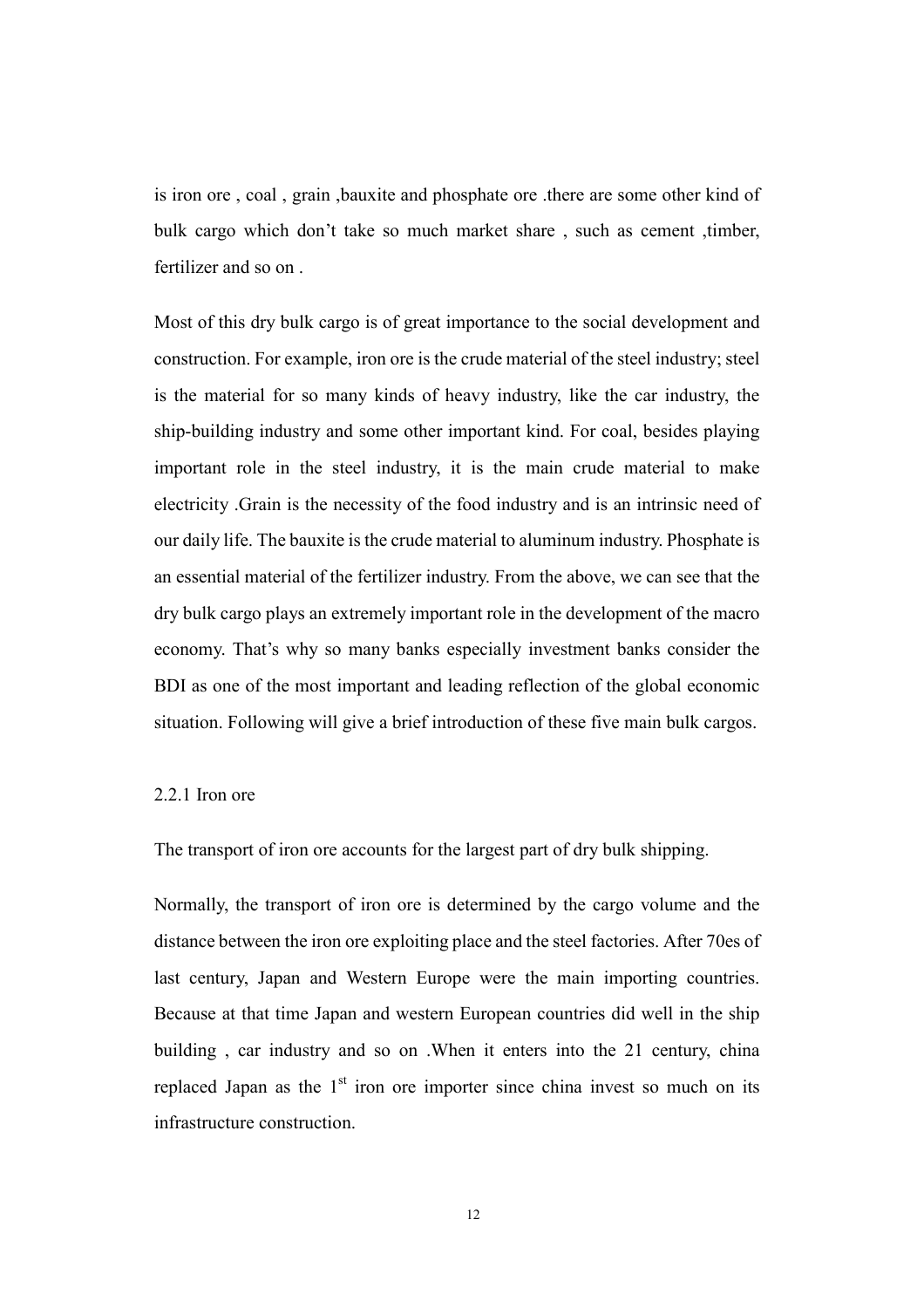is iron ore , coal , grain ,bauxite and phosphate ore .there are some other kind of bulk cargo which don't take so much market share , such as cement ,timber, fertilizer and so on .

Most of this dry bulk cargo is of great importance to the social development and construction. For example, iron ore is the crude material of the steel industry; steel is the material for so many kinds of heavy industry, like the car industry, the ship-building industry and some other important kind. For coal, besides playing important role in the steel industry, it is the main crude material to make electricity .Grain is the necessity of the food industry and is an intrinsic need of our daily life. The bauxite is the crude material to aluminum industry. Phosphate is an essential material of the fertilizer industry. From the above, we can see that the dry bulk cargo plays an extremely important role in the development of the macro economy. That's why so many banks especially investment banks consider the BDI as one of the most important and leading reflection of the global economic situation. Following will give a brief introduction of these five main bulk cargos.

### 2.2.1 Iron ore

The transport of iron ore accounts for the largest part of dry bulk shipping.

Normally, the transport of iron ore is determined by the cargo volume and the distance between the iron ore exploiting place and the steel factories. After 70es of last century, Japan and Western Europe were the main importing countries. Because at that time Japan and western European countries did well in the ship building , car industry and so on .When it enters into the 21 century, china replaced Japan as the 1st iron ore importer since china invest so much on its infrastructure construction.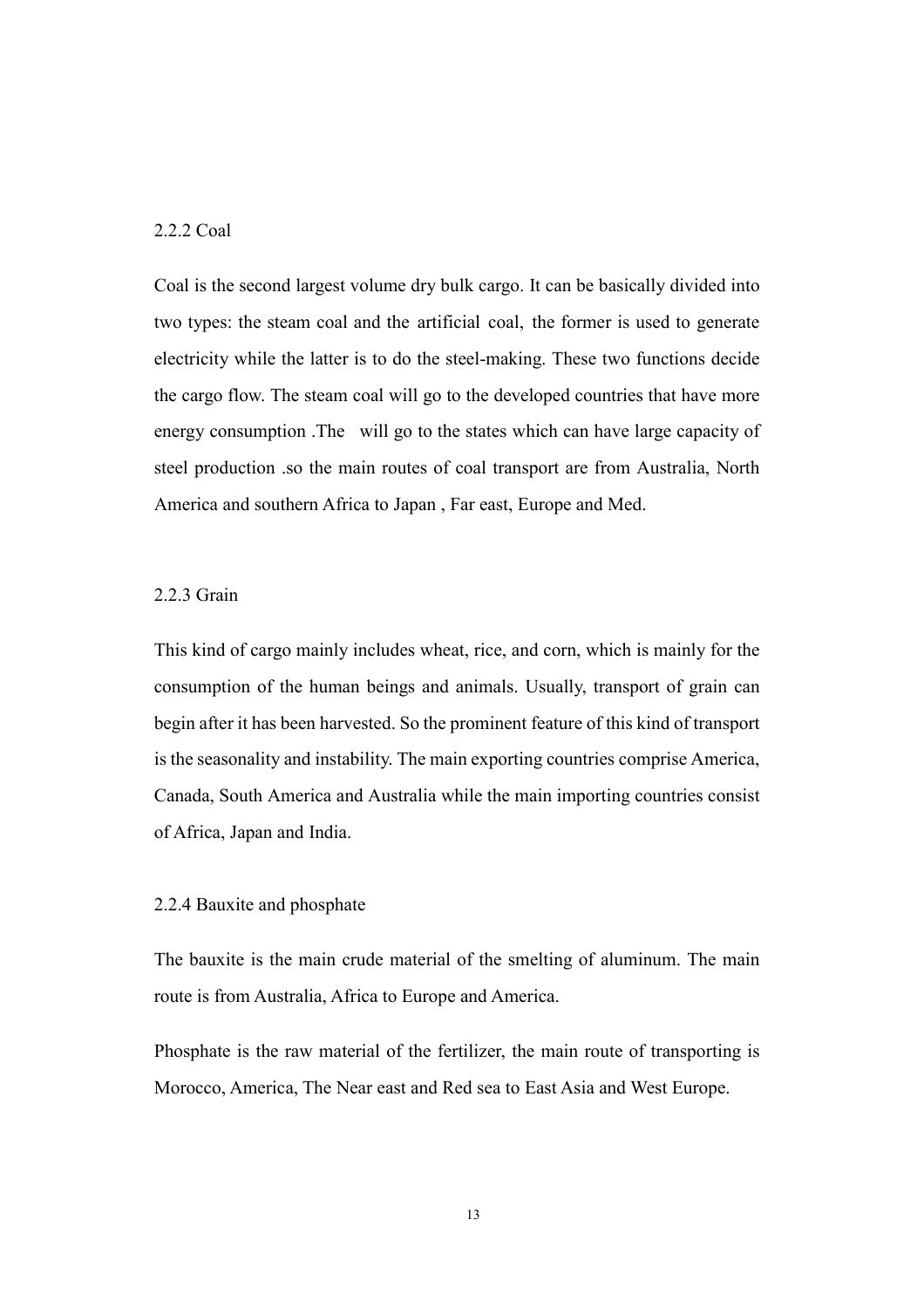### 2.2.2 Coal

Coal is the second largest volume dry bulk cargo. It can be basically divided into two types: the steam coal and the artificial coal, the former is used to generate electricity while the latter is to do the steel-making. These two functions decide the cargo flow. The steam coal will go to the developed countries that have more energy consumption .The   will go to the states which can have large capacity of steel production .so the main routes of coal transport are from Australia, North America and southern Africa to Japan , Far east, Europe and Med.

### 2.2.3 Grain

This kind of cargo mainly includes wheat, rice, and corn, which is mainly for the consumption of the human beings and animals. Usually, transport of grain can begin after it has been harvested. So the prominent feature of this kind of transport is the seasonality and instability. The main exporting countries comprise America, Canada, South America and Australia while the main importing countries consist of Africa, Japan and India.

### 2.2.4 Bauxite and phosphate

The bauxite is the main crude material of the smelting of aluminum. The main route is from Australia, Africa to Europe and America.

Phosphate is the raw material of the fertilizer, the main route of transporting is Morocco, America, The Near east and Red sea to East Asia and West Europe.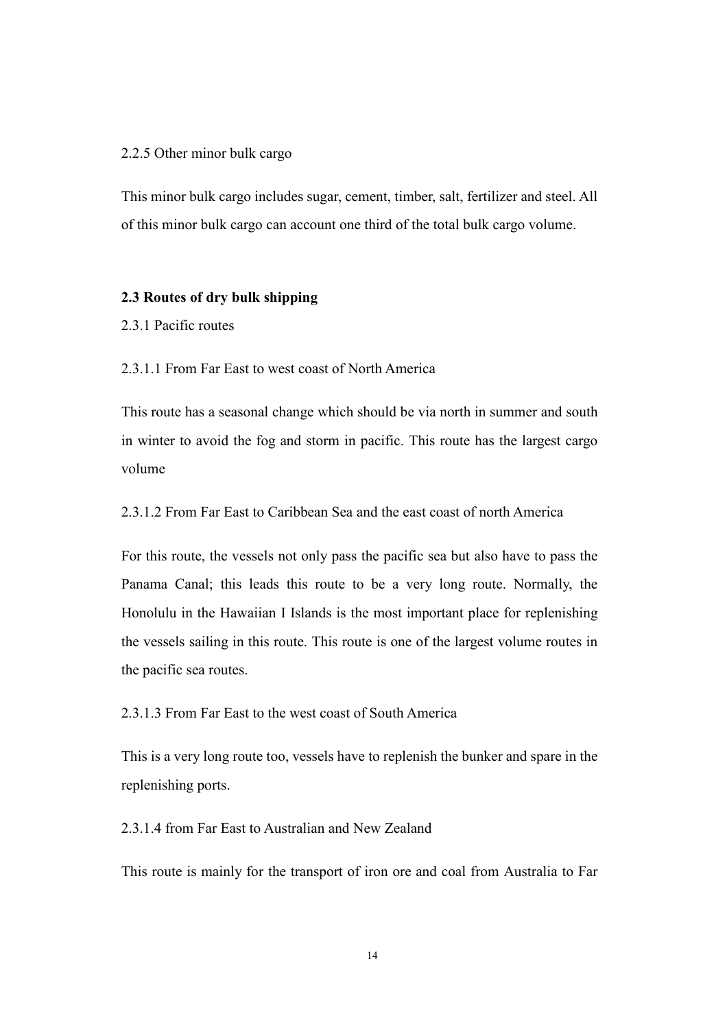2.2.5 Other minor bulk cargo

This minor bulk cargo includes sugar, cement, timber, salt, fertilizer and steel. All of this minor bulk cargo can account one third of the total bulk cargo volume.

## 2.3 Routes of dry bulk shipping

### 2.3.1 Pacific routes

#### 2.3.1.1 From Far East to west coast of North America

This route has a seasonal change which should be via north in summer and south in winter to avoid the fog and storm in pacific. This route has the largest cargo volume

#### 2.3.1.2 From Far East to Caribbean Sea and the east coast of north America

For this route, the vessels not only pass the pacific sea but also have to pass the Panama Canal; this leads this route to be a very long route. Normally, the Honolulu in the Hawaiian I Islands is the most important place for replenishing the vessels sailing in this route. This route is one of the largest volume routes in the pacific sea routes.

#### 2.3.1.3 From Far East to the west coast of South America

This is a very long route too, vessels have to replenish the bunker and spare in the replenishing ports.

#### 2.3.1.4 from Far East to Australian and New Zealand

This route is mainly for the transport of iron ore and coal from Australia to Far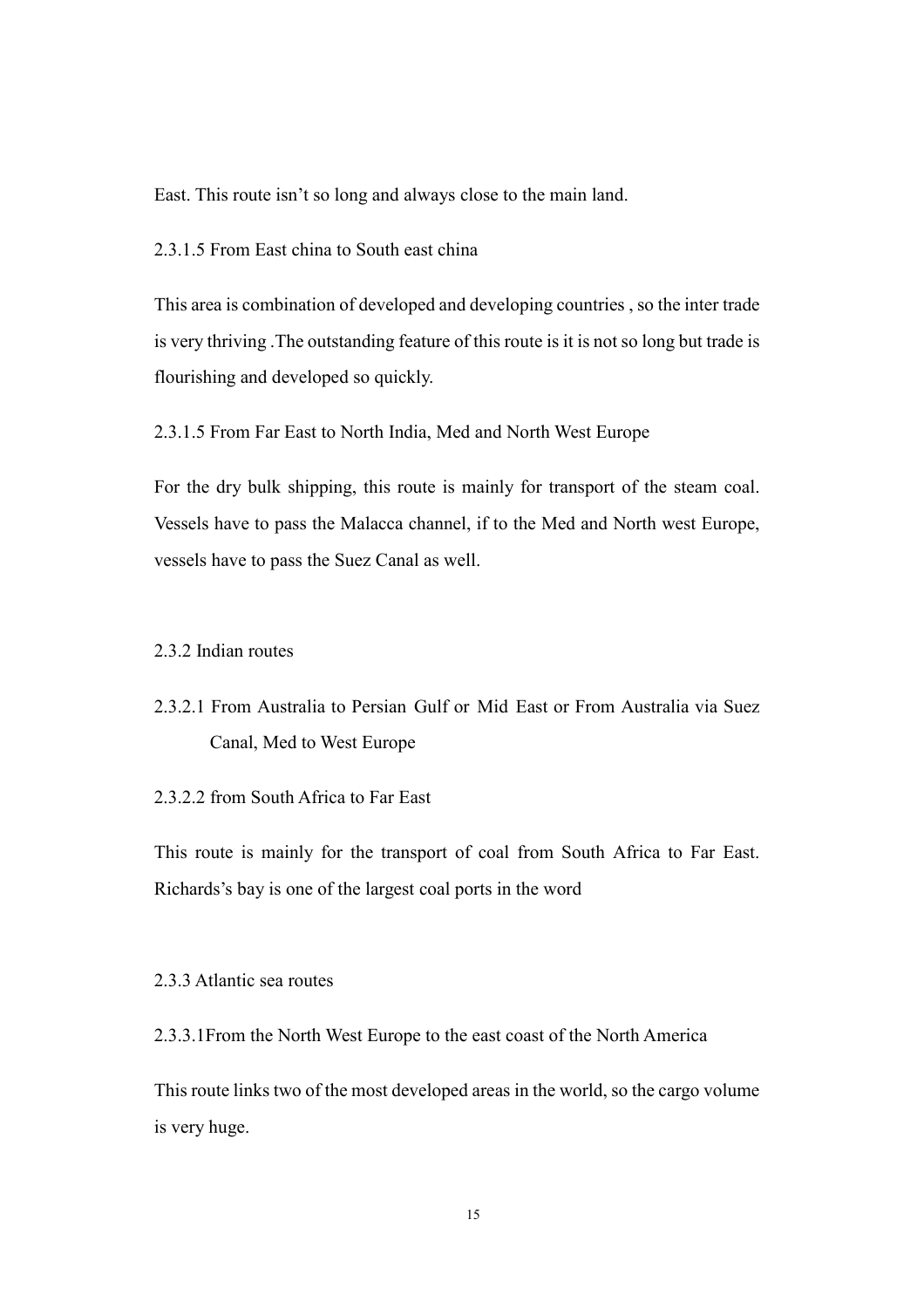East. This route isn't so long and always close to the main land.

2.3.1.5 From East china to South east china

This area is combination of developed and developing countries , so the inter trade is very thriving .The outstanding feature of this route is it is not so long but trade is flourishing and developed so quickly.

2.3.1.5 From Far East to North India, Med and North West Europe

For the dry bulk shipping, this route is mainly for transport of the steam coal. Vessels have to pass the Malacca channel, if to the Med and North west Europe, vessels have to pass the Suez Canal as well.

2.3.2 Indian routes

2.3.2.1 From Australia to Persian Gulf or Mid East or From Australia via Suez Canal, Med to West Europe

2.3.2.2 from South Africa to Far East

This route is mainly for the transport of coal from South Africa to Far East. Richards's bay is one of the largest coal ports in the word

2.3.3 Atlantic sea routes

2.3.3.1From the North West Europe to the east coast of the North America

This route links two of the most developed areas in the world, so the cargo volume is very huge.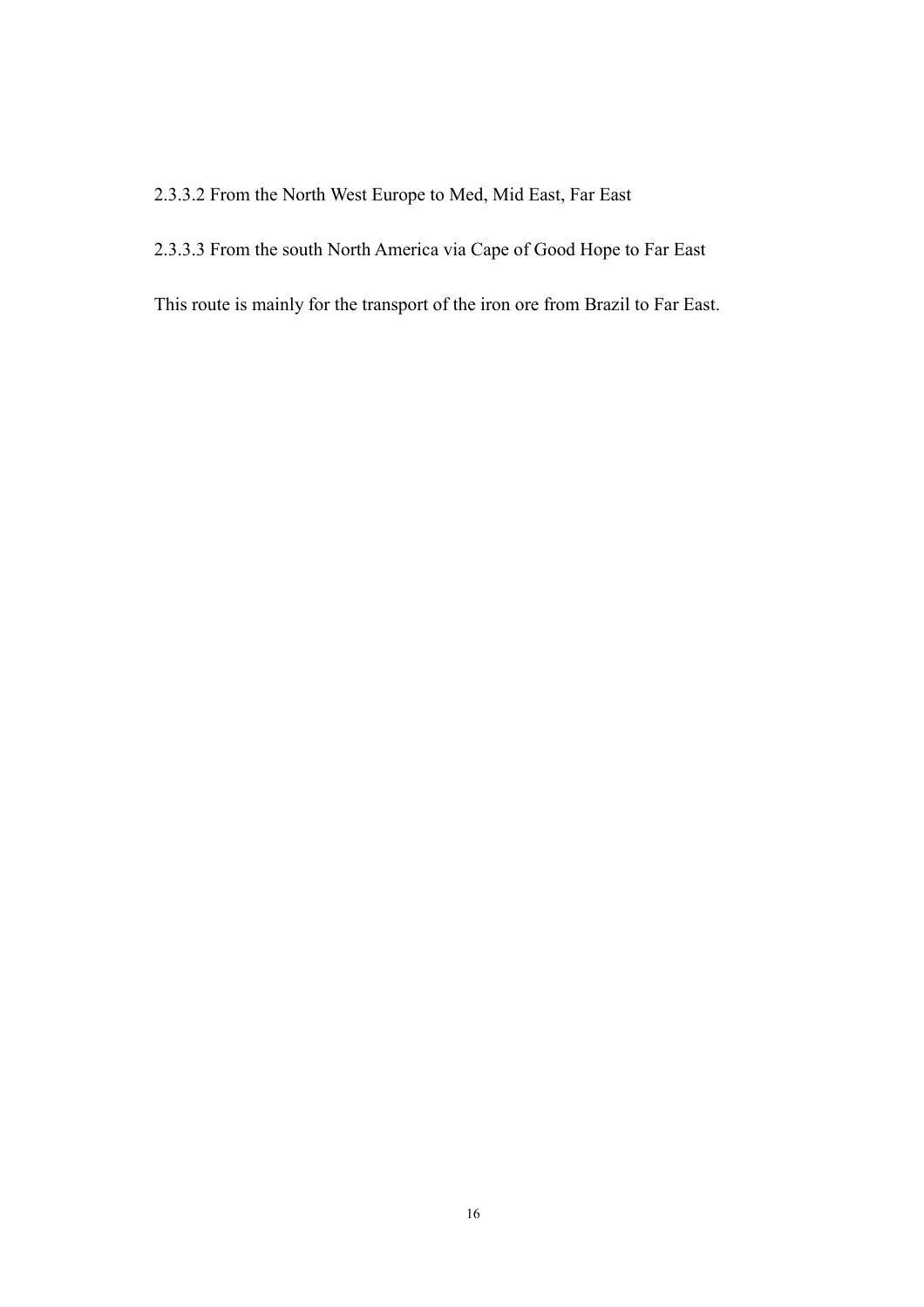#### 2.3.3.2 From the North West Europe to Med, Mid East, Far East

#### 2.3.3.3 From the south North America via Cape of Good Hope to Far East

This route is mainly for the transport of the iron ore from Brazil to Far East.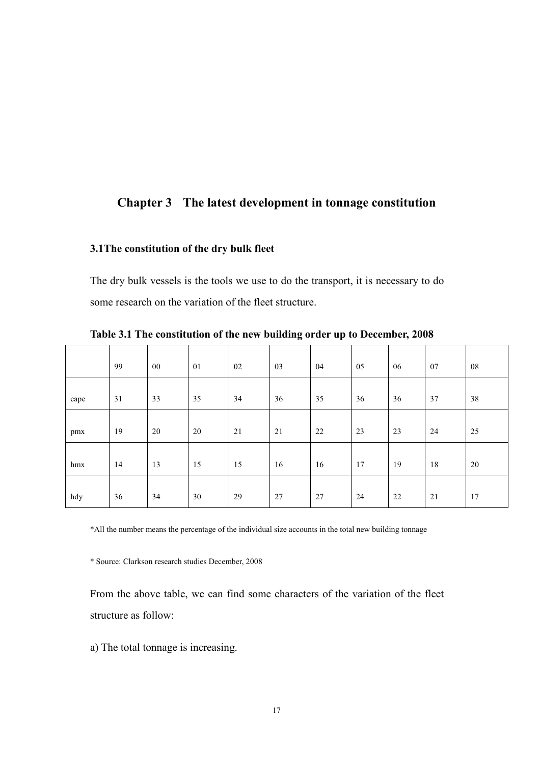## Chapter 3 The latest development in tonnage constitution

### 3.1The constitution of the dry bulk fleet

The dry bulk vessels is the tools we use to do the transport, it is necessary to do some research on the variation of the fleet structure.

**Table 3.1 The constitution of the new building order up to December, 2008**

| | 99 | 00 | 01 | 02 | 03 | 04 | 05 | 06 | 07 | 08 |
|---|---|---|---|---|---|---|---|---|---|---|
| cape | 31 | 33 | 35 | 34 | 36 | 35 | 36 | 36 | 37 | 38 |
| pmx | 19 | 20 | 20 | 21 | 21 | 22 | 23 | 23 | 24 | 25 |
| hmx | 14 | 13 | 15 | 15 | 16 | 16 | 17 | 19 | 18 | 20 |
| hdy | 36 | 34 | 30 | 29 | 27 | 27 | 24 | 22 | 21 | 17 |

*All the number means the percentage of the individual size accounts in the total new building tonnage

* Source: Clarkson research studies December, 2008

From the above table, we can find some characters of the variation of the fleet structure as follow:

a) The total tonnage is increasing.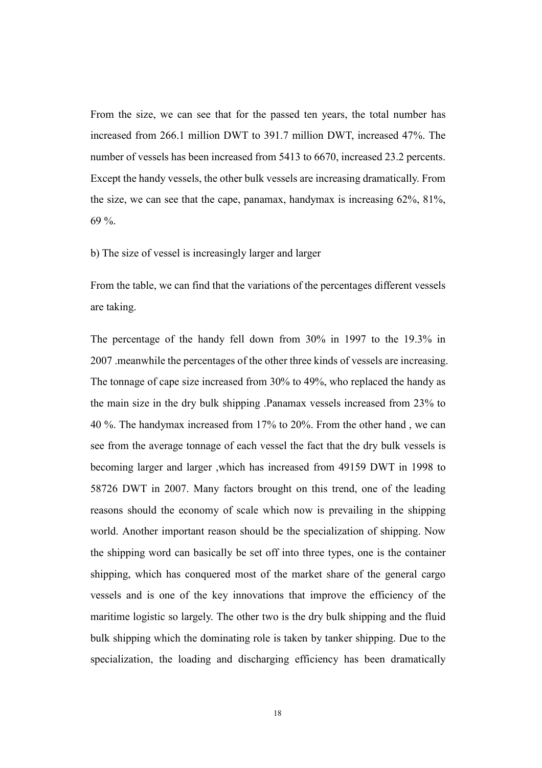From the size, we can see that for the passed ten years, the total number has increased from 266.1 million DWT to 391.7 million DWT, increased 47%. The number of vessels has been increased from 5413 to 6670, increased 23.2 percents. Except the handy vessels, the other bulk vessels are increasing dramatically. From the size, we can see that the cape, panamax, handymax is increasing 62%, 81%, 69 %.

b) The size of vessel is increasingly larger and larger

From the table, we can find that the variations of the percentages different vessels are taking.

The percentage of the handy fell down from 30% in 1997 to the 19.3% in 2007 .meanwhile the percentages of the other three kinds of vessels are increasing. The tonnage of cape size increased from 30% to 49%, who replaced the handy as the main size in the dry bulk shipping .Panamax vessels increased from 23% to 40 %. The handymax increased from 17% to 20%. From the other hand , we can see from the average tonnage of each vessel the fact that the dry bulk vessels is becoming larger and larger ,which has increased from 49159 DWT in 1998 to 58726 DWT in 2007. Many factors brought on this trend, one of the leading reasons should the economy of scale which now is prevailing in the shipping world. Another important reason should be the specialization of shipping. Now the shipping word can basically be set off into three types, one is the container shipping, which has conquered most of the market share of the general cargo vessels and is one of the key innovations that improve the efficiency of the maritime logistic so largely. The other two is the dry bulk shipping and the fluid bulk shipping which the dominating role is taken by tanker shipping. Due to the specialization, the loading and discharging efficiency has been dramatically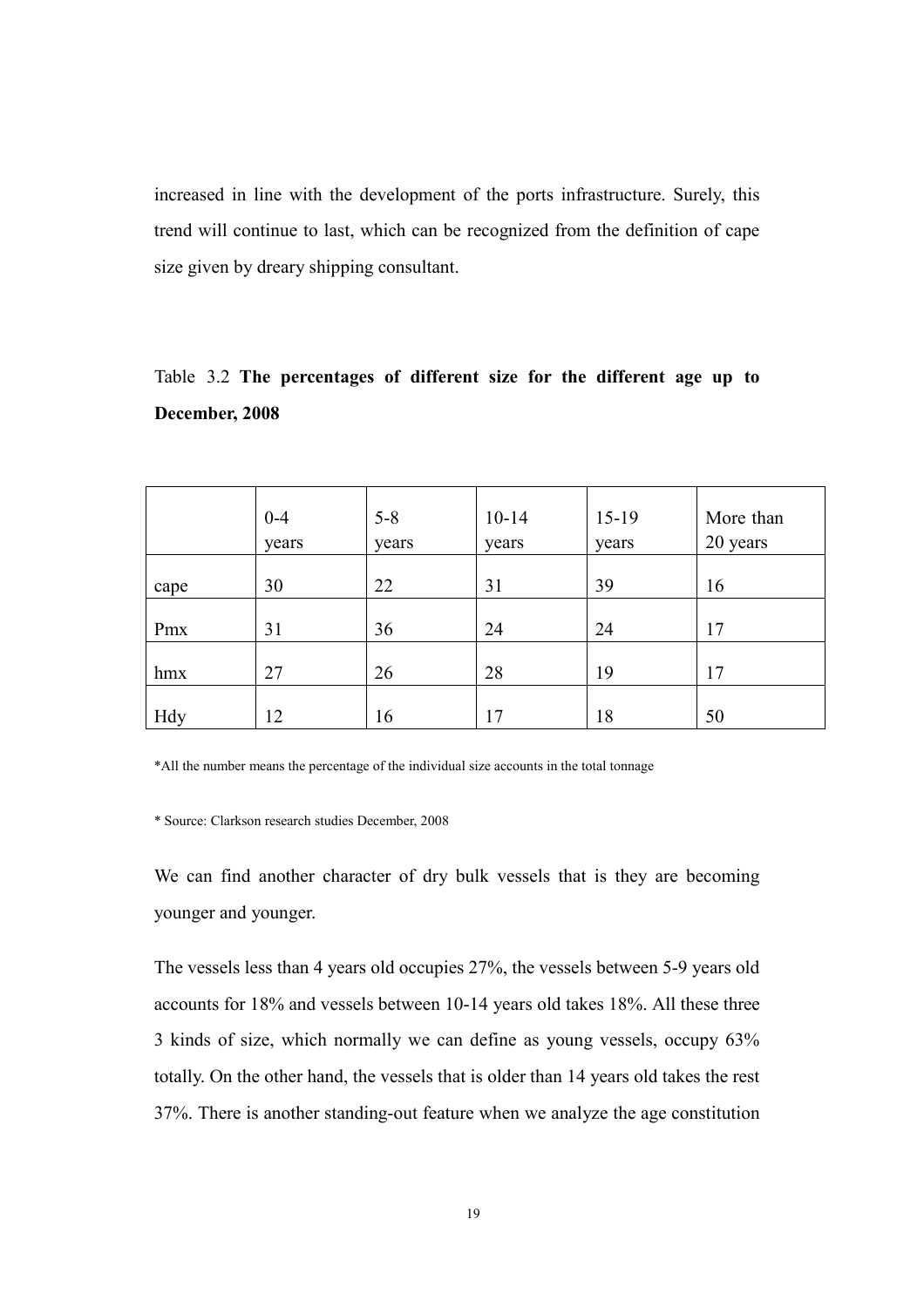increased in line with the development of the ports infrastructure. Surely, this trend will continue to last, which can be recognized from the definition of cape size given by dreary shipping consultant.

Table 3.2 **The percentages of different size for the different age up to December, 2008**

| | 0-4 years | 5-8 years | 10-14 years | 15-19 years | More than 20 years |
|---|---|---|---|---|---|
| cape | 30 | 22 | 31 | 39 | 16 |
| Pmx | 31 | 36 | 24 | 24 | 17 |
| hmx | 27 | 26 | 28 | 19 | 17 |
| Hdy | 12 | 16 | 17 | 18 | 50 |

*All the number means the percentage of the individual size accounts in the total tonnage

* Source: Clarkson research studies December, 2008

We can find another character of dry bulk vessels that is they are becoming younger and younger.

The vessels less than 4 years old occupies 27%, the vessels between 5-9 years old accounts for 18% and vessels between 10-14 years old takes 18%. All these three 3 kinds of size, which normally we can define as young vessels, occupy 63% totally. On the other hand, the vessels that is older than 14 years old takes the rest 37%. There is another standing-out feature when we analyze the age constitution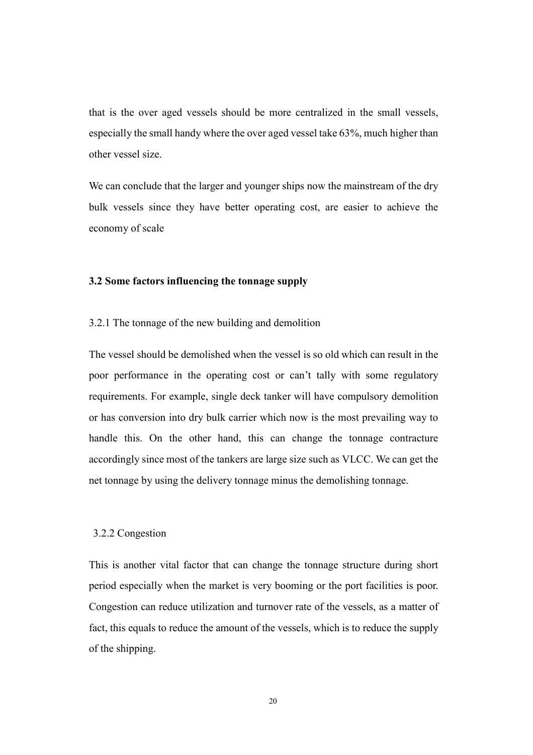that is the over aged vessels should be more centralized in the small vessels, especially the small handy where the over aged vessel take 63%, much higher than other vessel size.

We can conclude that the larger and younger ships now the mainstream of the dry bulk vessels since they have better operating cost, are easier to achieve the economy of scale

### 3.2 Some factors influencing the tonnage supply

#### 3.2.1 The tonnage of the new building and demolition

The vessel should be demolished when the vessel is so old which can result in the poor performance in the operating cost or can't tally with some regulatory requirements. For example, single deck tanker will have compulsory demolition or has conversion into dry bulk carrier which now is the most prevailing way to handle this. On the other hand, this can change the tonnage contracture accordingly since most of the tankers are large size such as VLCC. We can get the net tonnage by using the delivery tonnage minus the demolishing tonnage.

#### 3.2.2 Congestion

This is another vital factor that can change the tonnage structure during short period especially when the market is very booming or the port facilities is poor. Congestion can reduce utilization and turnover rate of the vessels, as a matter of fact, this equals to reduce the amount of the vessels, which is to reduce the supply of the shipping.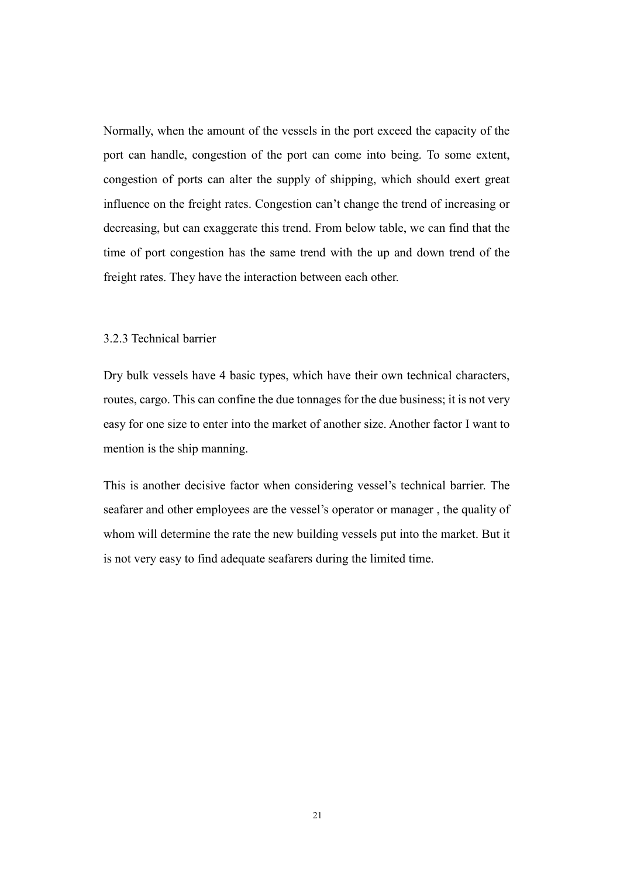Normally, when the amount of the vessels in the port exceed the capacity of the port can handle, congestion of the port can come into being. To some extent, congestion of ports can alter the supply of shipping, which should exert great influence on the freight rates. Congestion can't change the trend of increasing or decreasing, but can exaggerate this trend. From below table, we can find that the time of port congestion has the same trend with the up and down trend of the freight rates. They have the interaction between each other.

### 3.2.3 Technical barrier

Dry bulk vessels have 4 basic types, which have their own technical characters, routes, cargo. This can confine the due tonnages for the due business; it is not very easy for one size to enter into the market of another size. Another factor I want to mention is the ship manning.

This is another decisive factor when considering vessel's technical barrier. The seafarer and other employees are the vessel's operator or manager , the quality of whom will determine the rate the new building vessels put into the market. But it is not very easy to find adequate seafarers during the limited time.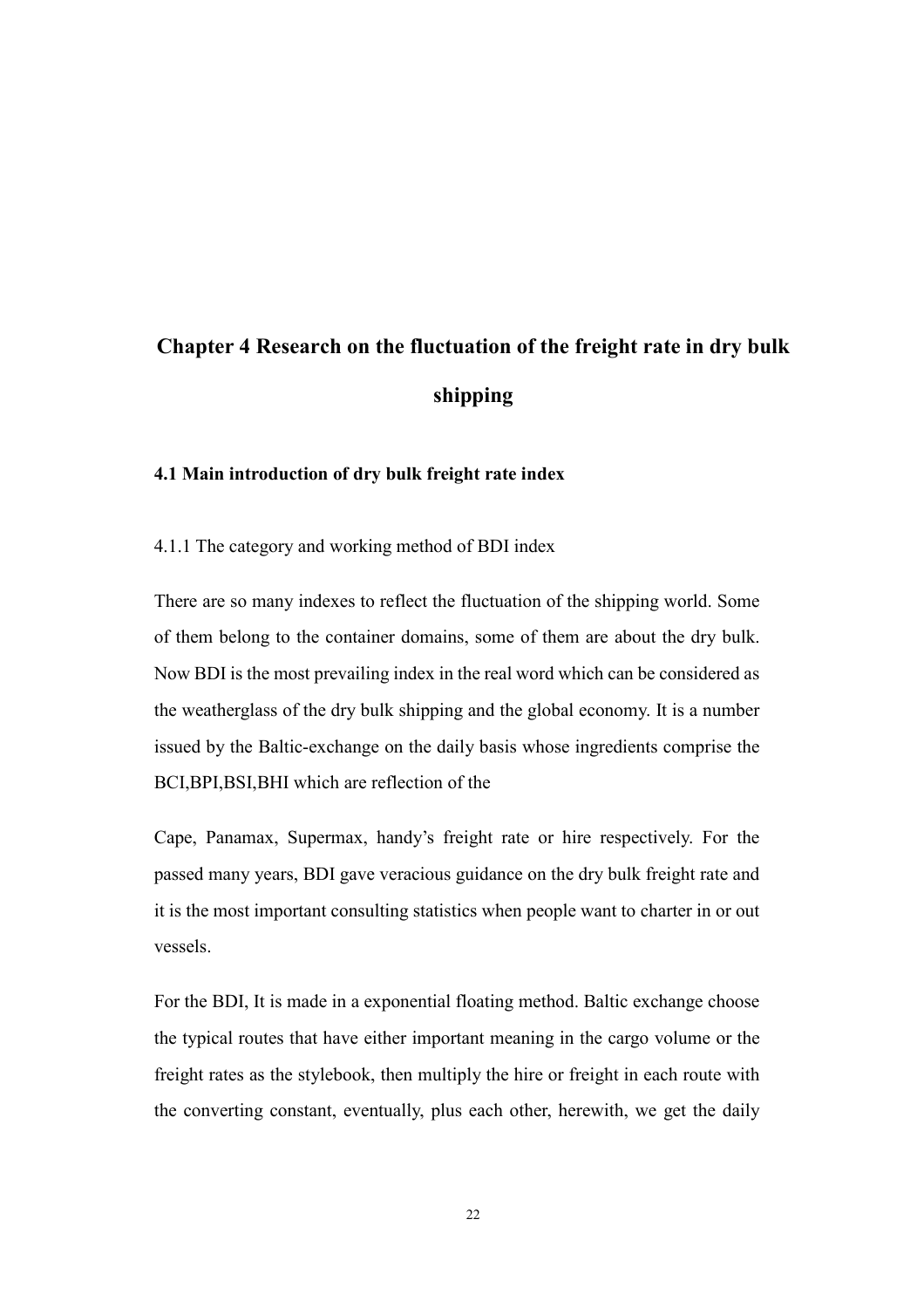# Chapter 4 Research on the fluctuation of the freight rate in dry bulk shipping

## 4.1 Main introduction of dry bulk freight rate index

### 4.1.1 The category and working method of BDI index

There are so many indexes to reflect the fluctuation of the shipping world. Some of them belong to the container domains, some of them are about the dry bulk. Now BDI is the most prevailing index in the real word which can be considered as the weatherglass of the dry bulk shipping and the global economy. It is a number issued by the Baltic-exchange on the daily basis whose ingredients comprise the BCI,BPI,BSI,BHI which are reflection of the

Cape, Panamax, Supermax, handy's freight rate or hire respectively. For the passed many years, BDI gave veracious guidance on the dry bulk freight rate and it is the most important consulting statistics when people want to charter in or out vessels.

For the BDI, It is made in a exponential floating method. Baltic exchange choose the typical routes that have either important meaning in the cargo volume or the freight rates as the stylebook, then multiply the hire or freight in each route with the converting constant, eventually, plus each other, herewith, we get the daily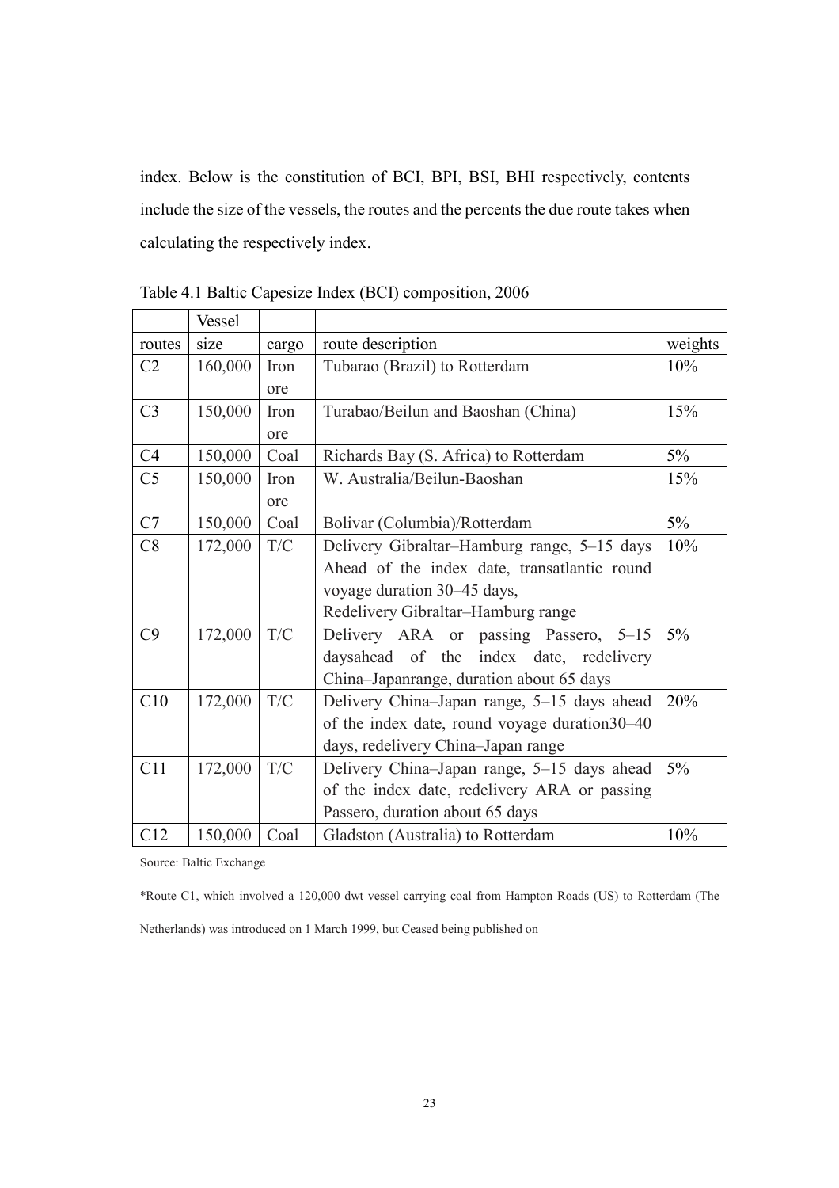index. Below is the constitution of BCI, BPI, BSI, BHI respectively, contents include the size of the vessels, the routes and the percents the due route takes when calculating the respectively index.

Table 4.1 Baltic Capesize Index (BCI) composition, 2006

| routes | Vessel size | cargo | route description | weights |
|---|---|---|---|---|
| C2 | 160,000 | Iron ore | Tubarao (Brazil) to Rotterdam | 10% |
| C3 | 150,000 | Iron ore | Turabao/Beilun and Baoshan (China) | 15% |
| C4 | 150,000 | Coal | Richards Bay (S. Africa) to Rotterdam | 5% |
| C5 | 150,000 | Iron ore | W. Australia/Beilun-Baoshan | 15% |
| C7 | 150,000 | Coal | Bolivar (Columbia)/Rotterdam | 5% |
| C8 | 172,000 | T/C | Delivery Gibraltar–Hamburg range, 5–15 days Ahead of the index date, transatlantic round voyage duration 30–45 days, Redelivery Gibraltar–Hamburg range | 10% |
| C9 | 172,000 | T/C | Delivery ARA or passing Passero, 5–15 daysahead of the index date, redelivery China–Japanrange, duration about 65 days | 5% |
| C10 | 172,000 | T/C | Delivery China–Japan range, 5–15 days ahead of the index date, round voyage duration30–40 days, redelivery China–Japan range | 20% |
| C11 | 172,000 | T/C | Delivery China–Japan range, 5–15 days ahead of the index date, redelivery ARA or passing Passero, duration about 65 days | 5% |
| C12 | 150,000 | Coal | Gladston (Australia) to Rotterdam | 10% |

Source: Baltic Exchange

*Route C1, which involved a 120,000 dwt vessel carrying coal from Hampton Roads (US) to Rotterdam (The Netherlands) was introduced on 1 March 1999, but Ceased being published on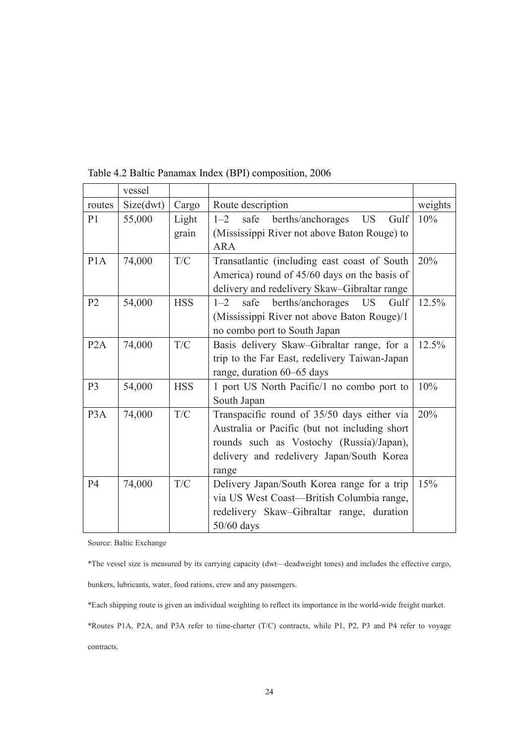Table 4.2 Baltic Panamax Index (BPI) composition, 2006

| routes | vessel Size(dwt) | Cargo | Route description | weights |
|---|---|---|---|---|
| P1 | 55,000 | Light grain | 1–2 safe berths/anchorages US Gulf (Mississippi River not above Baton Rouge) to ARA | 10% |
| P1A | 74,000 | T/C | Transatlantic (including east coast of South America) round of 45/60 days on the basis of delivery and redelivery Skaw–Gibraltar range | 20% |
| P2 | 54,000 | HSS | 1–2 safe berths/anchorages US Gulf (Mississippi River not above Baton Rouge)/1 no combo port to South Japan | 12.5% |
| P2A | 74,000 | T/C | Basis delivery Skaw–Gibraltar range, for a trip to the Far East, redelivery Taiwan-Japan range, duration 60–65 days | 12.5% |
| P3 | 54,000 | HSS | 1 port US North Pacific/1 no combo port to South Japan | 10% |
| P3A | 74,000 | T/C | Transpacific round of 35/50 days either via Australia or Pacific (but not including short rounds such as Vostochy (Russia)/Japan), delivery and redelivery Japan/South Korea range | 20% |
| P4 | 74,000 | T/C | Delivery Japan/South Korea range for a trip via US West Coast—British Columbia range, redelivery Skaw–Gibraltar range, duration 50/60 days | 15% |

Source: Baltic Exchange

*The vessel size is measured by its carrying capacity (dwt—deadweight tones) and includes the effective cargo, bunkers, lubricants, water, food rations, crew and any passengers.

*Each shipping route is given an individual weighting to reflect its importance in the world-wide freight market.

*Routes P1A, P2A, and P3A refer to time-charter (T/C) contracts, while P1, P2, P3 and P4 refer to voyage contracts.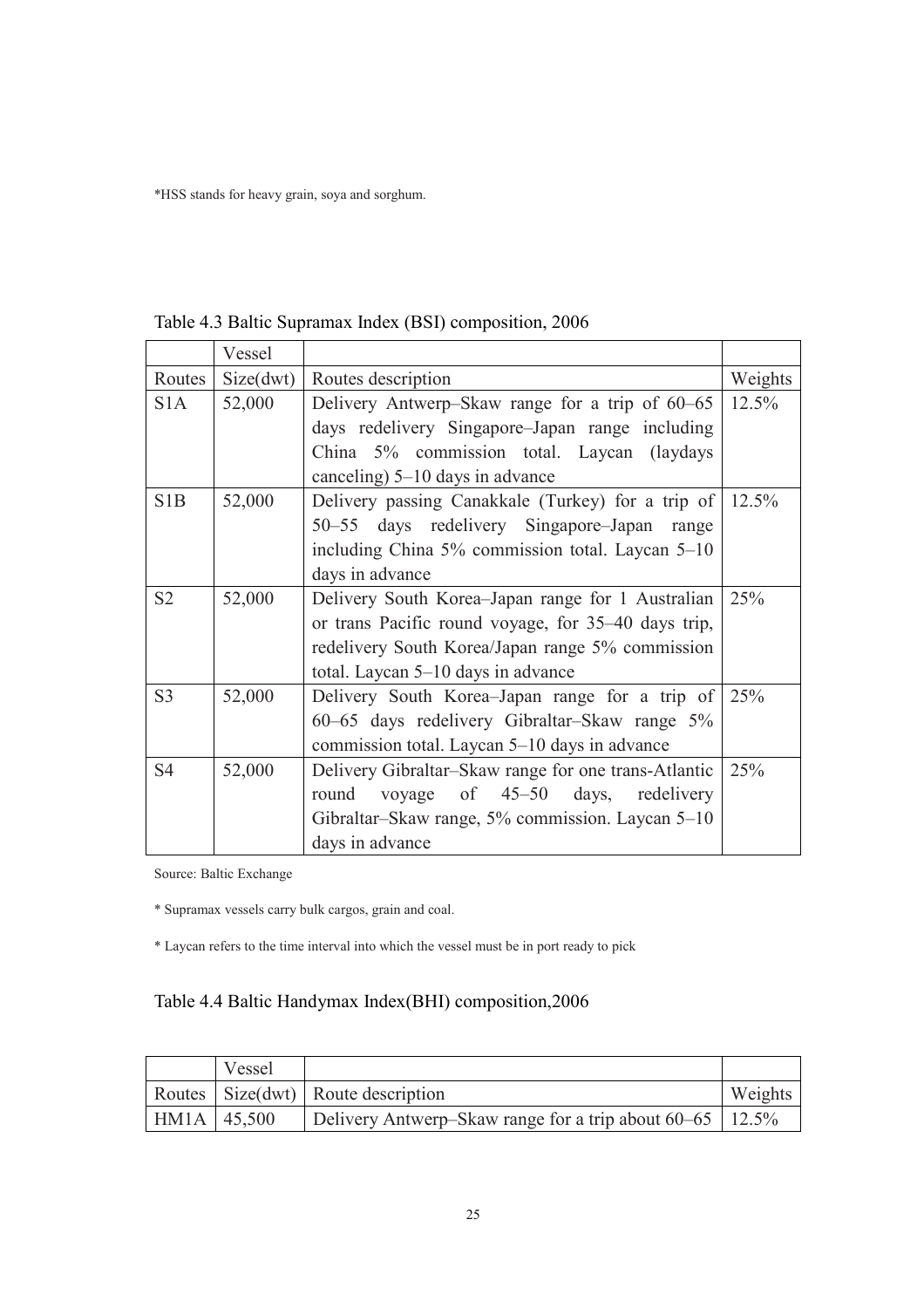*HSS stands for heavy grain, soya and sorghum.

Table 4.3 Baltic Supramax Index (BSI) composition, 2006

| Routes | Vessel Size(dwt) | Routes description | Weights |
|---|---|---|---|
| S1A | 52,000 | Delivery Antwerp–Skaw range for a trip of 60–65 days redelivery Singapore–Japan range including China 5% commission total. Laycan (laydays canceling) 5–10 days in advance | 12.5% |
| S1B | 52,000 | Delivery passing Canakkale (Turkey) for a trip of 50–55 days redelivery Singapore–Japan range including China 5% commission total. Laycan 5–10 days in advance | 12.5% |
| S2 | 52,000 | Delivery South Korea–Japan range for 1 Australian or trans Pacific round voyage, for 35–40 days trip, redelivery South Korea/Japan range 5% commission total. Laycan 5–10 days in advance | 25% |
| S3 | 52,000 | Delivery South Korea–Japan range for a trip of 60–65 days redelivery Gibraltar–Skaw range 5% commission total. Laycan 5–10 days in advance | 25% |
| S4 | 52,000 | Delivery Gibraltar–Skaw range for one trans-Atlantic round voyage of 45–50 days, redelivery Gibraltar–Skaw range, 5% commission. Laycan 5–10 days in advance | 25% |

Source: Baltic Exchange

* Supramax vessels carry bulk cargos, grain and coal.

* Laycan refers to the time interval into which the vessel must be in port ready to pick

Table 4.4 Baltic Handymax Index(BHI) composition,2006

| Routes | Vessel Size(dwt) | Route description | Weights |
|---|---|---|---|
| HM1A | 45,500 | Delivery Antwerp–Skaw range for a trip about 60–65 | 12.5% |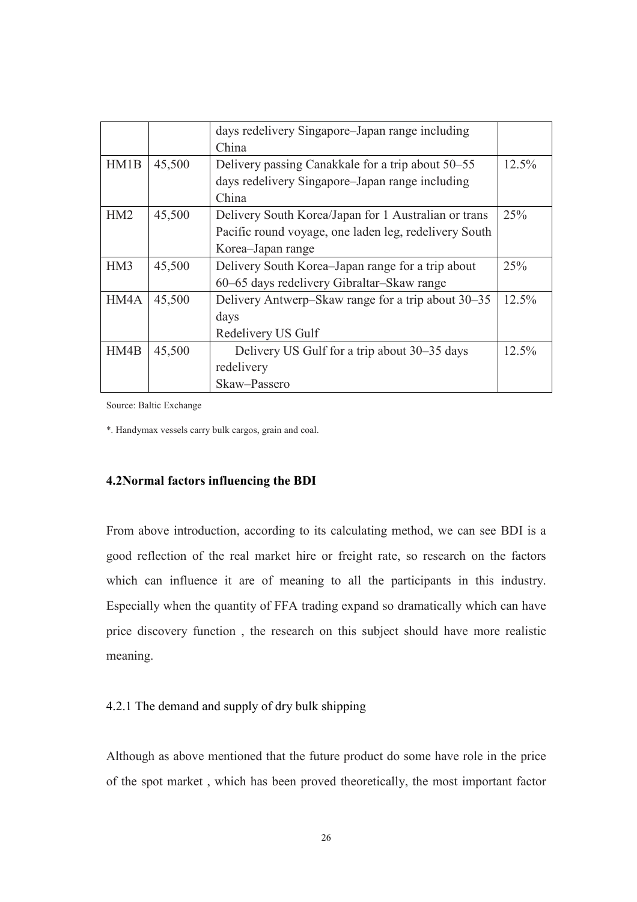| | | days redelivery Singapore–Japan range including China | |
|---|---|---|---|
| HM1B | 45,500 | Delivery passing Canakkale for a trip about 50–55 days redelivery Singapore–Japan range including China | 12.5% |
| HM2 | 45,500 | Delivery South Korea/Japan for 1 Australian or trans Pacific round voyage, one laden leg, redelivery South Korea–Japan range | 25% |
| HM3 | 45,500 | Delivery South Korea–Japan range for a trip about 60–65 days redelivery Gibraltar–Skaw range | 25% |
| HM4A | 45,500 | Delivery Antwerp–Skaw range for a trip about 30–35 days Redelivery US Gulf | 12.5% |
| HM4B | 45,500 | Delivery US Gulf for a trip about 30–35 days redelivery Skaw–Passero | 12.5% |

Source: Baltic Exchange

*. Handymax vessels carry bulk cargos, grain and coal.

### 4.2Normal factors influencing the BDI

From above introduction, according to its calculating method, we can see BDI is a good reflection of the real market hire or freight rate, so research on the factors which can influence it are of meaning to all the participants in this industry. Especially when the quantity of FFA trading expand so dramatically which can have price discovery function , the research on this subject should have more realistic meaning.

#### 4.2.1 The demand and supply of dry bulk shipping

Although as above mentioned that the future product do some have role in the price of the spot market , which has been proved theoretically, the most important factor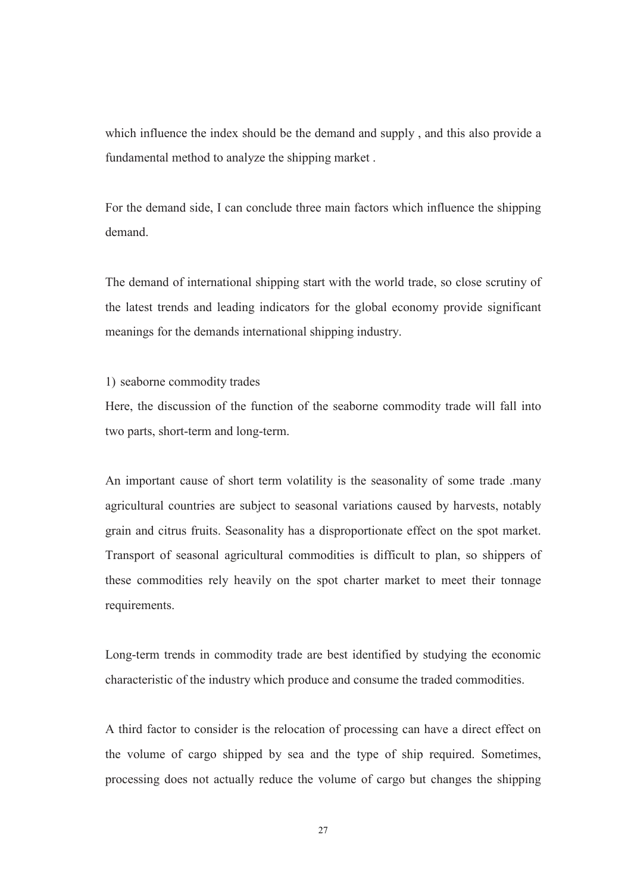which influence the index should be the demand and supply , and this also provide a fundamental method to analyze the shipping market .

For the demand side, I can conclude three main factors which influence the shipping demand.

The demand of international shipping start with the world trade, so close scrutiny of the latest trends and leading indicators for the global economy provide significant meanings for the demands international shipping industry.

1) seaborne commodity trades

Here, the discussion of the function of the seaborne commodity trade will fall into two parts, short-term and long-term.

An important cause of short term volatility is the seasonality of some trade .many agricultural countries are subject to seasonal variations caused by harvests, notably grain and citrus fruits. Seasonality has a disproportionate effect on the spot market. Transport of seasonal agricultural commodities is difficult to plan, so shippers of these commodities rely heavily on the spot charter market to meet their tonnage requirements.

Long-term trends in commodity trade are best identified by studying the economic characteristic of the industry which produce and consume the traded commodities.

A third factor to consider is the relocation of processing can have a direct effect on the volume of cargo shipped by sea and the type of ship required. Sometimes, processing does not actually reduce the volume of cargo but changes the shipping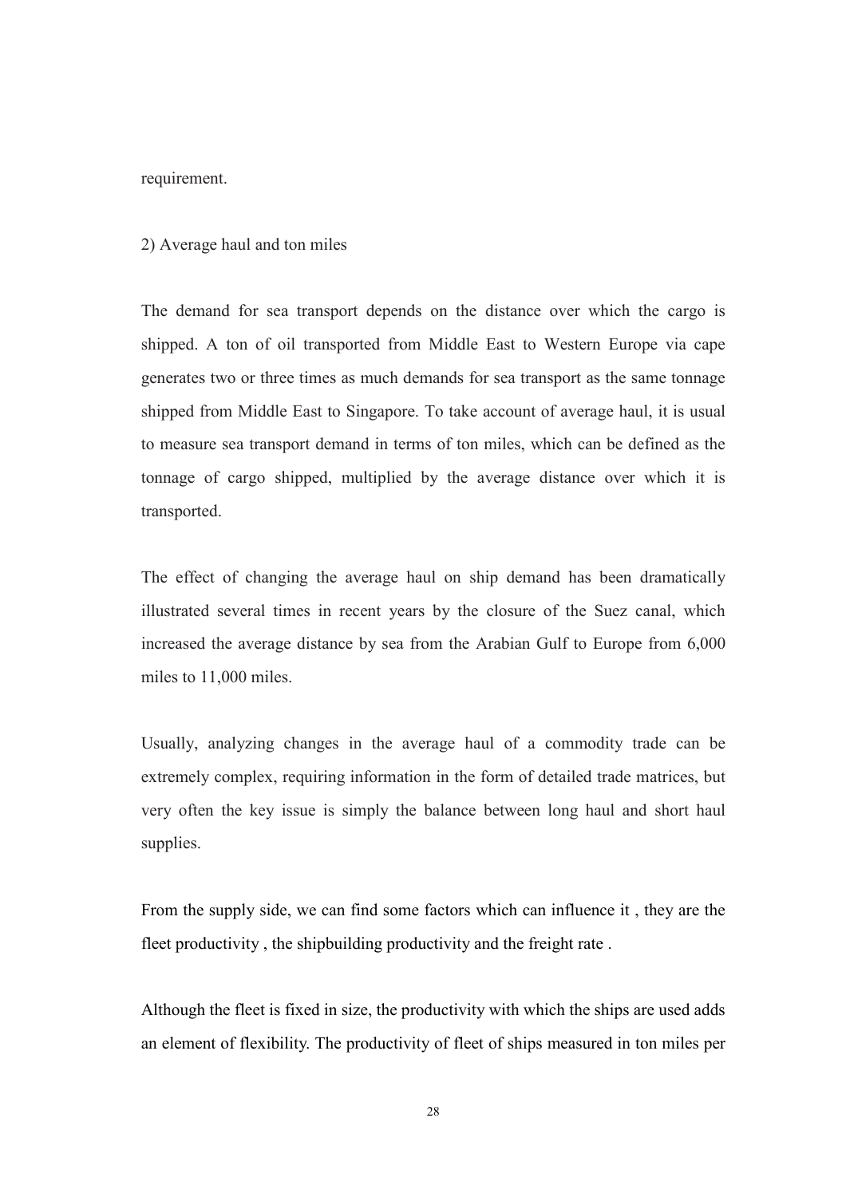requirement.

2) Average haul and ton miles

The demand for sea transport depends on the distance over which the cargo is shipped. A ton of oil transported from Middle East to Western Europe via cape generates two or three times as much demands for sea transport as the same tonnage shipped from Middle East to Singapore. To take account of average haul, it is usual to measure sea transport demand in terms of ton miles, which can be defined as the tonnage of cargo shipped, multiplied by the average distance over which it is transported.

The effect of changing the average haul on ship demand has been dramatically illustrated several times in recent years by the closure of the Suez canal, which increased the average distance by sea from the Arabian Gulf to Europe from 6,000 miles to 11,000 miles.

Usually, analyzing changes in the average haul of a commodity trade can be extremely complex, requiring information in the form of detailed trade matrices, but very often the key issue is simply the balance between long haul and short haul supplies.

From the supply side, we can find some factors which can influence it , they are the fleet productivity , the shipbuilding productivity and the freight rate .

Although the fleet is fixed in size, the productivity with which the ships are used adds an element of flexibility. The productivity of fleet of ships measured in ton miles per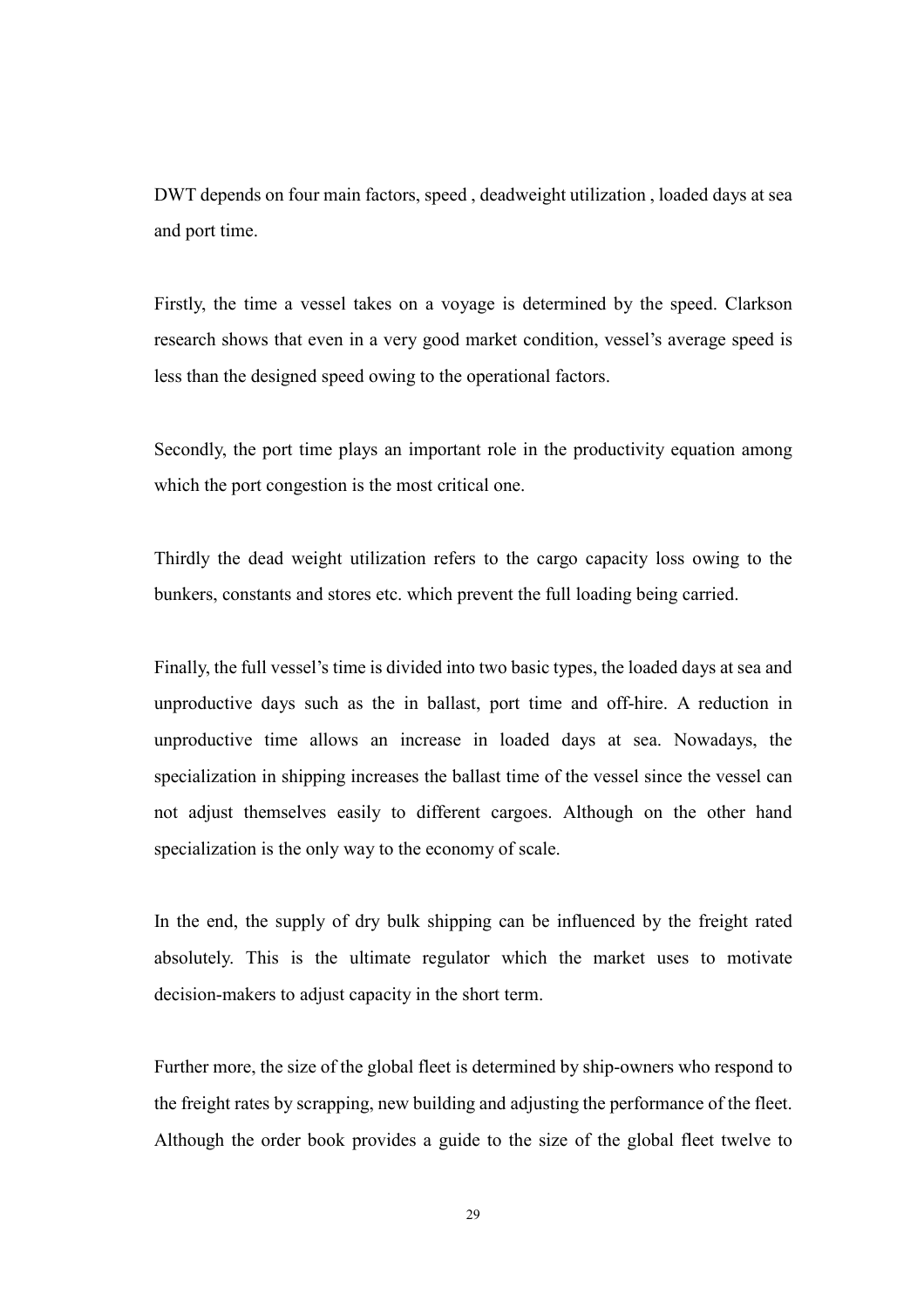DWT depends on four main factors, speed , deadweight utilization , loaded days at sea and port time.

Firstly, the time a vessel takes on a voyage is determined by the speed. Clarkson research shows that even in a very good market condition, vessel's average speed is less than the designed speed owing to the operational factors.

Secondly, the port time plays an important role in the productivity equation among which the port congestion is the most critical one.

Thirdly the dead weight utilization refers to the cargo capacity loss owing to the bunkers, constants and stores etc. which prevent the full loading being carried.

Finally, the full vessel's time is divided into two basic types, the loaded days at sea and unproductive days such as the in ballast, port time and off-hire. A reduction in unproductive time allows an increase in loaded days at sea. Nowadays, the specialization in shipping increases the ballast time of the vessel since the vessel can not adjust themselves easily to different cargoes. Although on the other hand specialization is the only way to the economy of scale.

In the end, the supply of dry bulk shipping can be influenced by the freight rated absolutely. This is the ultimate regulator which the market uses to motivate decision-makers to adjust capacity in the short term.

Further more, the size of the global fleet is determined by ship-owners who respond to the freight rates by scrapping, new building and adjusting the performance of the fleet. Although the order book provides a guide to the size of the global fleet twelve to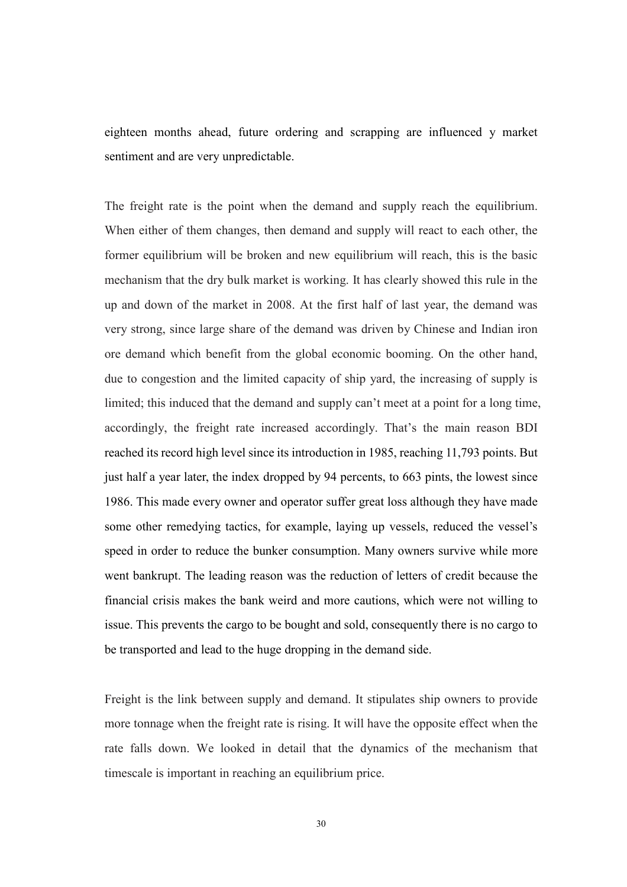eighteen months ahead, future ordering and scrapping are influenced y market sentiment and are very unpredictable.

The freight rate is the point when the demand and supply reach the equilibrium. When either of them changes, then demand and supply will react to each other, the former equilibrium will be broken and new equilibrium will reach, this is the basic mechanism that the dry bulk market is working. It has clearly showed this rule in the up and down of the market in 2008. At the first half of last year, the demand was very strong, since large share of the demand was driven by Chinese and Indian iron ore demand which benefit from the global economic booming. On the other hand, due to congestion and the limited capacity of ship yard, the increasing of supply is limited; this induced that the demand and supply can't meet at a point for a long time, accordingly, the freight rate increased accordingly. That's the main reason BDI reached its record high level since its introduction in 1985, reaching 11,793 points. But just half a year later, the index dropped by 94 percents, to 663 pints, the lowest since 1986. This made every owner and operator suffer great loss although they have made some other remedying tactics, for example, laying up vessels, reduced the vessel's speed in order to reduce the bunker consumption. Many owners survive while more went bankrupt. The leading reason was the reduction of letters of credit because the financial crisis makes the bank weird and more cautions, which were not willing to issue. This prevents the cargo to be bought and sold, consequently there is no cargo to be transported and lead to the huge dropping in the demand side.

Freight is the link between supply and demand. It stipulates ship owners to provide more tonnage when the freight rate is rising. It will have the opposite effect when the rate falls down. We looked in detail that the dynamics of the mechanism that timescale is important in reaching an equilibrium price.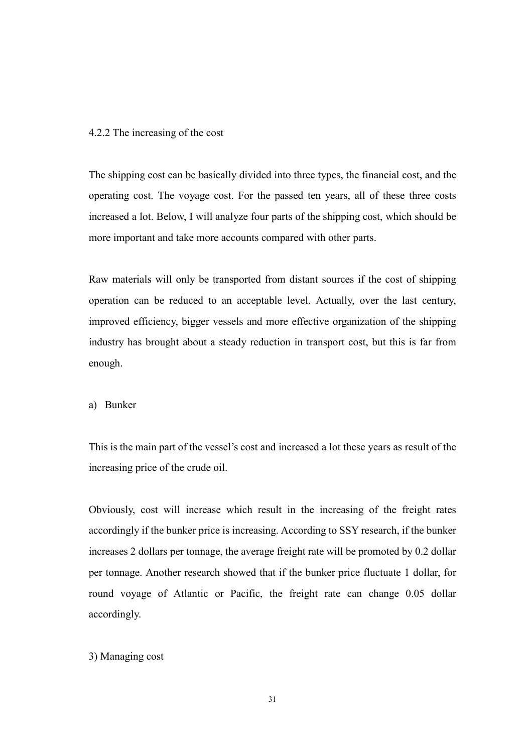#### 4.2.2 The increasing of the cost

The shipping cost can be basically divided into three types, the financial cost, and the operating cost. The voyage cost. For the passed ten years, all of these three costs increased a lot. Below, I will analyze four parts of the shipping cost, which should be more important and take more accounts compared with other parts.

Raw materials will only be transported from distant sources if the cost of shipping operation can be reduced to an acceptable level. Actually, over the last century, improved efficiency, bigger vessels and more effective organization of the shipping industry has brought about a steady reduction in transport cost, but this is far from enough.

a) Bunker

This is the main part of the vessel's cost and increased a lot these years as result of the increasing price of the crude oil.

Obviously, cost will increase which result in the increasing of the freight rates accordingly if the bunker price is increasing. According to SSY research, if the bunker increases 2 dollars per tonnage, the average freight rate will be promoted by 0.2 dollar per tonnage. Another research showed that if the bunker price fluctuate 1 dollar, for round voyage of Atlantic or Pacific, the freight rate can change 0.05 dollar accordingly.

3) Managing cost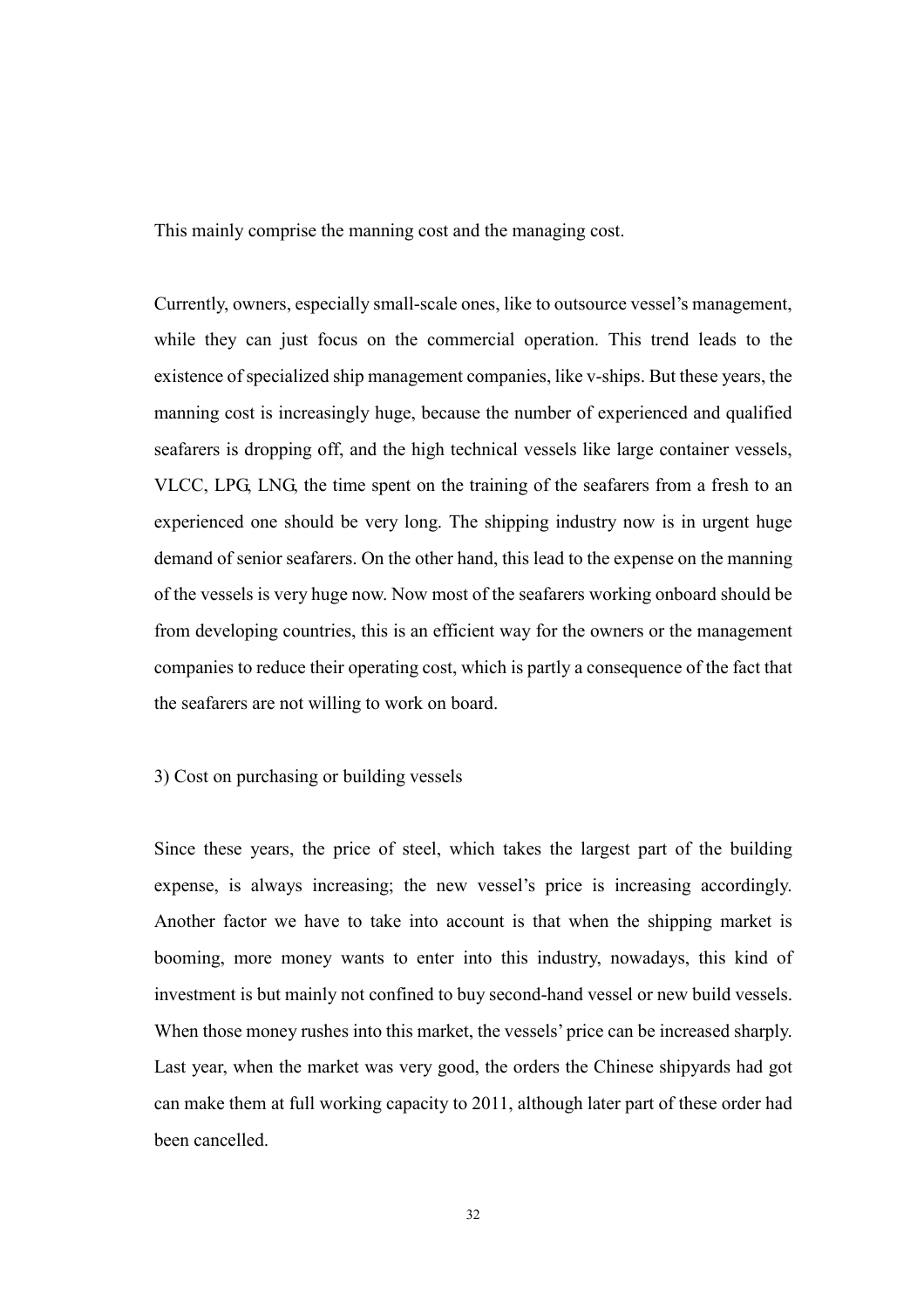This mainly comprise the manning cost and the managing cost.

Currently, owners, especially small-scale ones, like to outsource vessel's management, while they can just focus on the commercial operation. This trend leads to the existence of specialized ship management companies, like v-ships. But these years, the manning cost is increasingly huge, because the number of experienced and qualified seafarers is dropping off, and the high technical vessels like large container vessels, VLCC, LPG, LNG, the time spent on the training of the seafarers from a fresh to an experienced one should be very long. The shipping industry now is in urgent huge demand of senior seafarers. On the other hand, this lead to the expense on the manning of the vessels is very huge now. Now most of the seafarers working onboard should be from developing countries, this is an efficient way for the owners or the management companies to reduce their operating cost, which is partly a consequence of the fact that the seafarers are not willing to work on board.

3) Cost on purchasing or building vessels

Since these years, the price of steel, which takes the largest part of the building expense, is always increasing; the new vessel's price is increasing accordingly. Another factor we have to take into account is that when the shipping market is booming, more money wants to enter into this industry, nowadays, this kind of investment is but mainly not confined to buy second-hand vessel or new build vessels. When those money rushes into this market, the vessels' price can be increased sharply. Last year, when the market was very good, the orders the Chinese shipyards had got can make them at full working capacity to 2011, although later part of these order had been cancelled.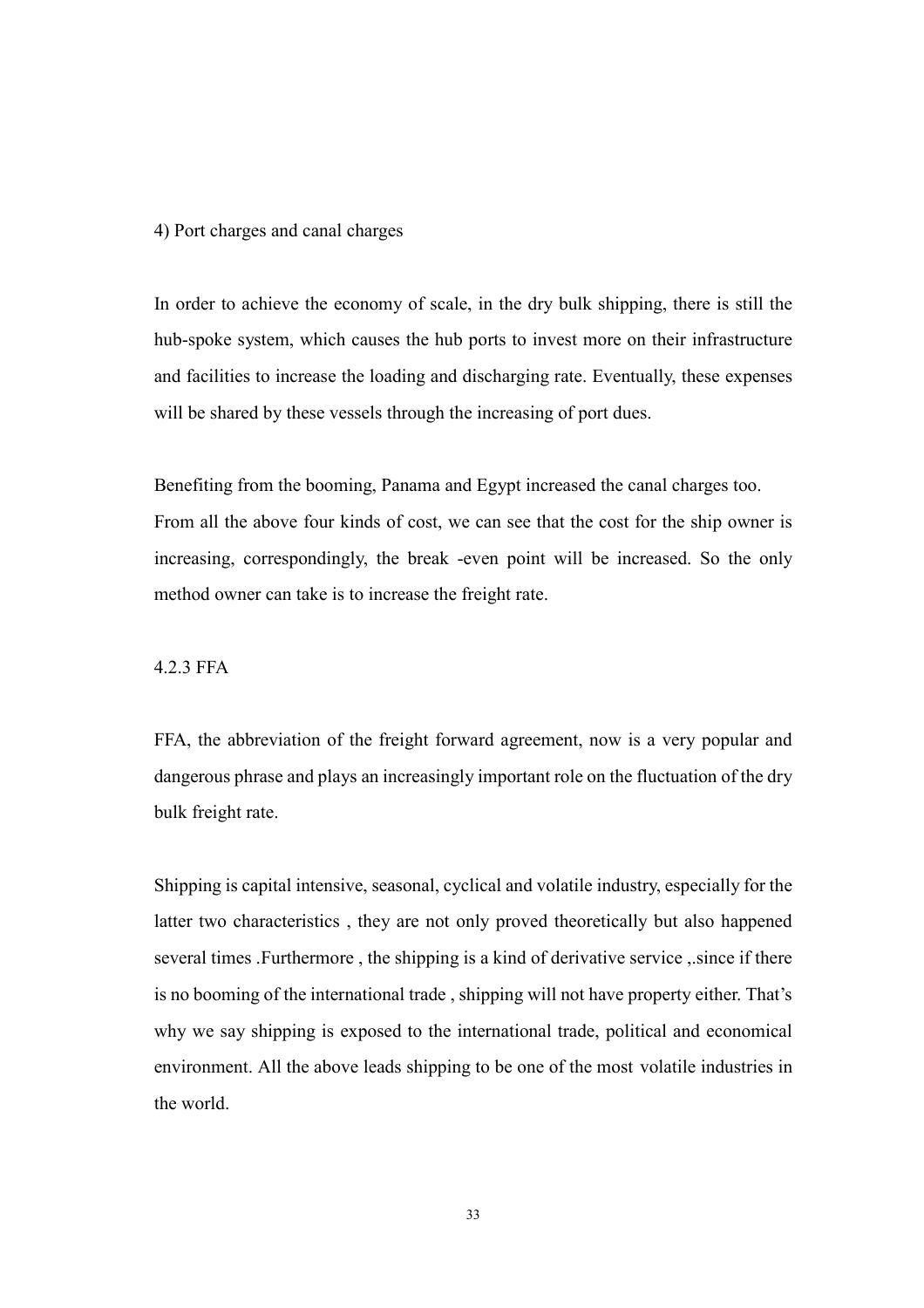4) Port charges and canal charges

In order to achieve the economy of scale, in the dry bulk shipping, there is still the hub-spoke system, which causes the hub ports to invest more on their infrastructure and facilities to increase the loading and discharging rate. Eventually, these expenses will be shared by these vessels through the increasing of port dues.

Benefiting from the booming, Panama and Egypt increased the canal charges too.
From all the above four kinds of cost, we can see that the cost for the ship owner is increasing, correspondingly, the break -even point will be increased. So the only method owner can take is to increase the freight rate.

### 4.2.3 FFA

FFA, the abbreviation of the freight forward agreement, now is a very popular and dangerous phrase and plays an increasingly important role on the fluctuation of the dry bulk freight rate.

Shipping is capital intensive, seasonal, cyclical and volatile industry, especially for the latter two characteristics , they are not only proved theoretically but also happened several times .Furthermore , the shipping is a kind of derivative service ,.since if there is no booming of the international trade , shipping will not have property either. That's why we say shipping is exposed to the international trade, political and economical environment. All the above leads shipping to be one of the most volatile industries in the world.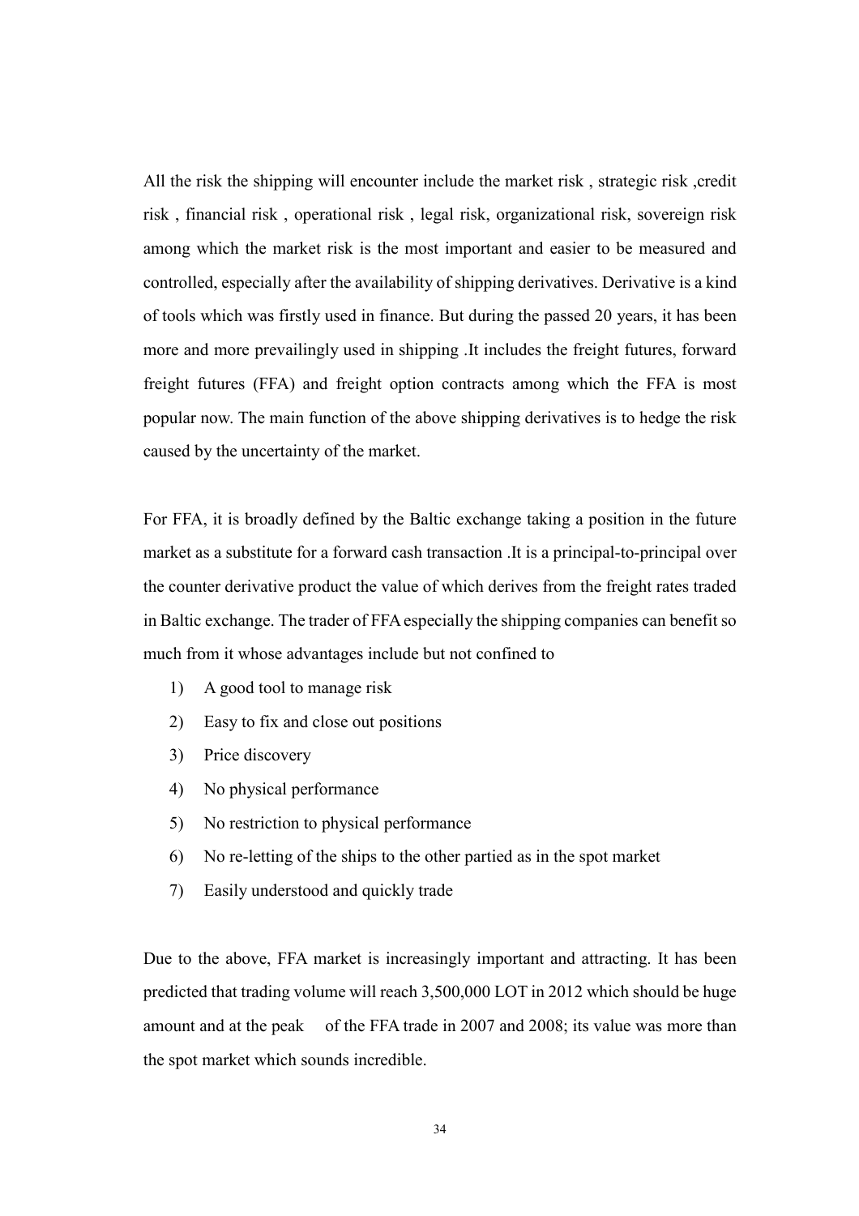All the risk the shipping will encounter include the market risk , strategic risk ,credit risk , financial risk , operational risk , legal risk, organizational risk, sovereign risk among which the market risk is the most important and easier to be measured and controlled, especially after the availability of shipping derivatives. Derivative is a kind of tools which was firstly used in finance. But during the passed 20 years, it has been more and more prevailingly used in shipping .It includes the freight futures, forward freight futures (FFA) and freight option contracts among which the FFA is most popular now. The main function of the above shipping derivatives is to hedge the risk caused by the uncertainty of the market.

For FFA, it is broadly defined by the Baltic exchange taking a position in the future market as a substitute for a forward cash transaction .It is a principal-to-principal over the counter derivative product the value of which derives from the freight rates traded in Baltic exchange. The trader of FFA especially the shipping companies can benefit so much from it whose advantages include but not confined to

1) A good tool to manage risk
2) Easy to fix and close out positions
3) Price discovery
4) No physical performance
5) No restriction to physical performance
6) No re-letting of the ships to the other partied as in the spot market
7) Easily understood and quickly trade

Due to the above, FFA market is increasingly important and attracting. It has been predicted that trading volume will reach 3,500,000 LOT in 2012 which should be huge amount and at the peak of the FFA trade in 2007 and 2008; its value was more than the spot market which sounds incredible.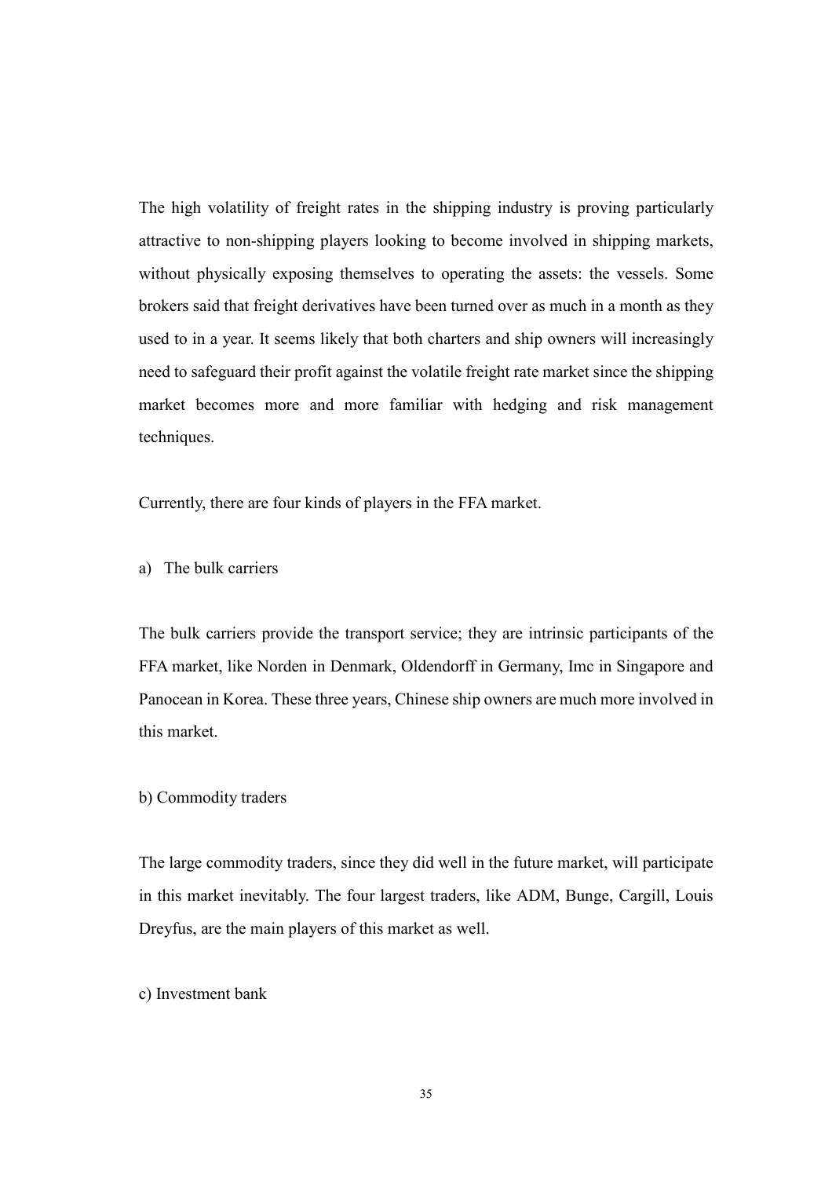The high volatility of freight rates in the shipping industry is proving particularly attractive to non-shipping players looking to become involved in shipping markets, without physically exposing themselves to operating the assets: the vessels. Some brokers said that freight derivatives have been turned over as much in a month as they used to in a year. It seems likely that both charters and ship owners will increasingly need to safeguard their profit against the volatile freight rate market since the shipping market becomes more and more familiar with hedging and risk management techniques.

Currently, there are four kinds of players in the FFA market.

a) The bulk carriers

The bulk carriers provide the transport service; they are intrinsic participants of the FFA market, like Norden in Denmark, Oldendorff in Germany, Imc in Singapore and Panocean in Korea. These three years, Chinese ship owners are much more involved in this market.

b) Commodity traders

The large commodity traders, since they did well in the future market, will participate in this market inevitably. The four largest traders, like ADM, Bunge, Cargill, Louis Dreyfus, are the main players of this market as well.

c) Investment bank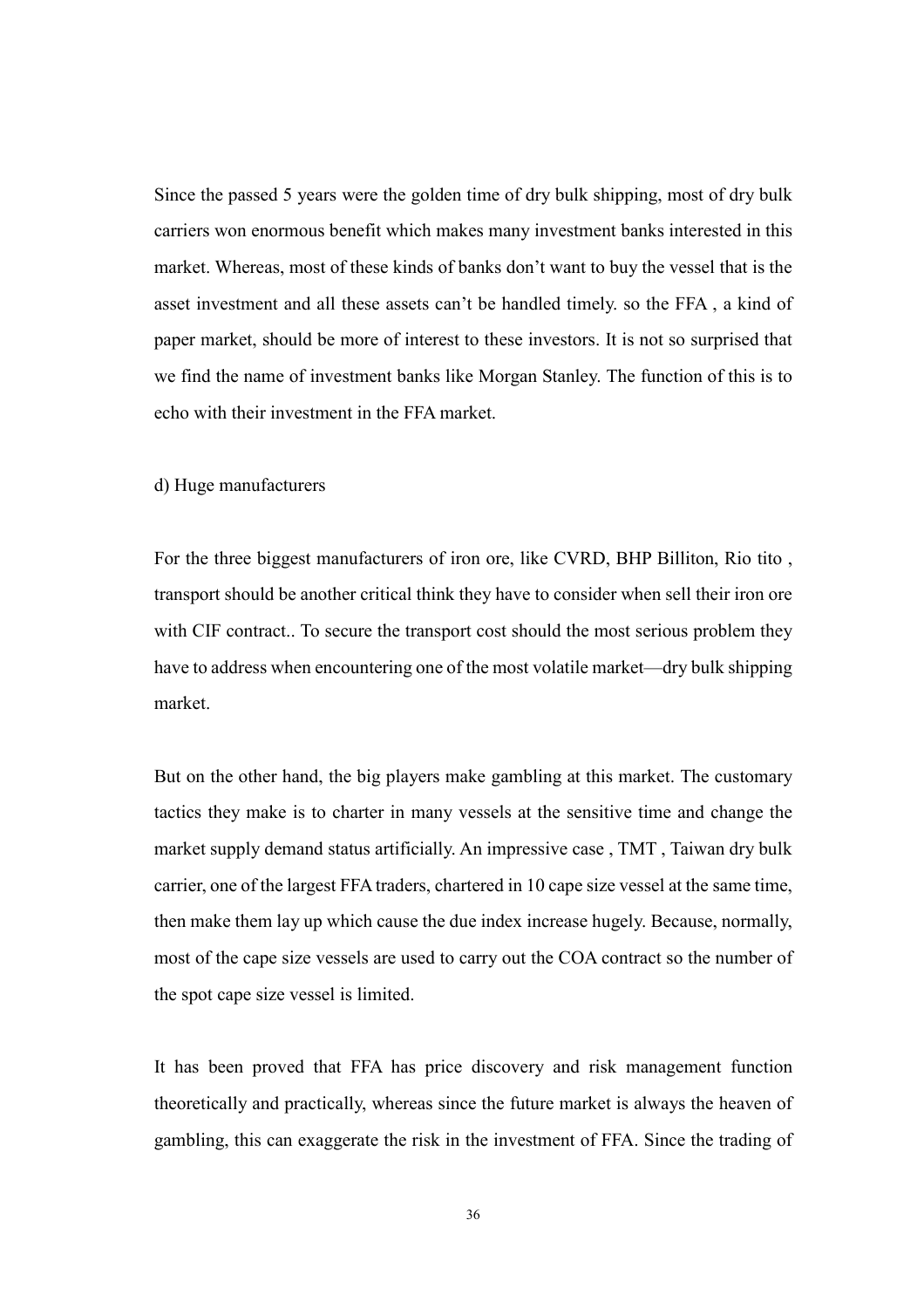Since the passed 5 years were the golden time of dry bulk shipping, most of dry bulk carriers won enormous benefit which makes many investment banks interested in this market. Whereas, most of these kinds of banks don't want to buy the vessel that is the asset investment and all these assets can't be handled timely. so the FFA , a kind of paper market, should be more of interest to these investors. It is not so surprised that we find the name of investment banks like Morgan Stanley. The function of this is to echo with their investment in the FFA market.

d) Huge manufacturers

For the three biggest manufacturers of iron ore, like CVRD, BHP Billiton, Rio tito , transport should be another critical think they have to consider when sell their iron ore with CIF contract.. To secure the transport cost should the most serious problem they have to address when encountering one of the most volatile market—dry bulk shipping market.

But on the other hand, the big players make gambling at this market. The customary tactics they make is to charter in many vessels at the sensitive time and change the market supply demand status artificially. An impressive case , TMT , Taiwan dry bulk carrier, one of the largest FFA traders, chartered in 10 cape size vessel at the same time, then make them lay up which cause the due index increase hugely. Because, normally, most of the cape size vessels are used to carry out the COA contract so the number of the spot cape size vessel is limited.

It has been proved that FFA has price discovery and risk management function theoretically and practically, whereas since the future market is always the heaven of gambling, this can exaggerate the risk in the investment of FFA. Since the trading of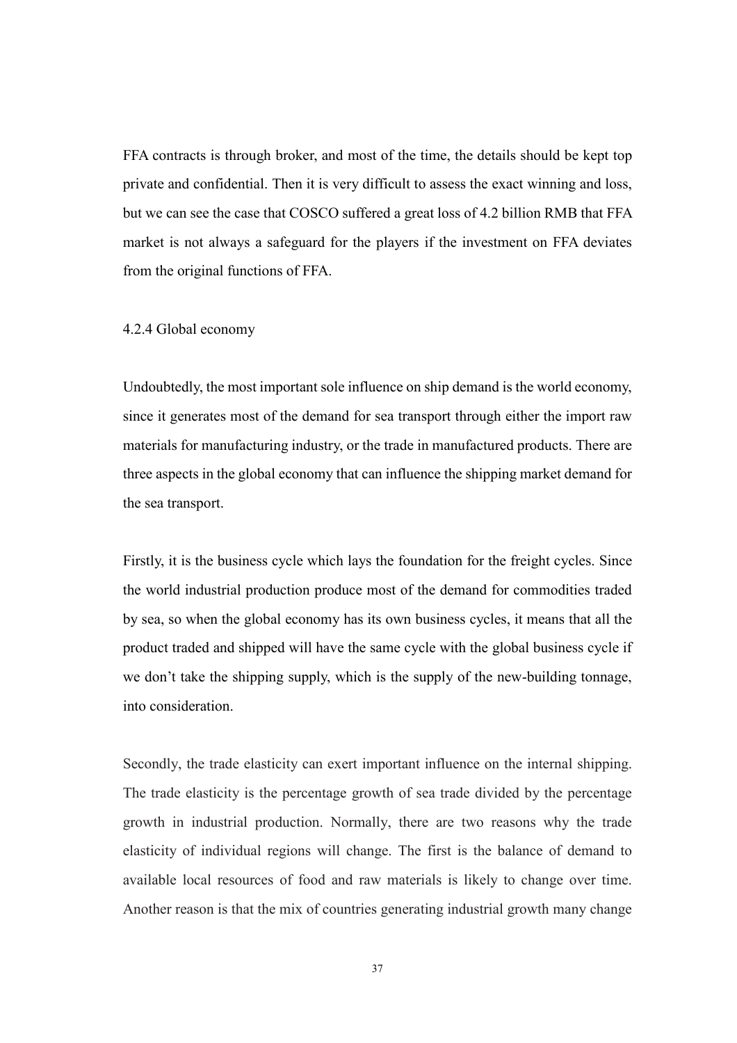FFA contracts is through broker, and most of the time, the details should be kept top private and confidential. Then it is very difficult to assess the exact winning and loss, but we can see the case that COSCO suffered a great loss of 4.2 billion RMB that FFA market is not always a safeguard for the players if the investment on FFA deviates from the original functions of FFA.

#### 4.2.4 Global economy

Undoubtedly, the most important sole influence on ship demand is the world economy, since it generates most of the demand for sea transport through either the import raw materials for manufacturing industry, or the trade in manufactured products. There are three aspects in the global economy that can influence the shipping market demand for the sea transport.

Firstly, it is the business cycle which lays the foundation for the freight cycles. Since the world industrial production produce most of the demand for commodities traded by sea, so when the global economy has its own business cycles, it means that all the product traded and shipped will have the same cycle with the global business cycle if we don't take the shipping supply, which is the supply of the new-building tonnage, into consideration.

Secondly, the trade elasticity can exert important influence on the internal shipping. The trade elasticity is the percentage growth of sea trade divided by the percentage growth in industrial production. Normally, there are two reasons why the trade elasticity of individual regions will change. The first is the balance of demand to available local resources of food and raw materials is likely to change over time. Another reason is that the mix of countries generating industrial growth many change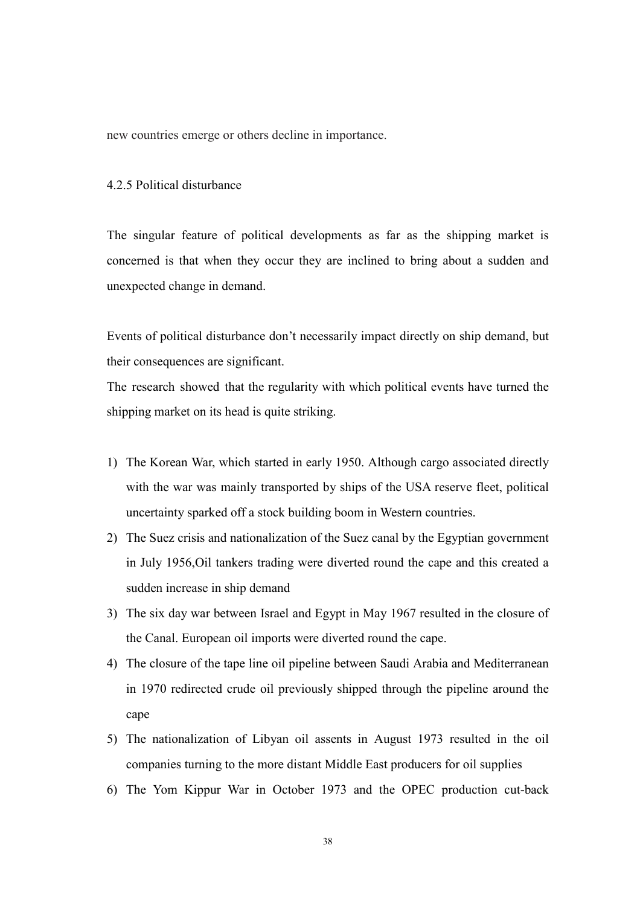new countries emerge or others decline in importance.

### 4.2.5 Political disturbance

The singular feature of political developments as far as the shipping market is concerned is that when they occur they are inclined to bring about a sudden and unexpected change in demand.

Events of political disturbance don't necessarily impact directly on ship demand, but their consequences are significant.
The research showed that the regularity with which political events have turned the shipping market on its head is quite striking.

1) The Korean War, which started in early 1950. Although cargo associated directly with the war was mainly transported by ships of the USA reserve fleet, political uncertainty sparked off a stock building boom in Western countries.
2) The Suez crisis and nationalization of the Suez canal by the Egyptian government in July 1956,Oil tankers trading were diverted round the cape and this created a sudden increase in ship demand
3) The six day war between Israel and Egypt in May 1967 resulted in the closure of the Canal. European oil imports were diverted round the cape.
4) The closure of the tape line oil pipeline between Saudi Arabia and Mediterranean in 1970 redirected crude oil previously shipped through the pipeline around the cape
5) The nationalization of Libyan oil assents in August 1973 resulted in the oil companies turning to the more distant Middle East producers for oil supplies
6) The Yom Kippur War in October 1973 and the OPEC production cut-back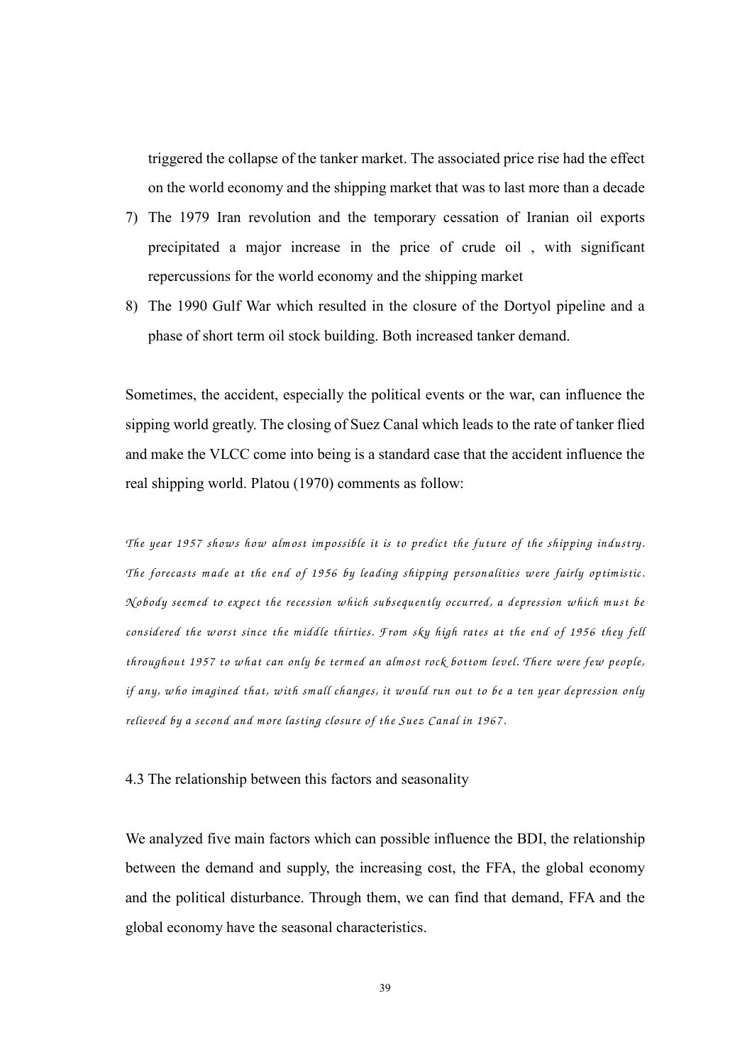triggered the collapse of the tanker market. The associated price rise had the effect on the world economy and the shipping market that was to last more than a decade

7) The 1979 Iran revolution and the temporary cessation of Iranian oil exports precipitated a major increase in the price of crude oil , with significant repercussions for the world economy and the shipping market
8) The 1990 Gulf War which resulted in the closure of the Dortyol pipeline and a phase of short term oil stock building. Both increased tanker demand.

Sometimes, the accident, especially the political events or the war, can influence the sipping world greatly. The closing of Suez Canal which leads to the rate of tanker flied and make the VLCC come into being is a standard case that the accident influence the real shipping world. Platou (1970) comments as follow:

*The year 1957 shows how almost impossible it is to predict the future of the shipping industry. The forecasts made at the end of 1956 by leading shipping personalities were fairly optimistic. Nobody seemed to expect the recession which subsequently occurred, a depression which must be considered the worst since the middle thirties. From sky high rates at the end of 1956 they fell throughout 1957 to what can only be termed an almost rock bottom level. There were few people, if any, who imagined that, with small changes, it would run out to be a ten year depression only relieved by a second and more lasting closure of the Suez Canal in 1967.*

4.3 The relationship between this factors and seasonality

We analyzed five main factors which can possible influence the BDI, the relationship between the demand and supply, the increasing cost, the FFA, the global economy and the political disturbance. Through them, we can find that demand, FFA and the global economy have the seasonal characteristics.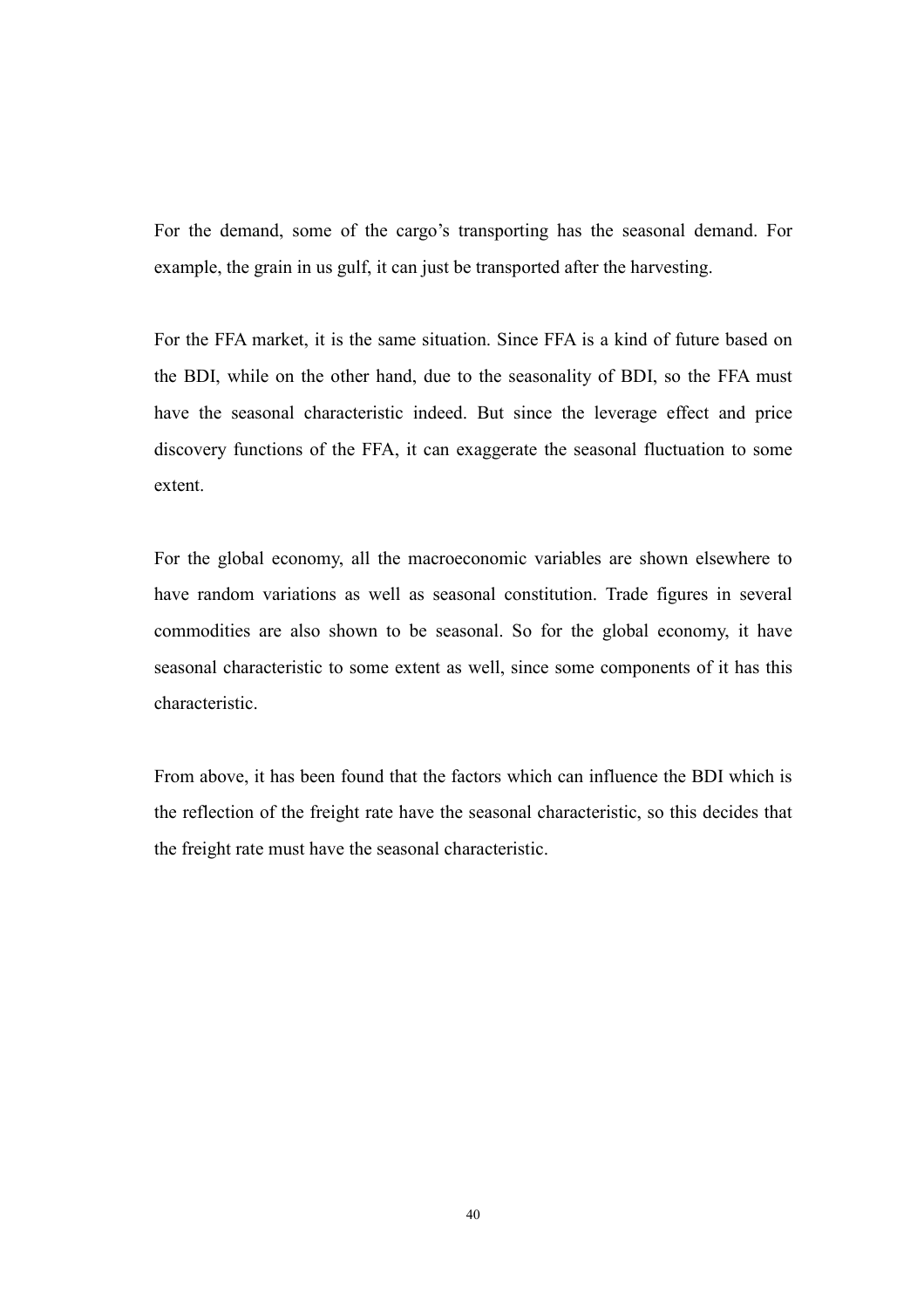For the demand, some of the cargo's transporting has the seasonal demand. For example, the grain in us gulf, it can just be transported after the harvesting.

For the FFA market, it is the same situation. Since FFA is a kind of future based on the BDI, while on the other hand, due to the seasonality of BDI, so the FFA must have the seasonal characteristic indeed. But since the leverage effect and price discovery functions of the FFA, it can exaggerate the seasonal fluctuation to some extent.

For the global economy, all the macroeconomic variables are shown elsewhere to have random variations as well as seasonal constitution. Trade figures in several commodities are also shown to be seasonal. So for the global economy, it have seasonal characteristic to some extent as well, since some components of it has this characteristic.

From above, it has been found that the factors which can influence the BDI which is the reflection of the freight rate have the seasonal characteristic, so this decides that the freight rate must have the seasonal characteristic.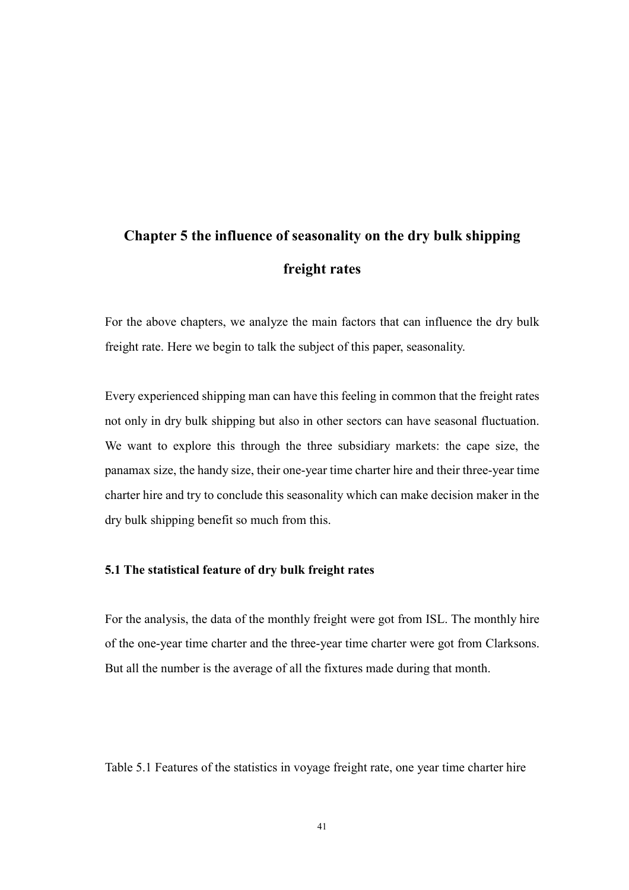# Chapter 5 the influence of seasonality on the dry bulk shipping freight rates

For the above chapters, we analyze the main factors that can influence the dry bulk freight rate. Here we begin to talk the subject of this paper, seasonality.

Every experienced shipping man can have this feeling in common that the freight rates not only in dry bulk shipping but also in other sectors can have seasonal fluctuation. We want to explore this through the three subsidiary markets: the cape size, the panamax size, the handy size, their one-year time charter hire and their three-year time charter hire and try to conclude this seasonality which can make decision maker in the dry bulk shipping benefit so much from this.

### 5.1 The statistical feature of dry bulk freight rates

For the analysis, the data of the monthly freight were got from ISL. The monthly hire of the one-year time charter and the three-year time charter were got from Clarksons. But all the number is the average of all the fixtures made during that month.

Table 5.1 Features of the statistics in voyage freight rate, one year time charter hire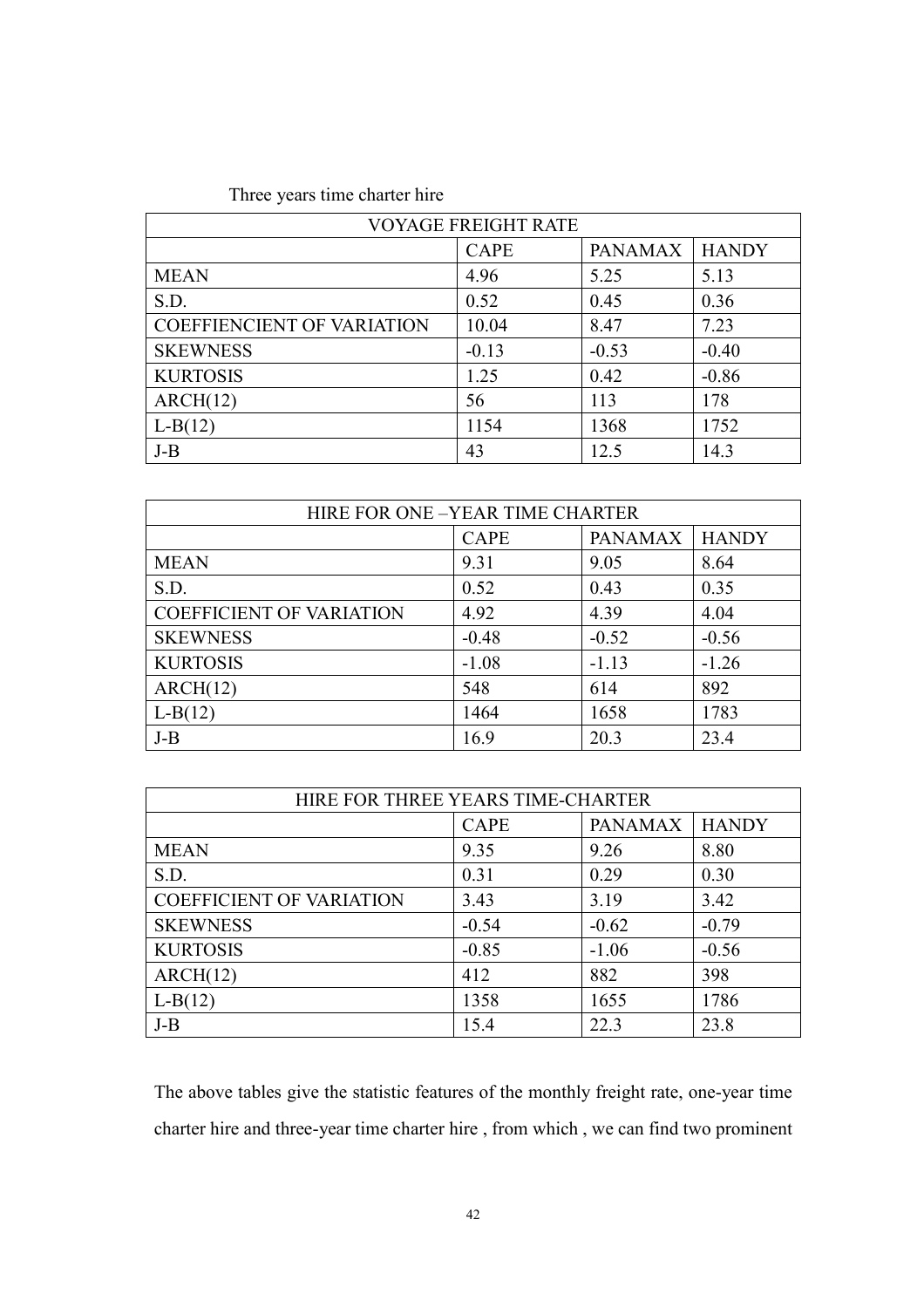Three years time charter hire

| VOYAGE FREIGHT RATE | | | |
|---|---|---|---|
| | CAPE | PANAMAX | HANDY |
| MEAN | 4.96 | 5.25 | 5.13 |
| S.D. | 0.52 | 0.45 | 0.36 |
| COEFFIENCIENT OF VARIATION | 10.04 | 8.47 | 7.23 |
| SKEWNESS | -0.13 | -0.53 | -0.40 |
| KURTOSIS | 1.25 | 0.42 | -0.86 |
| ARCH(12) | 56 | 113 | 178 |
| L-B(12) | 1154 | 1368 | 1752 |
| J-B | 43 | 12.5 | 14.3 |

| HIRE FOR ONE –YEAR TIME CHARTER | | | |
|---|---|---|---|
| | CAPE | PANAMAX | HANDY |
| MEAN | 9.31 | 9.05 | 8.64 |
| S.D. | 0.52 | 0.43 | 0.35 |
| COEFFICIENT OF VARIATION | 4.92 | 4.39 | 4.04 |
| SKEWNESS | -0.48 | -0.52 | -0.56 |
| KURTOSIS | -1.08 | -1.13 | -1.26 |
| ARCH(12) | 548 | 614 | 892 |
| L-B(12) | 1464 | 1658 | 1783 |
| J-B | 16.9 | 20.3 | 23.4 |

| HIRE FOR THREE YEARS TIME-CHARTER | | | |
|---|---|---|---|
| | CAPE | PANAMAX | HANDY |
| MEAN | 9.35 | 9.26 | 8.80 |
| S.D. | 0.31 | 0.29 | 0.30 |
| COEFFICIENT OF VARIATION | 3.43 | 3.19 | 3.42 |
| SKEWNESS | -0.54 | -0.62 | -0.79 |
| KURTOSIS | -0.85 | -1.06 | -0.56 |
| ARCH(12) | 412 | 882 | 398 |
| L-B(12) | 1358 | 1655 | 1786 |
| J-B | 15.4 | 22.3 | 23.8 |

The above tables give the statistic features of the monthly freight rate, one-year time charter hire and three-year time charter hire , from which , we can find two prominent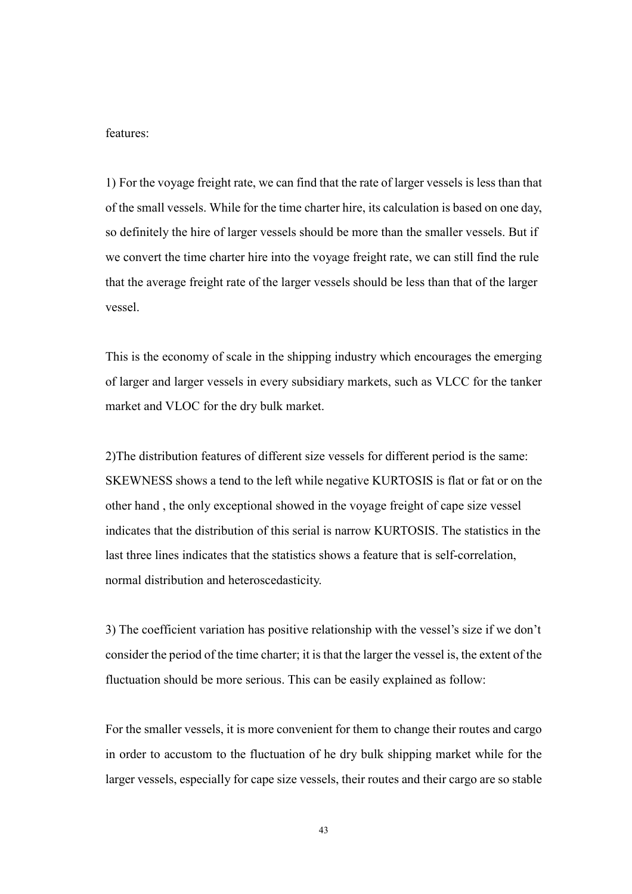features:

1) For the voyage freight rate, we can find that the rate of larger vessels is less than that of the small vessels. While for the time charter hire, its calculation is based on one day, so definitely the hire of larger vessels should be more than the smaller vessels. But if we convert the time charter hire into the voyage freight rate, we can still find the rule that the average freight rate of the larger vessels should be less than that of the larger vessel.

This is the economy of scale in the shipping industry which encourages the emerging of larger and larger vessels in every subsidiary markets, such as VLCC for the tanker market and VLOC for the dry bulk market.

2)The distribution features of different size vessels for different period is the same: SKEWNESS shows a tend to the left while negative KURTOSIS is flat or fat or on the other hand , the only exceptional showed in the voyage freight of cape size vessel indicates that the distribution of this serial is narrow KURTOSIS. The statistics in the last three lines indicates that the statistics shows a feature that is self-correlation, normal distribution and heteroscedasticity.

3) The coefficient variation has positive relationship with the vessel's size if we don't consider the period of the time charter; it is that the larger the vessel is, the extent of the fluctuation should be more serious. This can be easily explained as follow:

For the smaller vessels, it is more convenient for them to change their routes and cargo in order to accustom to the fluctuation of he dry bulk shipping market while for the larger vessels, especially for cape size vessels, their routes and their cargo are so stable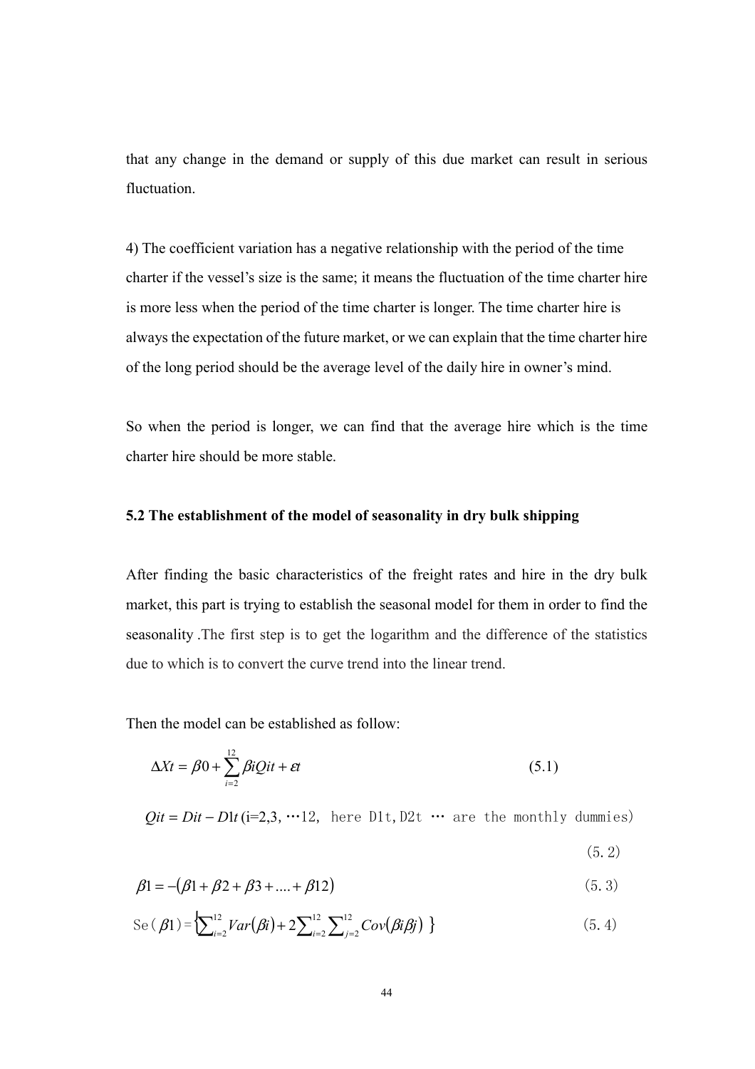that any change in the demand or supply of this due market can result in serious fluctuation.

4) The coefficient variation has a negative relationship with the period of the time charter if the vessel's size is the same; it means the fluctuation of the time charter hire is more less when the period of the time charter is longer. The time charter hire is always the expectation of the future market, or we can explain that the time charter hire of the long period should be the average level of the daily hire in owner's mind.

So when the period is longer, we can find that the average hire which is the time charter hire should be more stable.

**5.2 The establishment of the model of seasonality in dry bulk shipping**

After finding the basic characteristics of the freight rates and hire in the dry bulk market, this part is trying to establish the seasonal model for them in order to find the seasonality .The first step is to get the logarithm and the difference of the statistics due to which is to convert the curve trend into the linear trend.

Then the model can be established as follow:

$$\Delta Xt = \beta 0 + \sum_{i=2}^{12} \beta i Qit + \varepsilon t \qquad (5.1)$$

$Qit = Dit - D1t$ (i=2,3, …12, here D1t,D2t … are the monthly dummies)

(5.2)

$$\beta 1 = -(\beta 1 + \beta 2 + \beta 3 + .... + \beta 12) \qquad (5.3)$$

$$\text{Se}(\beta 1) = \{\sum_{i=2}^{12} Var(\beta i) + 2\sum_{i=2}^{12} \sum_{j=2}^{12} Cov(\beta i \beta j)\} \qquad (5.4)$$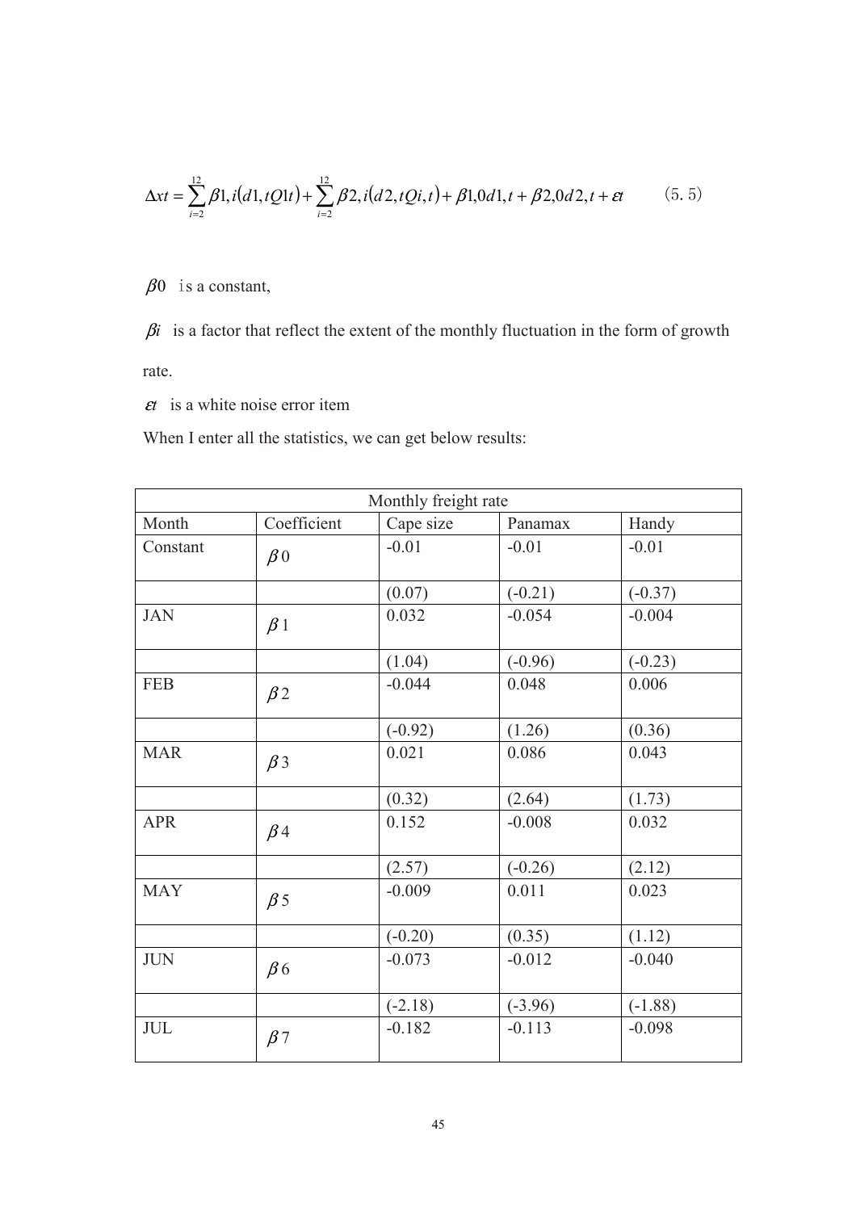$$\Delta xt = \sum_{i=2}^{12} \beta 1, i(d1, tQ1t) + \sum_{i=2}^{12} \beta 2, i(d2, tQi, t) + \beta 1,0d1, t + \beta 2,0d2, t + \varepsilon t \qquad (5.5)$$

$\beta 0$ is a constant,

$\beta i$ is a factor that reflect the extent of the monthly fluctuation in the form of growth rate.

$\varepsilon t$ is a white noise error item

When I enter all the statistics, we can get below results:

| Monthly freight rate | | | | |
|---|---|---|---|---|
| Month | Coefficient | Cape size | Panamax | Handy |
| Constant | $\beta 0$ | -0.01 | -0.01 | -0.01 |
| | | (0.07) | (-0.21) | (-0.37) |
| JAN | $\beta 1$ | 0.032 | -0.054 | -0.004 |
| | | (1.04) | (-0.96) | (-0.23) |
| FEB | $\beta 2$ | -0.044 | 0.048 | 0.006 |
| | | (-0.92) | (1.26) | (0.36) |
| MAR | $\beta 3$ | 0.021 | 0.086 | 0.043 |
| | | (0.32) | (2.64) | (1.73) |
| APR | $\beta 4$ | 0.152 | -0.008 | 0.032 |
| | | (2.57) | (-0.26) | (2.12) |
| MAY | $\beta 5$ | -0.009 | 0.011 | 0.023 |
| | | (-0.20) | (0.35) | (1.12) |
| JUN | $\beta 6$ | -0.073 | -0.012 | -0.040 |
| | | (-2.18) | (-3.96) | (-1.88) |
| JUL | $\beta 7$ | -0.182 | -0.113 | -0.098 |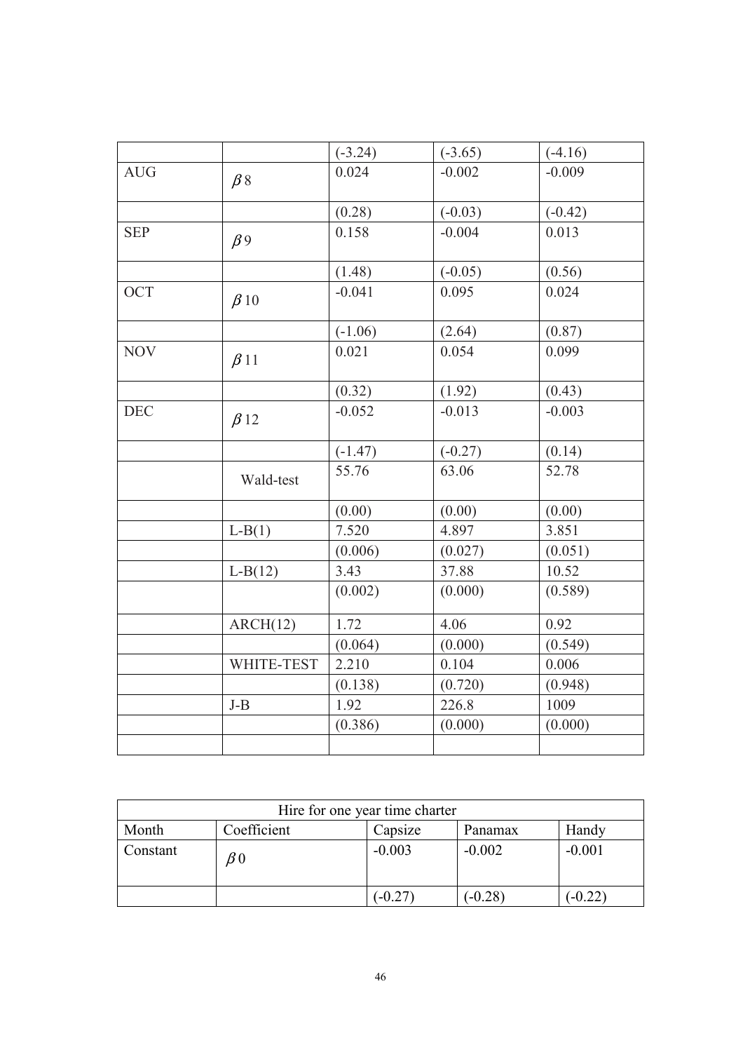| | | | | |
|---|---|---|---|---|
| | | (-3.24) | (-3.65) | (-4.16) |
| AUG | $\beta 8$ | 0.024 | -0.002 | -0.009 |
| | | (0.28) | (-0.03) | (-0.42) |
| SEP | $\beta 9$ | 0.158 | -0.004 | 0.013 |
| | | (1.48) | (-0.05) | (0.56) |
| OCT | $\beta 10$ | -0.041 | 0.095 | 0.024 |
| | | (-1.06) | (2.64) | (0.87) |
| NOV | $\beta 11$ | 0.021 | 0.054 | 0.099 |
| | | (0.32) | (1.92) | (0.43) |
| DEC | $\beta 12$ | -0.052 | -0.013 | -0.003 |
| | | (-1.47) | (-0.27) | (0.14) |
| | Wald-test | 55.76 | 63.06 | 52.78 |
| | | (0.00) | (0.00) | (0.00) |
| | L-B(1) | 7.520 | 4.897 | 3.851 |
| | | (0.006) | (0.027) | (0.051) |
| | L-B(12) | 3.43 | 37.88 | 10.52 |
| | | (0.002) | (0.000) | (0.589) |
| | ARCH(12) | 1.72 | 4.06 | 0.92 |
| | | (0.064) | (0.000) | (0.549) |
| | WHITE-TEST | 2.210 | 0.104 | 0.006 |
| | | (0.138) | (0.720) | (0.948) |
| | J-B | 1.92 | 226.8 | 1009 |
| | | (0.386) | (0.000) | (0.000) |
| | | | | |

| Hire for one year time charter | | | | |
|---|---|---|---|---|
| Month | Coefficient | Capsize | Panamax | Handy |
| Constant | $\beta 0$ | -0.003 | -0.002 | -0.001 |
| | | (-0.27) | (-0.28) | (-0.22) |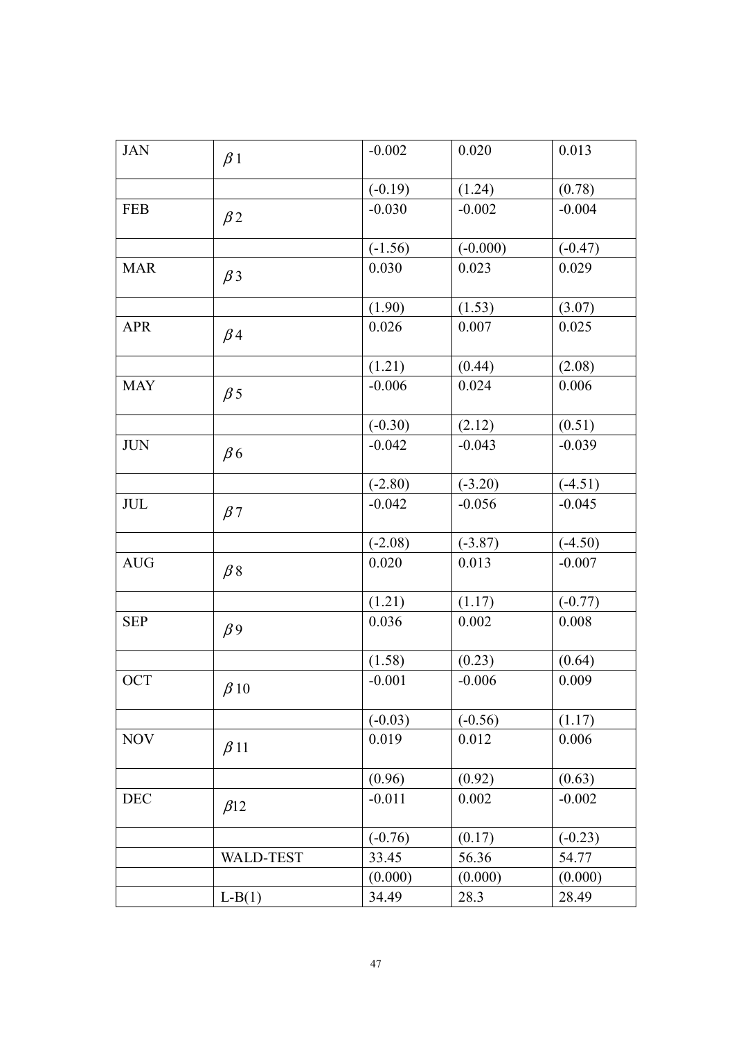| JAN | $\beta 1$ | -0.002 | 0.020 | 0.013 |
|---|---|---|---|---|
| | | (-0.19) | (1.24) | (0.78) |
| FEB | $\beta 2$ | -0.030 | -0.002 | -0.004 |
| | | (-1.56) | (-0.000) | (-0.47) |
| MAR | $\beta 3$ | 0.030 | 0.023 | 0.029 |
| | | (1.90) | (1.53) | (3.07) |
| APR | $\beta 4$ | 0.026 | 0.007 | 0.025 |
| | | (1.21) | (0.44) | (2.08) |
| MAY | $\beta 5$ | -0.006 | 0.024 | 0.006 |
| | | (-0.30) | (2.12) | (0.51) |
| JUN | $\beta 6$ | -0.042 | -0.043 | -0.039 |
| | | (-2.80) | (-3.20) | (-4.51) |
| JUL | $\beta 7$ | -0.042 | -0.056 | -0.045 |
| | | (-2.08) | (-3.87) | (-4.50) |
| AUG | $\beta 8$ | 0.020 | 0.013 | -0.007 |
| | | (1.21) | (1.17) | (-0.77) |
| SEP | $\beta 9$ | 0.036 | 0.002 | 0.008 |
| | | (1.58) | (0.23) | (0.64) |
| OCT | $\beta 10$ | -0.001 | -0.006 | 0.009 |
| | | (-0.03) | (-0.56) | (1.17) |
| NOV | $\beta 11$ | 0.019 | 0.012 | 0.006 |
| | | (0.96) | (0.92) | (0.63) |
| DEC | $\beta 12$ | -0.011 | 0.002 | -0.002 |
| | | (-0.76) | (0.17) | (-0.23) |
| | WALD-TEST | 33.45 | 56.36 | 54.77 |
| | | (0.000) | (0.000) | (0.000) |
| | L-B(1) | 34.49 | 28.3 | 28.49 |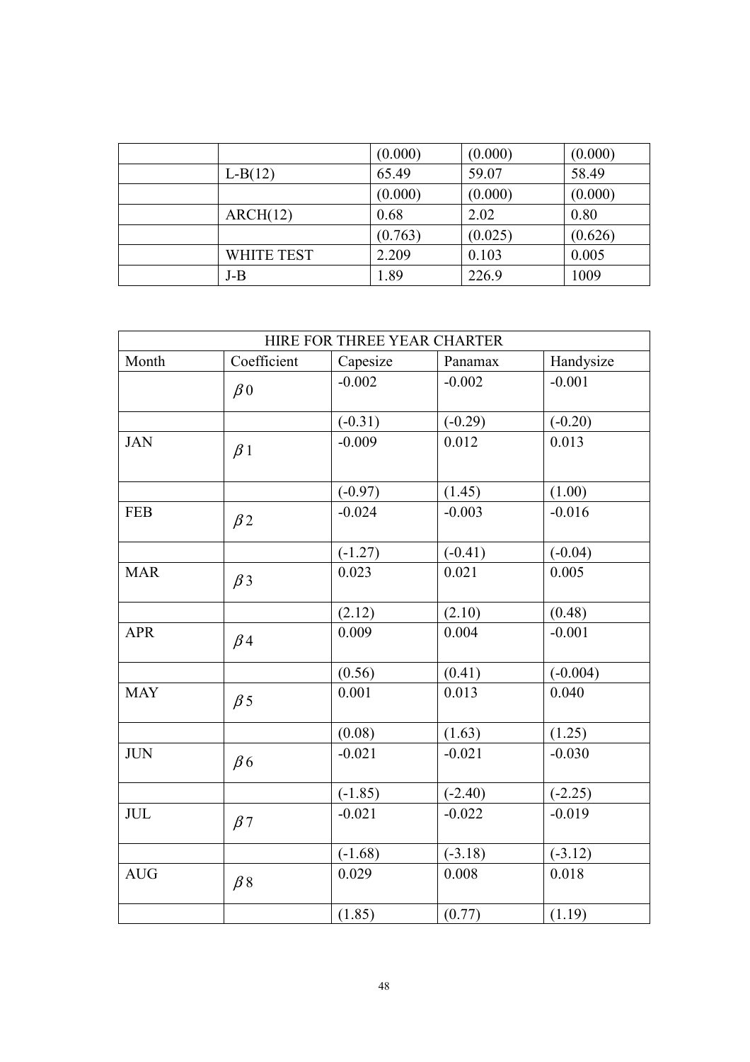| | | | | |
|---|---|---|---|---|
| | | (0.000) | (0.000) | (0.000) |
| | L-B(12) | 65.49 | 59.07 | 58.49 |
| | | (0.000) | (0.000) | (0.000) |
| | ARCH(12) | 0.68 | 2.02 | 0.80 |
| | | (0.763) | (0.025) | (0.626) |
| | WHITE TEST | 2.209 | 0.103 | 0.005 |
| | J-B | 1.89 | 226.9 | 1009 |

| HIRE FOR THREE YEAR CHARTER | | | | |
|---|---|---|---|---|
| Month | Coefficient | Capesize | Panamax | Handysize |
| | $\beta 0$ | -0.002 | -0.002 | -0.001 |
| | | (-0.31) | (-0.29) | (-0.20) |
| JAN | $\beta 1$ | -0.009 | 0.012 | 0.013 |
| | | (-0.97) | (1.45) | (1.00) |
| FEB | $\beta 2$ | -0.024 | -0.003 | -0.016 |
| | | (-1.27) | (-0.41) | (-0.04) |
| MAR | $\beta 3$ | 0.023 | 0.021 | 0.005 |
| | | (2.12) | (2.10) | (0.48) |
| APR | $\beta 4$ | 0.009 | 0.004 | -0.001 |
| | | (0.56) | (0.41) | (-0.004) |
| MAY | $\beta 5$ | 0.001 | 0.013 | 0.040 |
| | | (0.08) | (1.63) | (1.25) |
| JUN | $\beta 6$ | -0.021 | -0.021 | -0.030 |
| | | (-1.85) | (-2.40) | (-2.25) |
| JUL | $\beta 7$ | -0.021 | -0.022 | -0.019 |
| | | (-1.68) | (-3.18) | (-3.12) |
| AUG | $\beta 8$ | 0.029 | 0.008 | 0.018 |
| | | (1.85) | (0.77) | (1.19) |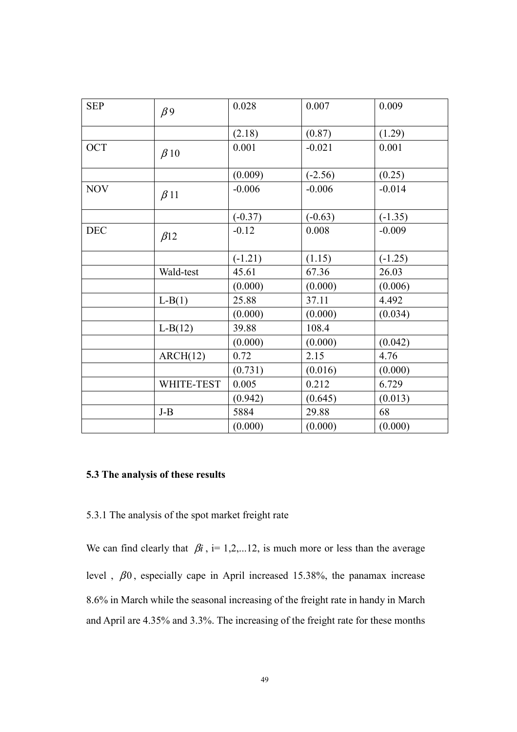| SEP | $\beta 9$ | 0.028 | 0.007 | 0.009 |
|---|---|---|---|---|
| | | (2.18) | (0.87) | (1.29) |
| OCT | $\beta 10$ | 0.001 | -0.021 | 0.001 |
| | | (0.009) | (-2.56) | (0.25) |
| NOV | $\beta 11$ | -0.006 | -0.006 | -0.014 |
| | | (-0.37) | (-0.63) | (-1.35) |
| DEC | $\beta 12$ | -0.12 | 0.008 | -0.009 |
| | | (-1.21) | (1.15) | (-1.25) |
| | Wald-test | 45.61 | 67.36 | 26.03 |
| | | (0.000) | (0.000) | (0.006) |
| | L-B(1) | 25.88 | 37.11 | 4.492 |
| | | (0.000) | (0.000) | (0.034) |
| | L-B(12) | 39.88 | 108.4 | |
| | | (0.000) | (0.000) | (0.042) |
| | ARCH(12) | 0.72 | 2.15 | 4.76 |
| | | (0.731) | (0.016) | (0.000) |
| | WHITE-TEST | 0.005 | 0.212 | 6.729 |
| | | (0.942) | (0.645) | (0.013) |
| | J-B | 5884 | 29.88 | 68 |
| | | (0.000) | (0.000) | (0.000) |

### 5.3 The analysis of these results

5.3.1 The analysis of the spot market freight rate

We can find clearly that $\beta i$ , i= 1,2,...12, is much more or less than the average level , $\beta 0$, especially cape in April increased 15.38%, the panamax increase 8.6% in March while the seasonal increasing of the freight rate in handy in March and April are 4.35% and 3.3%. The increasing of the freight rate for these months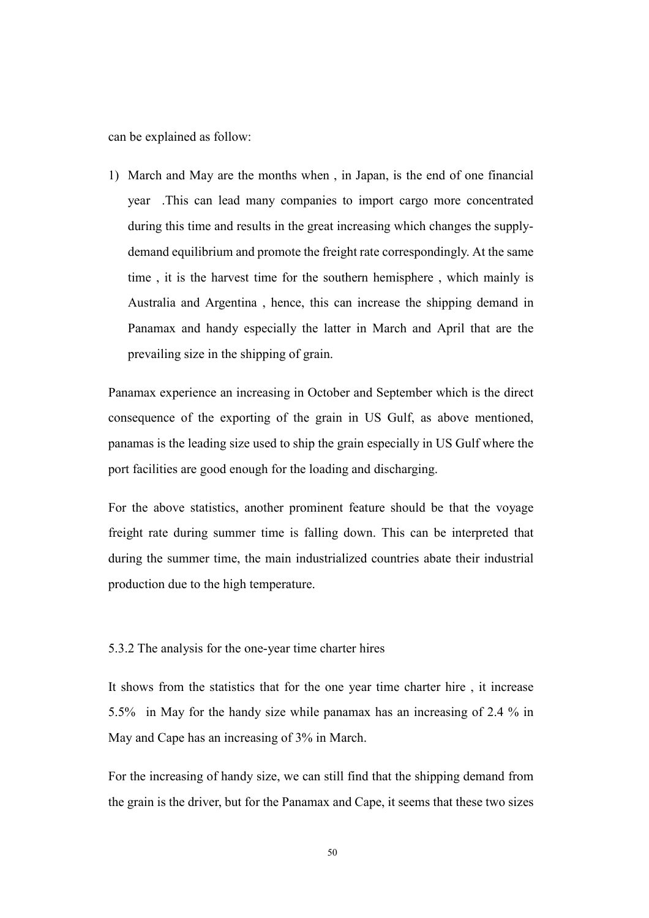can be explained as follow:

1) March and May are the months when , in Japan, is the end of one financial year .This can lead many companies to import cargo more concentrated during this time and results in the great increasing which changes the supply-demand equilibrium and promote the freight rate correspondingly. At the same time , it is the harvest time for the southern hemisphere , which mainly is Australia and Argentina , hence, this can increase the shipping demand in Panamax and handy especially the latter in March and April that are the prevailing size in the shipping of grain.

Panamax experience an increasing in October and September which is the direct consequence of the exporting of the grain in US Gulf, as above mentioned, panamas is the leading size used to ship the grain especially in US Gulf where the port facilities are good enough for the loading and discharging.

For the above statistics, another prominent feature should be that the voyage freight rate during summer time is falling down. This can be interpreted that during the summer time, the main industrialized countries abate their industrial production due to the high temperature.

5.3.2 The analysis for the one-year time charter hires

It shows from the statistics that for the one year time charter hire , it increase 5.5% in May for the handy size while panamax has an increasing of 2.4 % in May and Cape has an increasing of 3% in March.

For the increasing of handy size, we can still find that the shipping demand from the grain is the driver, but for the Panamax and Cape, it seems that these two sizes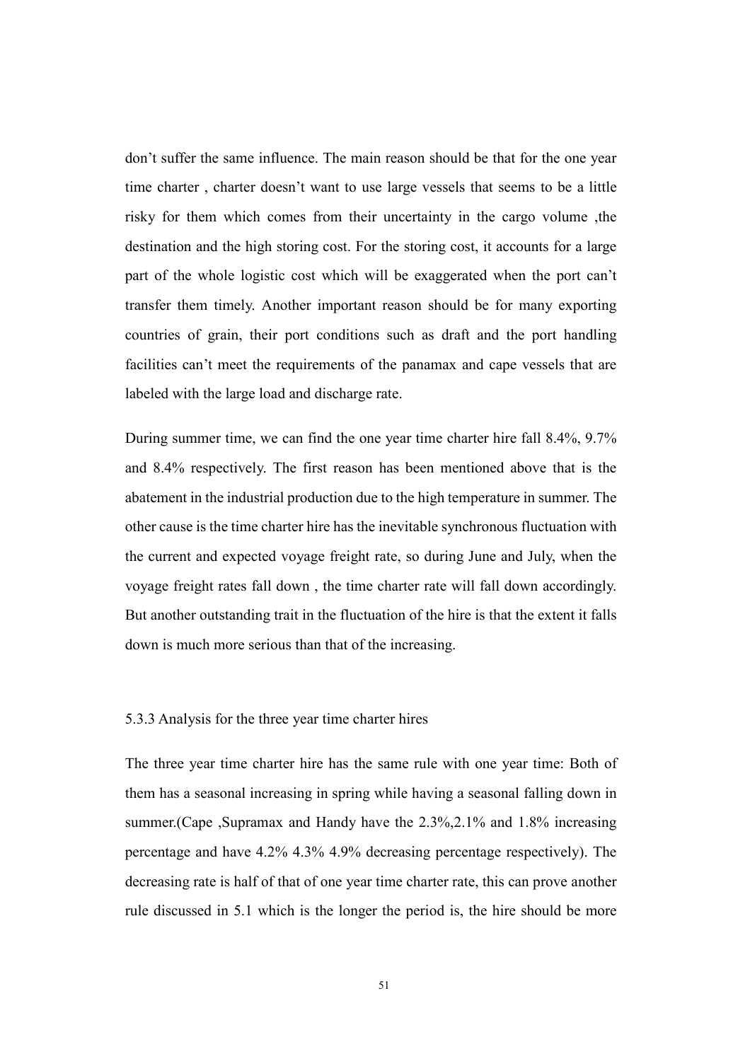don't suffer the same influence. The main reason should be that for the one year time charter , charter doesn't want to use large vessels that seems to be a little risky for them which comes from their uncertainty in the cargo volume ,the destination and the high storing cost. For the storing cost, it accounts for a large part of the whole logistic cost which will be exaggerated when the port can't transfer them timely. Another important reason should be for many exporting countries of grain, their port conditions such as draft and the port handling facilities can't meet the requirements of the panamax and cape vessels that are labeled with the large load and discharge rate.

During summer time, we can find the one year time charter hire fall 8.4%, 9.7% and 8.4% respectively. The first reason has been mentioned above that is the abatement in the industrial production due to the high temperature in summer. The other cause is the time charter hire has the inevitable synchronous fluctuation with the current and expected voyage freight rate, so during June and July, when the voyage freight rates fall down , the time charter rate will fall down accordingly. But another outstanding trait in the fluctuation of the hire is that the extent it falls down is much more serious than that of the increasing.

### 5.3.3 Analysis for the three year time charter hires

The three year time charter hire has the same rule with one year time: Both of them has a seasonal increasing in spring while having a seasonal falling down in summer.(Cape ,Supramax and Handy have the 2.3%,2.1% and 1.8% increasing percentage and have 4.2% 4.3% 4.9% decreasing percentage respectively). The decreasing rate is half of that of one year time charter rate, this can prove another rule discussed in 5.1 which is the longer the period is, the hire should be more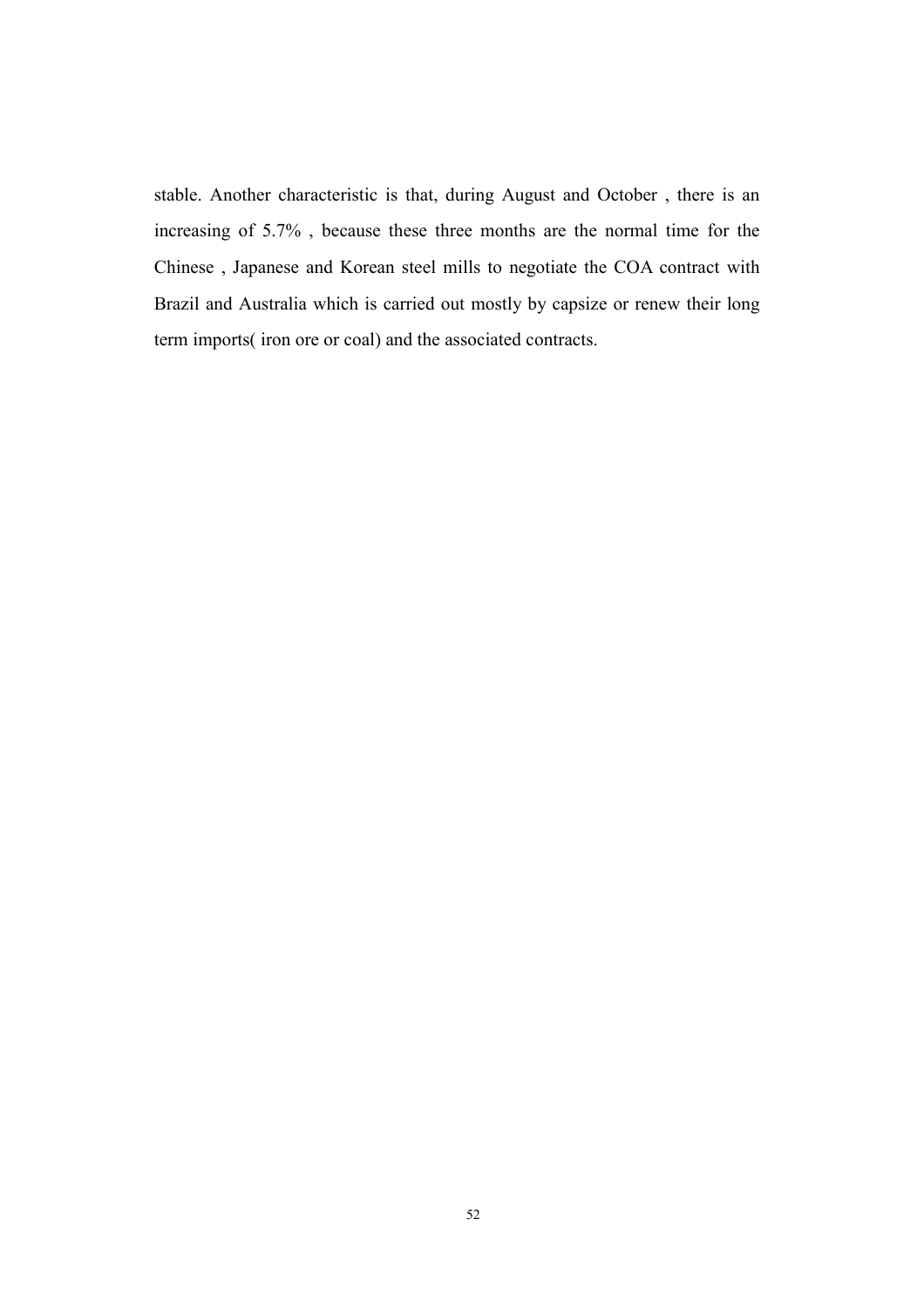stable. Another characteristic is that, during August and October , there is an increasing of 5.7% , because these three months are the normal time for the Chinese , Japanese and Korean steel mills to negotiate the COA contract with Brazil and Australia which is carried out mostly by capsize or renew their long term imports( iron ore or coal) and the associated contracts.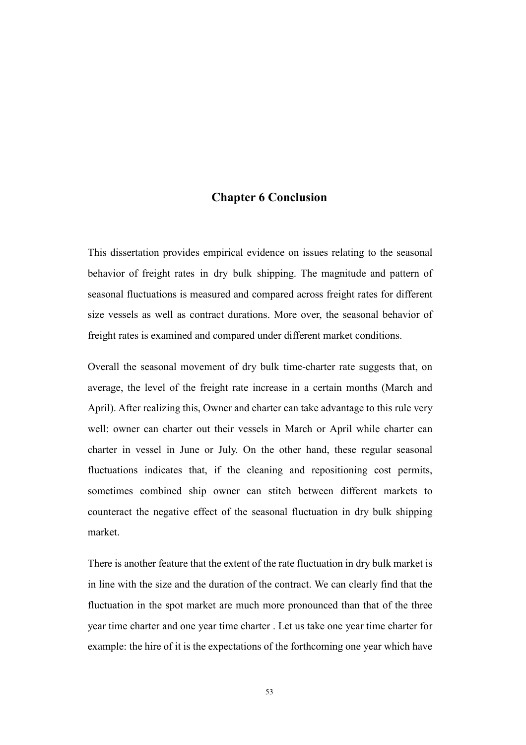# Chapter 6 Conclusion

This dissertation provides empirical evidence on issues relating to the seasonal behavior of freight rates in dry bulk shipping. The magnitude and pattern of seasonal fluctuations is measured and compared across freight rates for different size vessels as well as contract durations. More over, the seasonal behavior of freight rates is examined and compared under different market conditions.

Overall the seasonal movement of dry bulk time-charter rate suggests that, on average, the level of the freight rate increase in a certain months (March and April). After realizing this, Owner and charter can take advantage to this rule very well: owner can charter out their vessels in March or April while charter can charter in vessel in June or July. On the other hand, these regular seasonal fluctuations indicates that, if the cleaning and repositioning cost permits, sometimes combined ship owner can stitch between different markets to counteract the negative effect of the seasonal fluctuation in dry bulk shipping market.

There is another feature that the extent of the rate fluctuation in dry bulk market is in line with the size and the duration of the contract. We can clearly find that the fluctuation in the spot market are much more pronounced than that of the three year time charter and one year time charter . Let us take one year time charter for example: the hire of it is the expectations of the forthcoming one year which have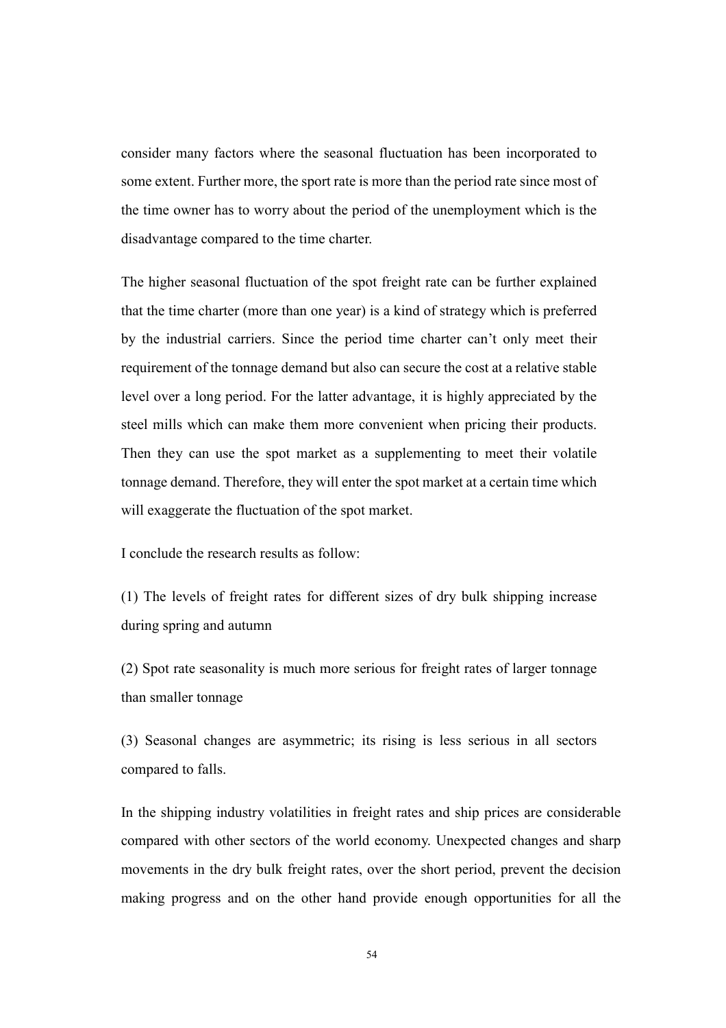consider many factors where the seasonal fluctuation has been incorporated to some extent. Further more, the sport rate is more than the period rate since most of the time owner has to worry about the period of the unemployment which is the disadvantage compared to the time charter.

The higher seasonal fluctuation of the spot freight rate can be further explained that the time charter (more than one year) is a kind of strategy which is preferred by the industrial carriers. Since the period time charter can't only meet their requirement of the tonnage demand but also can secure the cost at a relative stable level over a long period. For the latter advantage, it is highly appreciated by the steel mills which can make them more convenient when pricing their products. Then they can use the spot market as a supplementing to meet their volatile tonnage demand. Therefore, they will enter the spot market at a certain time which will exaggerate the fluctuation of the spot market.

I conclude the research results as follow:

(1) The levels of freight rates for different sizes of dry bulk shipping increase during spring and autumn

(2) Spot rate seasonality is much more serious for freight rates of larger tonnage than smaller tonnage

(3) Seasonal changes are asymmetric; its rising is less serious in all sectors compared to falls.

In the shipping industry volatilities in freight rates and ship prices are considerable compared with other sectors of the world economy. Unexpected changes and sharp movements in the dry bulk freight rates, over the short period, prevent the decision making progress and on the other hand provide enough opportunities for all the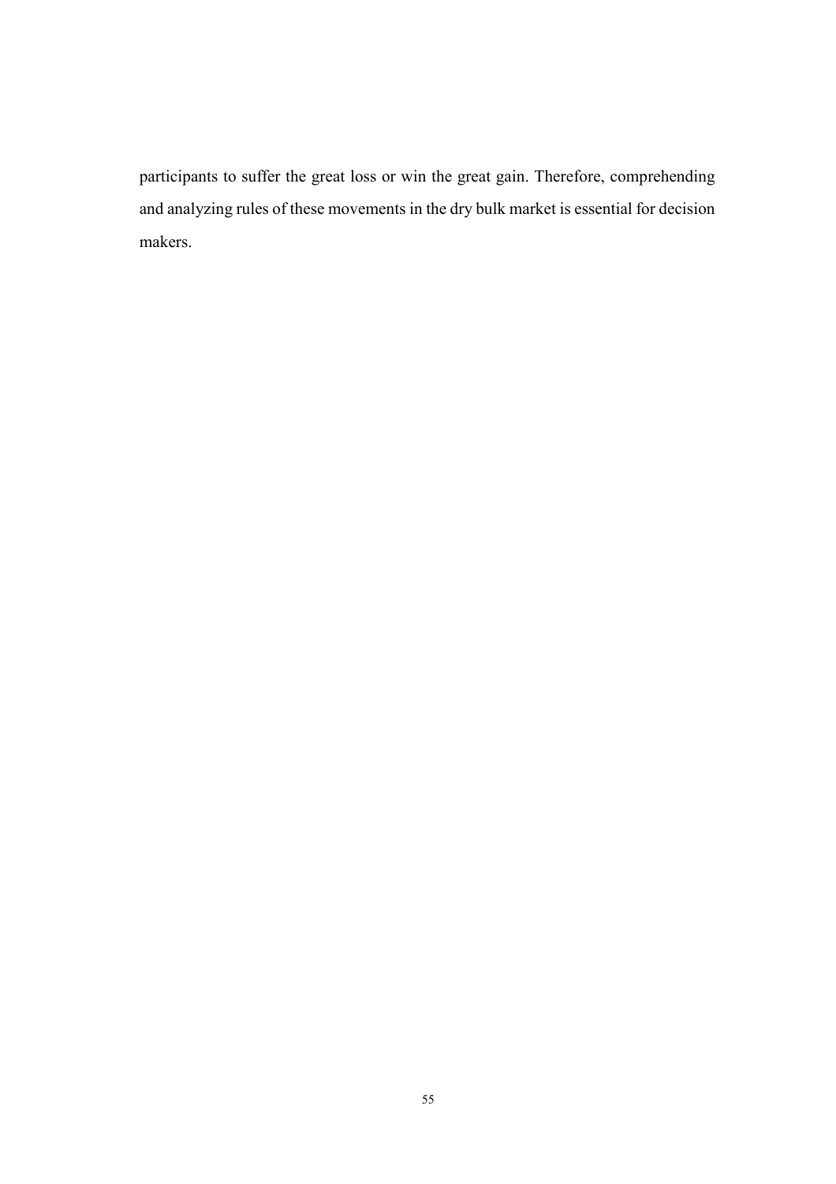participants to suffer the great loss or win the great gain. Therefore, comprehending and analyzing rules of these movements in the dry bulk market is essential for decision makers.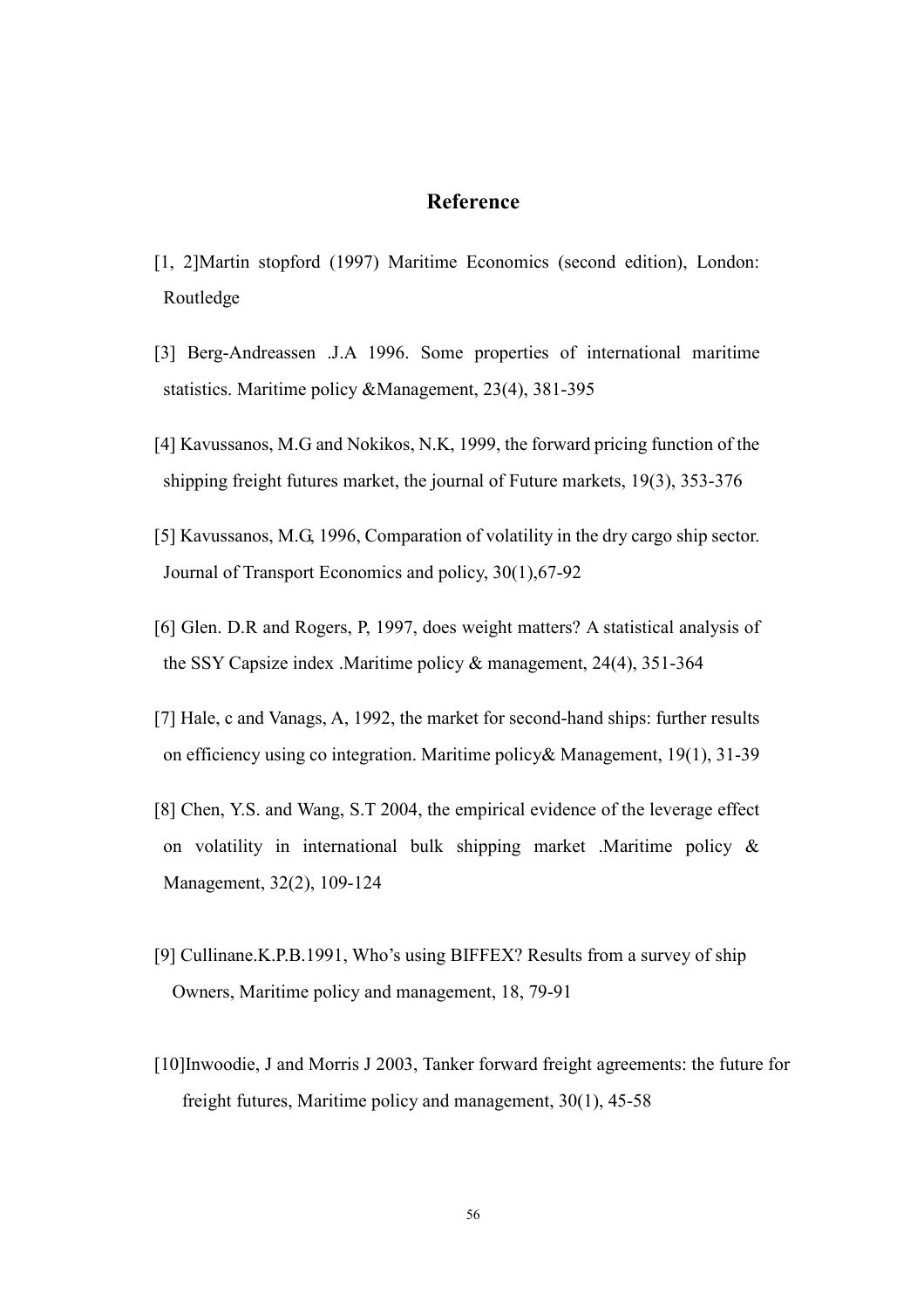## Reference

[1, 2]Martin stopford (1997) Maritime Economics (second edition), London: Routledge

[3] Berg-Andreassen .J.A 1996. Some properties of international maritime statistics. Maritime policy &Management, 23(4), 381-395

[4] Kavussanos, M.G and Nokikos, N.K, 1999, the forward pricing function of the shipping freight futures market, the journal of Future markets, 19(3), 353-376

[5] Kavussanos, M.G, 1996, Comparation of volatility in the dry cargo ship sector. Journal of Transport Economics and policy, 30(1),67-92

[6] Glen. D.R and Rogers, P, 1997, does weight matters? A statistical analysis of the SSY Capsize index .Maritime policy & management, 24(4), 351-364

[7] Hale, c and Vanags, A, 1992, the market for second-hand ships: further results on efficiency using co integration. Maritime policy& Management, 19(1), 31-39

[8] Chen, Y.S. and Wang, S.T 2004, the empirical evidence of the leverage effect on volatility in international bulk shipping market .Maritime policy & Management, 32(2), 109-124

[9] Cullinane.K.P.B.1991, Who's using BIFFEX? Results from a survey of ship Owners, Maritime policy and management, 18, 79-91

[10]Inwoodie, J and Morris J 2003, Tanker forward freight agreements: the future for freight futures, Maritime policy and management, 30(1), 45-58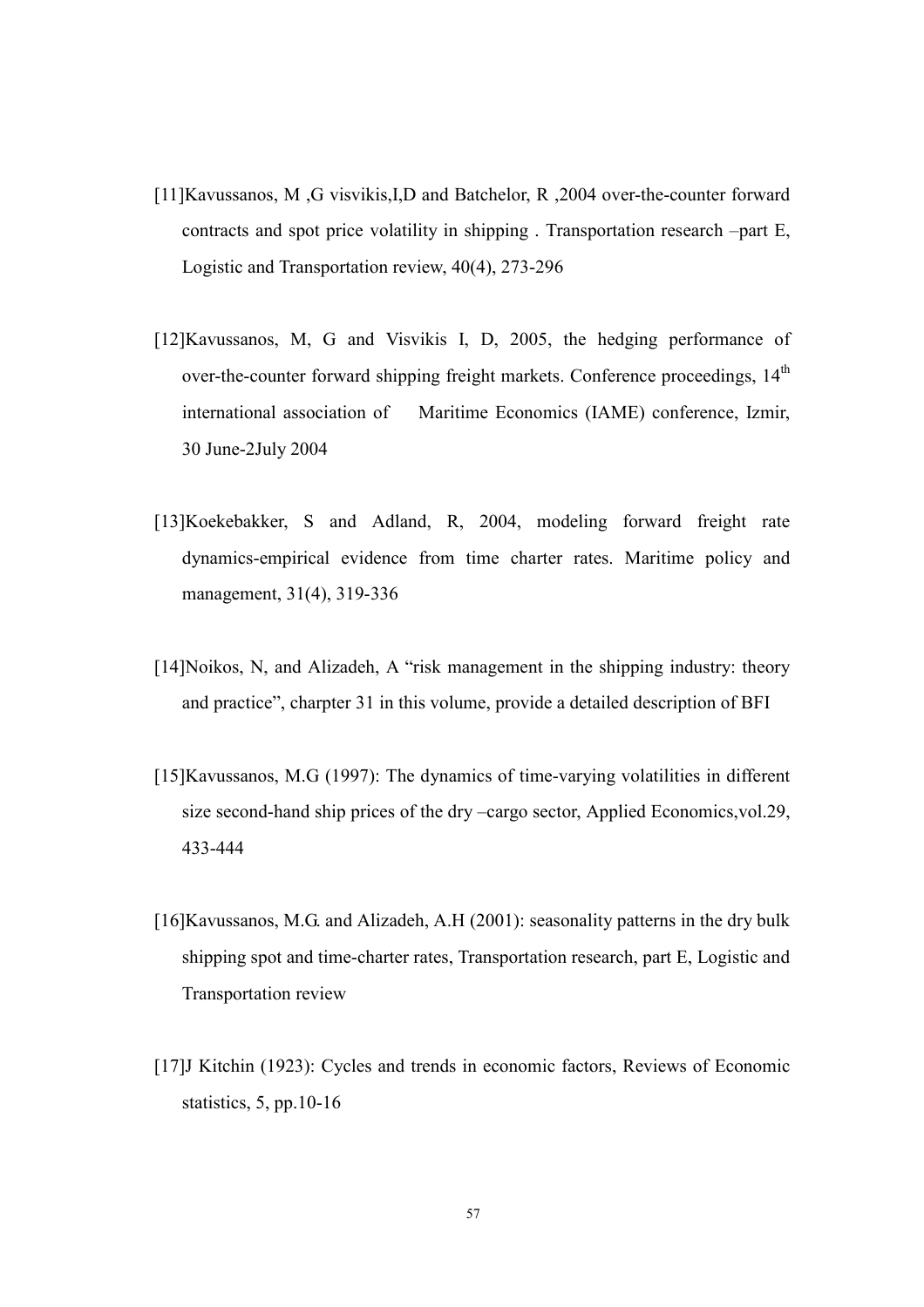[11]Kavussanos, M ,G visvikis,I,D and Batchelor, R ,2004 over-the-counter forward contracts and spot price volatility in shipping . Transportation research –part E, Logistic and Transportation review, 40(4), 273-296

[12]Kavussanos, M, G and Visvikis I, D, 2005, the hedging performance of over-the-counter forward shipping freight markets. Conference proceedings, $14^{th}$ international association of Maritime Economics (IAME) conference, Izmir, 30 June-2July 2004

[13]Koekebakker, S and Adland, R, 2004, modeling forward freight rate dynamics-empirical evidence from time charter rates. Maritime policy and management, 31(4), 319-336

[14]Noikos, N, and Alizadeh, A "risk management in the shipping industry: theory and practice", charpter 31 in this volume, provide a detailed description of BFI

[15]Kavussanos, M.G (1997): The dynamics of time-varying volatilities in different size second-hand ship prices of the dry –cargo sector, Applied Economics,vol.29, 433-444

[16]Kavussanos, M.G. and Alizadeh, A.H (2001): seasonality patterns in the dry bulk shipping spot and time-charter rates, Transportation research, part E, Logistic and Transportation review

[17]J Kitchin (1923): Cycles and trends in economic factors, Reviews of Economic statistics, 5, pp.10-16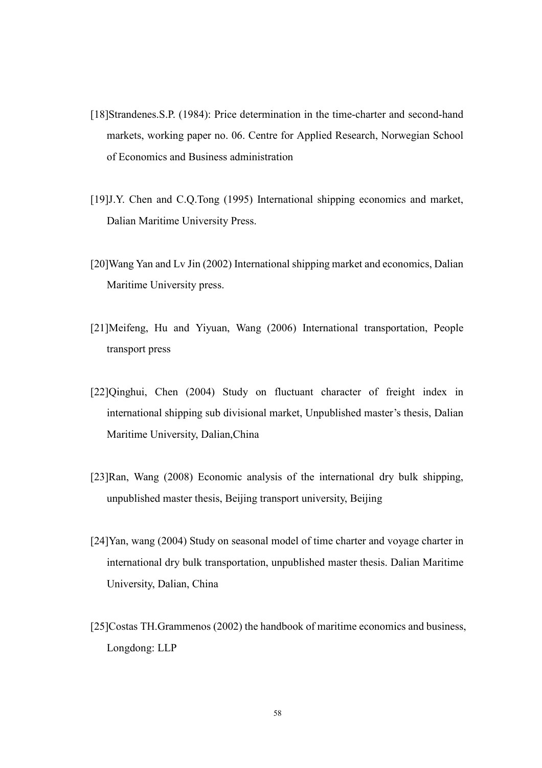[18]Strandenes.S.P. (1984): Price determination in the time-charter and second-hand markets, working paper no. 06. Centre for Applied Research, Norwegian School of Economics and Business administration

[19]J.Y. Chen and C.Q.Tong (1995) International shipping economics and market, Dalian Maritime University Press.

[20]Wang Yan and Lv Jin (2002) International shipping market and economics, Dalian Maritime University press.

[21]Meifeng, Hu and Yiyuan, Wang (2006) International transportation, People transport press

[22]Qinghui, Chen (2004) Study on fluctuant character of freight index in international shipping sub divisional market, Unpublished master's thesis, Dalian Maritime University, Dalian,China

[23]Ran, Wang (2008) Economic analysis of the international dry bulk shipping, unpublished master thesis, Beijing transport university, Beijing

[24]Yan, wang (2004) Study on seasonal model of time charter and voyage charter in international dry bulk transportation, unpublished master thesis. Dalian Maritime University, Dalian, China

[25]Costas TH.Grammenos (2002) the handbook of maritime economics and business, Longdong: LLP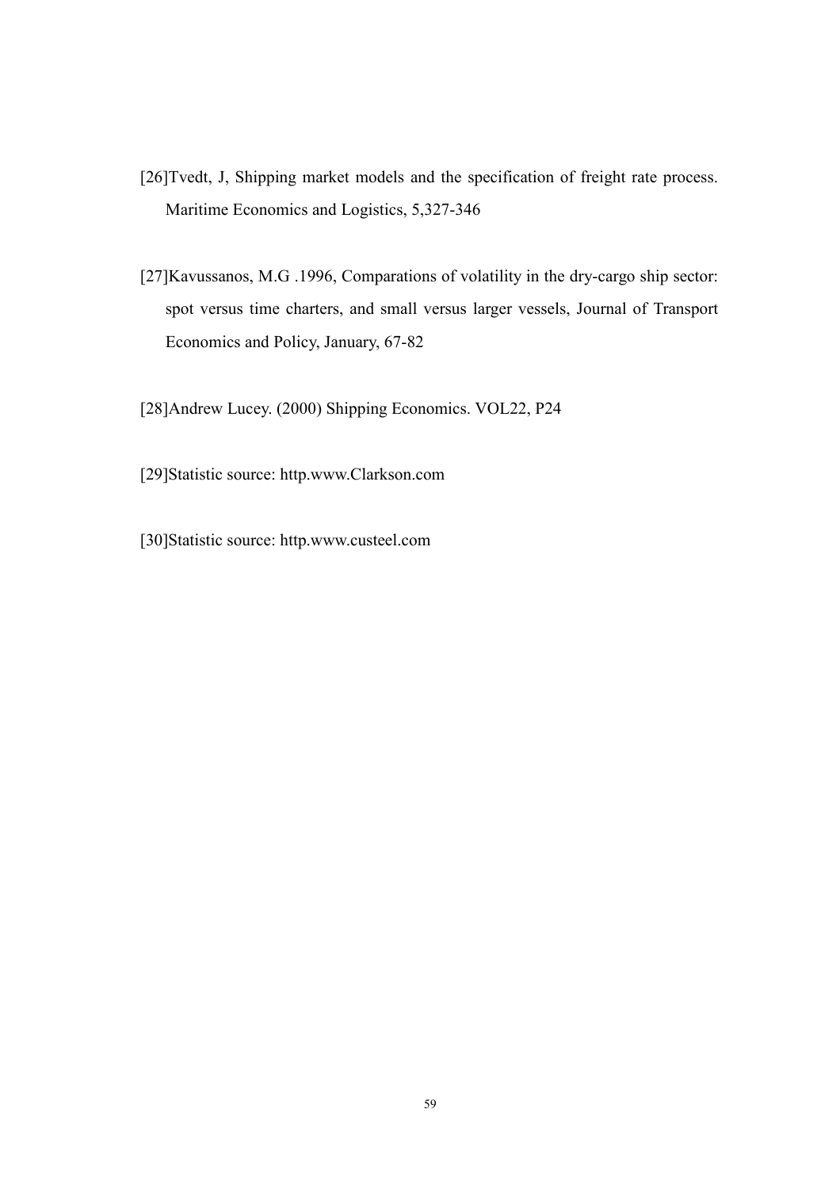[26]Tvedt, J, Shipping market models and the specification of freight rate process. Maritime Economics and Logistics, 5,327-346

[27]Kavussanos, M.G .1996, Comparations of volatility in the dry-cargo ship sector: spot versus time charters, and small versus larger vessels, Journal of Transport Economics and Policy, January, 67-82

[28]Andrew Lucey. (2000) Shipping Economics. VOL22, P24

[29]Statistic source: http.www.Clarkson.com

[30]Statistic source: http.www.custeel.com